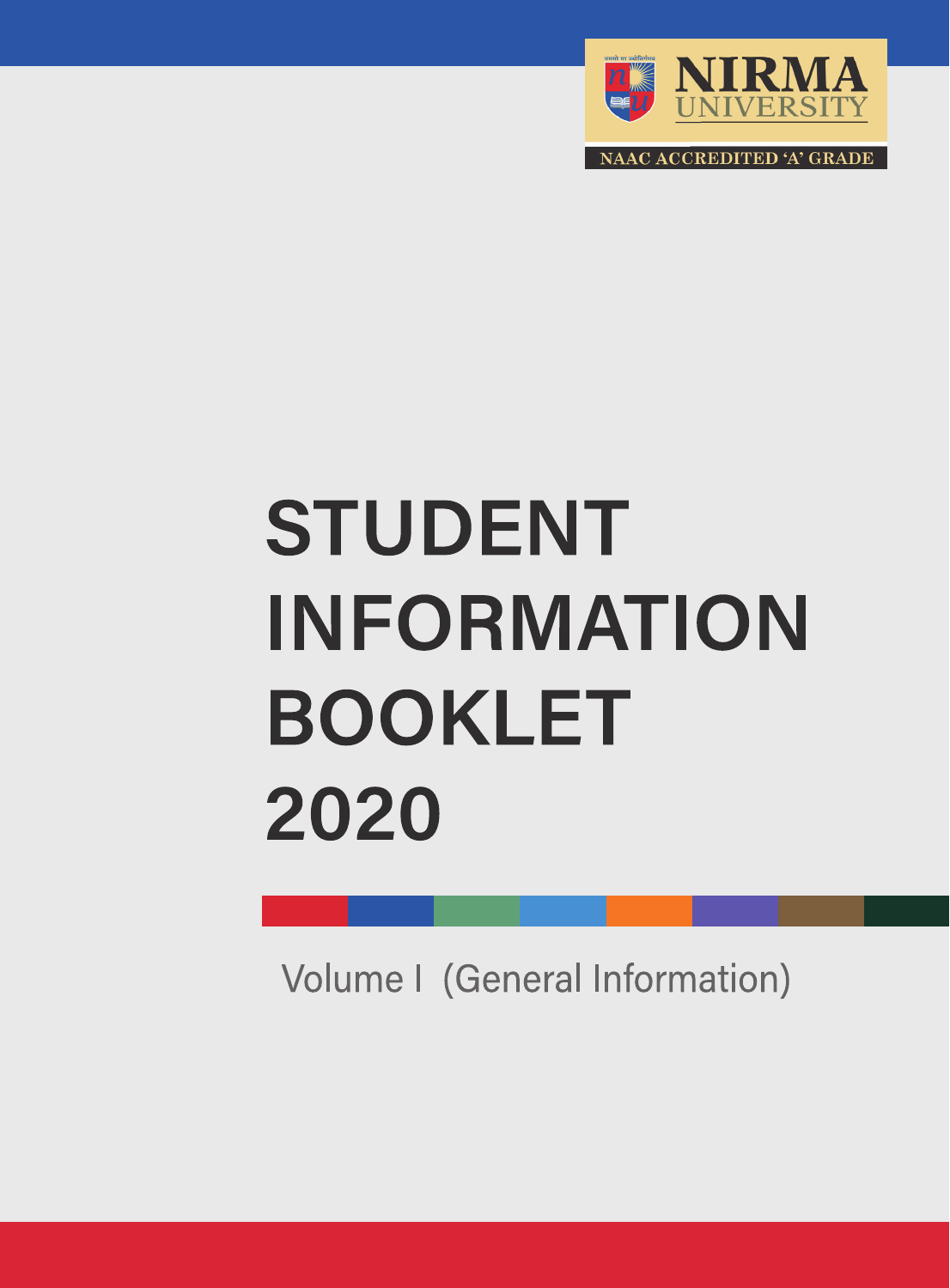NIRMA UNIVERSITY

NAAC ACCREDITED 'A' GRADE

# STUDENT INFORMATION BOOKLET 2020

Volume I (General Information)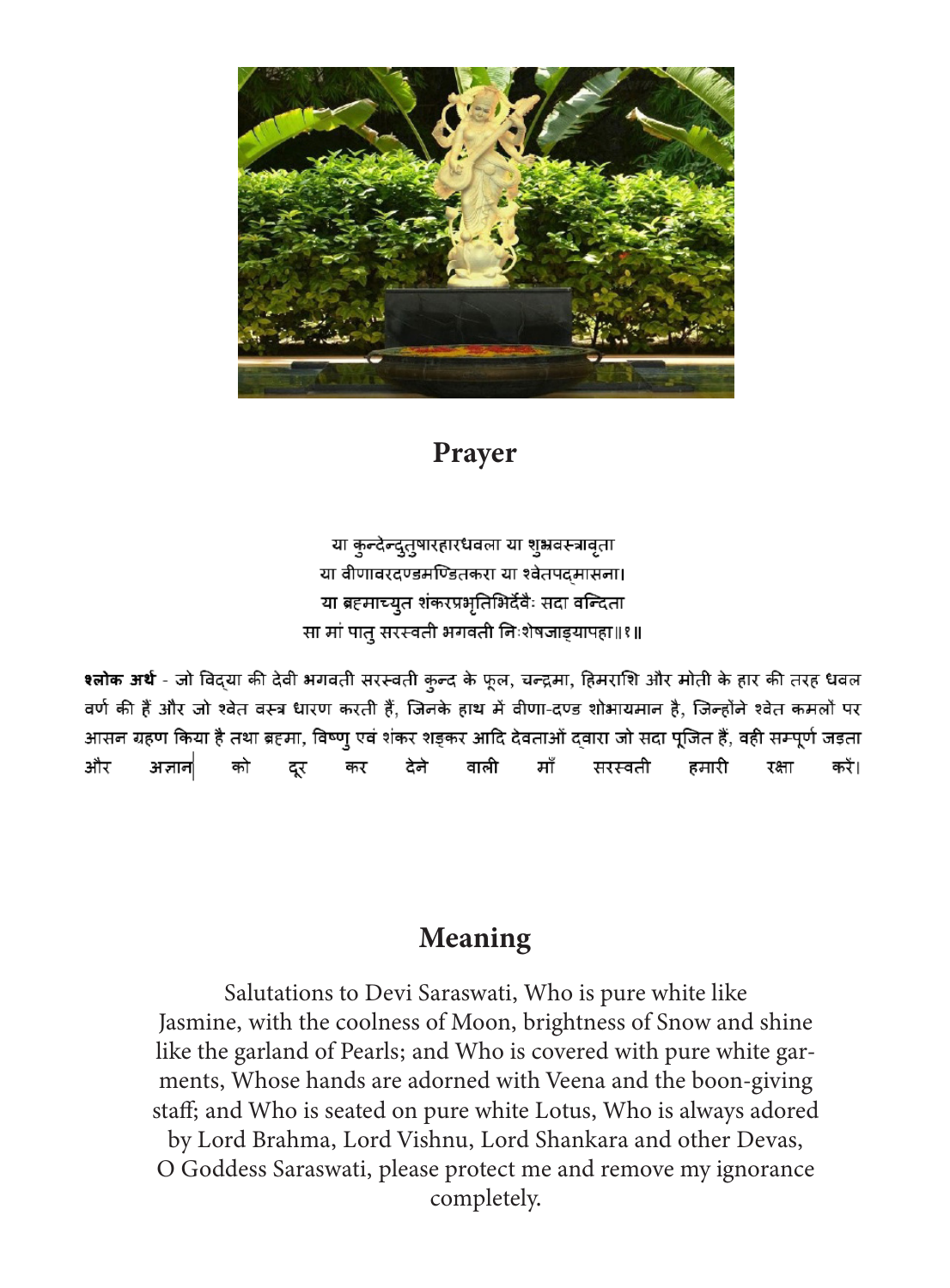## Prayer

या कुन्देन्दुतुषारहारधवला या शुभ्रवस्त्रावृता
या वीणावरदण्डमण्डितकरा या श्वेतपद्मासना।
या ब्रह्माच्युत शंकरप्रभृतिभिर्देवैः सदा वन्दिता
सा मां पातु सरस्वती भगवती निःशेषजाड्यापहा॥१॥

**श्लोक अर्थ** - जो विद्या की देवी भगवती सरस्वती कुन्द के फूल, चन्द्रमा, हिमराशि और मोती के हार की तरह धवल वर्ण की हैं और जो श्वेत वस्त्र धारण करती हैं, जिनके हाथ में वीणा-दण्ड शोभायमान है, जिन्होंने श्वेत कमलों पर आसन ग्रहण किया है तथा ब्रह्मा, विष्णु एवं शंकर शङ्कर आदि देवताओं द्वारा जो सदा पूजित हैं, वही सम्पूर्ण जड़ता और अज्ञान को दूर कर देने वाली माँ सरस्वती हमारी रक्षा करें।

## Meaning

Salutations to Devi Saraswati, Who is pure white like Jasmine, with the coolness of Moon, brightness of Snow and shine like the garland of Pearls; and Who is covered with pure white garments, Whose hands are adorned with Veena and the boon-giving staff; and Who is seated on pure white Lotus, Who is always adored by Lord Brahma, Lord Vishnu, Lord Shankara and other Devas, O Goddess Saraswati, please protect me and remove my ignorance completely.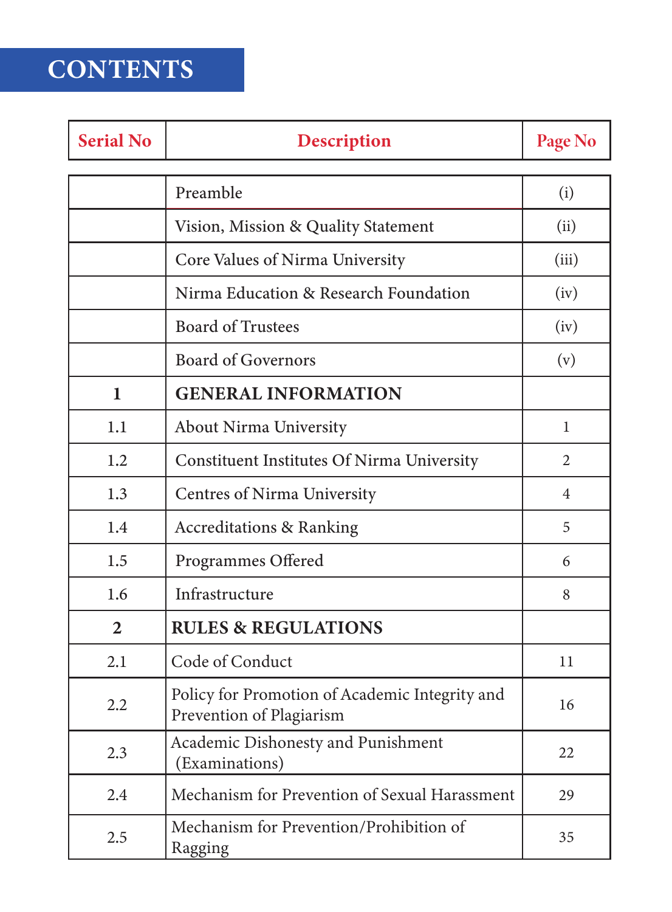# CONTENTS

| Serial No | Description | Page No |
|---|---|---|
| | Preamble | (i) |
| | Vision, Mission & Quality Statement | (ii) |
| | Core Values of Nirma University | (iii) |
| | Nirma Education & Research Foundation | (iv) |
| | Board of Trustees | (iv) |
| | Board of Governors | (v) |
| **1** | **GENERAL INFORMATION** | |
| 1.1 | About Nirma University | 1 |
| 1.2 | Constituent Institutes Of Nirma University | 2 |
| 1.3 | Centres of Nirma University | 4 |
| 1.4 | Accreditations & Ranking | 5 |
| 1.5 | Programmes Offered | 6 |
| 1.6 | Infrastructure | 8 |
| **2** | **RULES & REGULATIONS** | |
| 2.1 | Code of Conduct | 11 |
| 2.2 | Policy for Promotion of Academic Integrity and Prevention of Plagiarism | 16 |
| 2.3 | Academic Dishonesty and Punishment (Examinations) | 22 |
| 2.4 | Mechanism for Prevention of Sexual Harassment | 29 |
| 2.5 | Mechanism for Prevention/Prohibition of Ragging | 35 |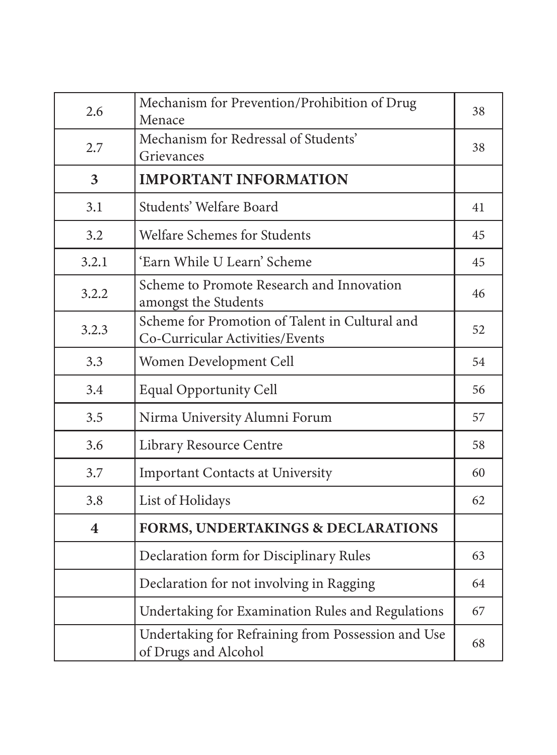| | | |
|---|---|---|
| 2.6 | Mechanism for Prevention/Prohibition of Drug Menace | 38 |
| 2.7 | Mechanism for Redressal of Students' Grievances | 38 |
| **3** | **IMPORTANT INFORMATION** | |
| 3.1 | Students' Welfare Board | 41 |
| 3.2 | Welfare Schemes for Students | 45 |
| 3.2.1 | 'Earn While U Learn' Scheme | 45 |
| 3.2.2 | Scheme to Promote Research and Innovation amongst the Students | 46 |
| 3.2.3 | Scheme for Promotion of Talent in Cultural and Co-Curricular Activities/Events | 52 |
| 3.3 | Women Development Cell | 54 |
| 3.4 | Equal Opportunity Cell | 56 |
| 3.5 | Nirma University Alumni Forum | 57 |
| 3.6 | Library Resource Centre | 58 |
| 3.7 | Important Contacts at University | 60 |
| 3.8 | List of Holidays | 62 |
| **4** | **FORMS, UNDERTAKINGS & DECLARATIONS** | |
| | Declaration form for Disciplinary Rules | 63 |
| | Declaration for not involving in Ragging | 64 |
| | Undertaking for Examination Rules and Regulations | 67 |
| | Undertaking for Refraining from Possession and Use of Drugs and Alcohol | 68 |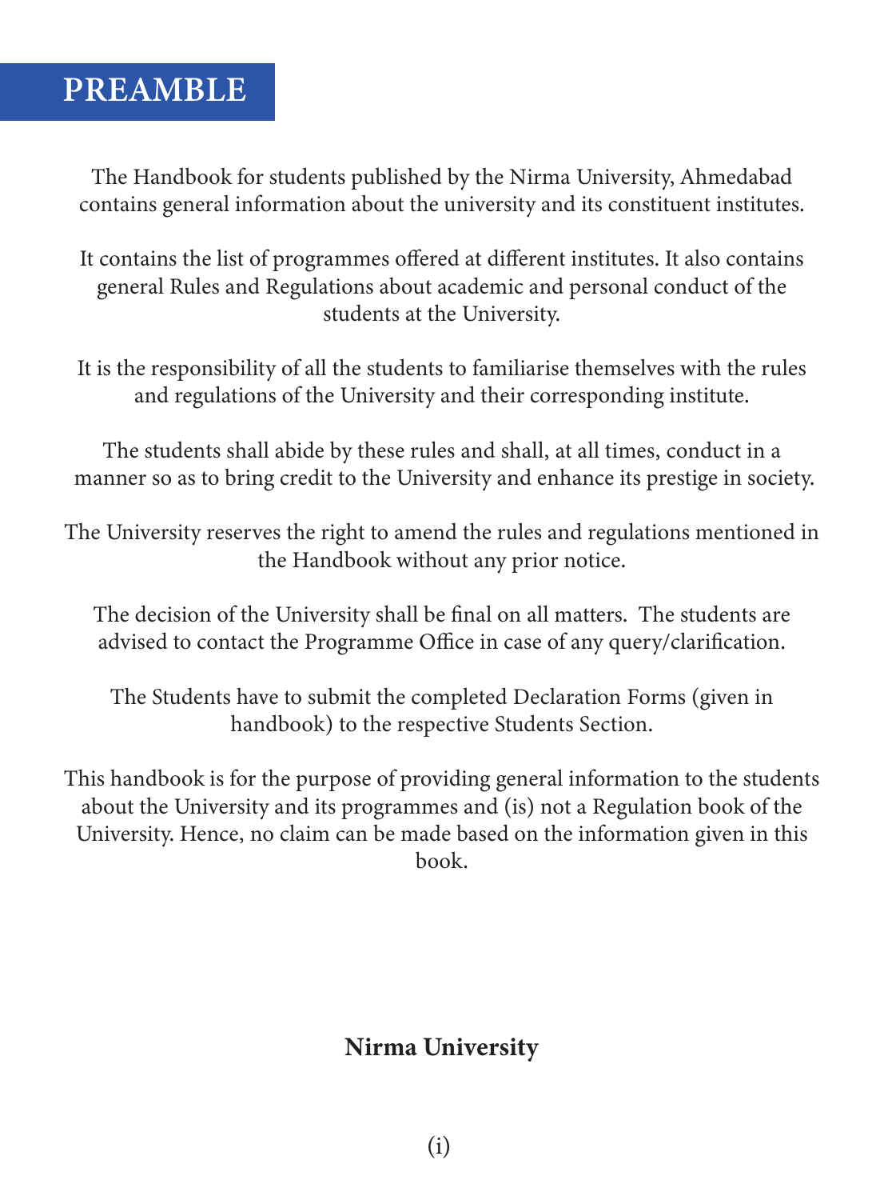# PREAMBLE

The Handbook for students published by the Nirma University, Ahmedabad contains general information about the university and its constituent institutes.

It contains the list of programmes offered at different institutes. It also contains general Rules and Regulations about academic and personal conduct of the students at the University.

It is the responsibility of all the students to familiarise themselves with the rules and regulations of the University and their corresponding institute.

The students shall abide by these rules and shall, at all times, conduct in a manner so as to bring credit to the University and enhance its prestige in society.

The University reserves the right to amend the rules and regulations mentioned in the Handbook without any prior notice.

The decision of the University shall be final on all matters. The students are advised to contact the Programme Office in case of any query/clarification.

The Students have to submit the completed Declaration Forms (given in handbook) to the respective Students Section.

This handbook is for the purpose of providing general information to the students about the University and its programmes and (is) not a Regulation book of the University. Hence, no claim can be made based on the information given in this book.

**Nirma University**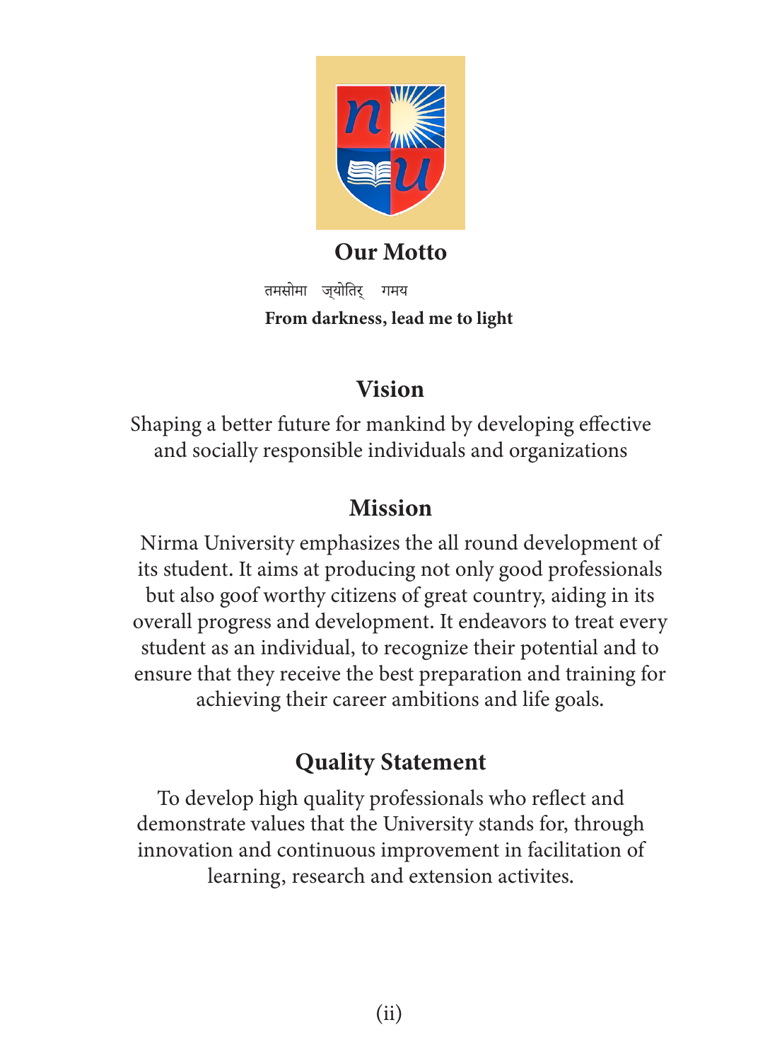## Our Motto

तमसोमा ज्योतिर् गमय

**From darkness, lead me to light**

## Vision

Shaping a better future for mankind by developing effective and socially responsible individuals and organizations

## Mission

Nirma University emphasizes the all round development of its student. It aims at producing not only good professionals but also goof worthy citizens of great country, aiding in its overall progress and development. It endeavors to treat every student as an individual, to recognize their potential and to ensure that they receive the best preparation and training for achieving their career ambitions and life goals.

## Quality Statement

To develop high quality professionals who reflect and demonstrate values that the University stands for, through innovation and continuous improvement in facilitation of learning, research and extension activites.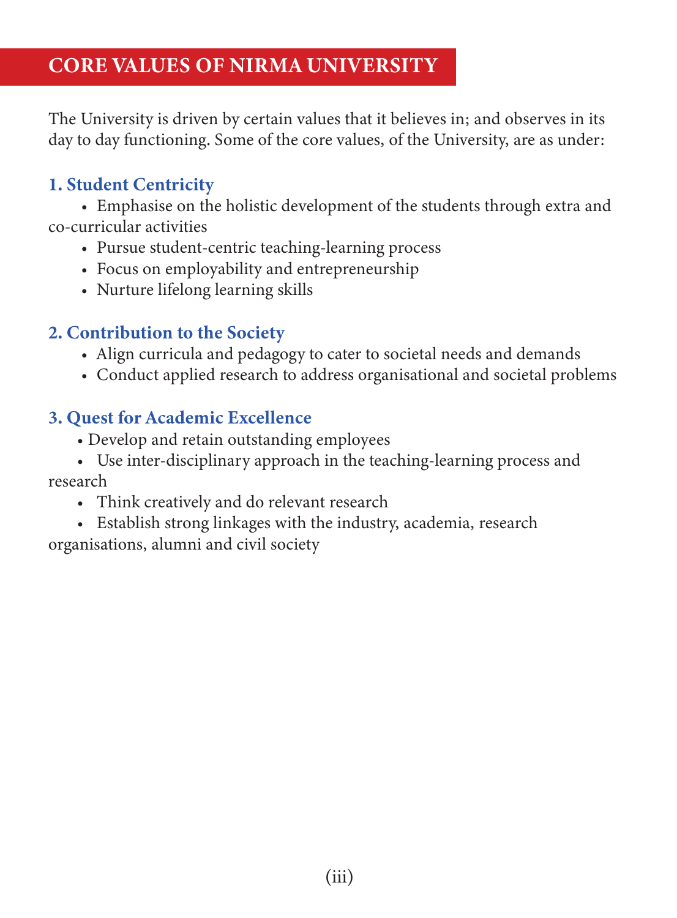# CORE VALUES OF NIRMA UNIVERSITY

The University is driven by certain values that it believes in; and observes in its day to day functioning. Some of the core values, of the University, are as under:

### 1. Student Centricity

- Emphasise on the holistic development of the students through extra and co-curricular activities
- Pursue student-centric teaching-learning process
- Focus on employability and entrepreneurship
- Nurture lifelong learning skills

### 2. Contribution to the Society

- Align curricula and pedagogy to cater to societal needs and demands
- Conduct applied research to address organisational and societal problems

### 3. Quest for Academic Excellence

- Develop and retain outstanding employees
- Use inter-disciplinary approach in the teaching-learning process and research
- Think creatively and do relevant research
- Establish strong linkages with the industry, academia, research organisations, alumni and civil society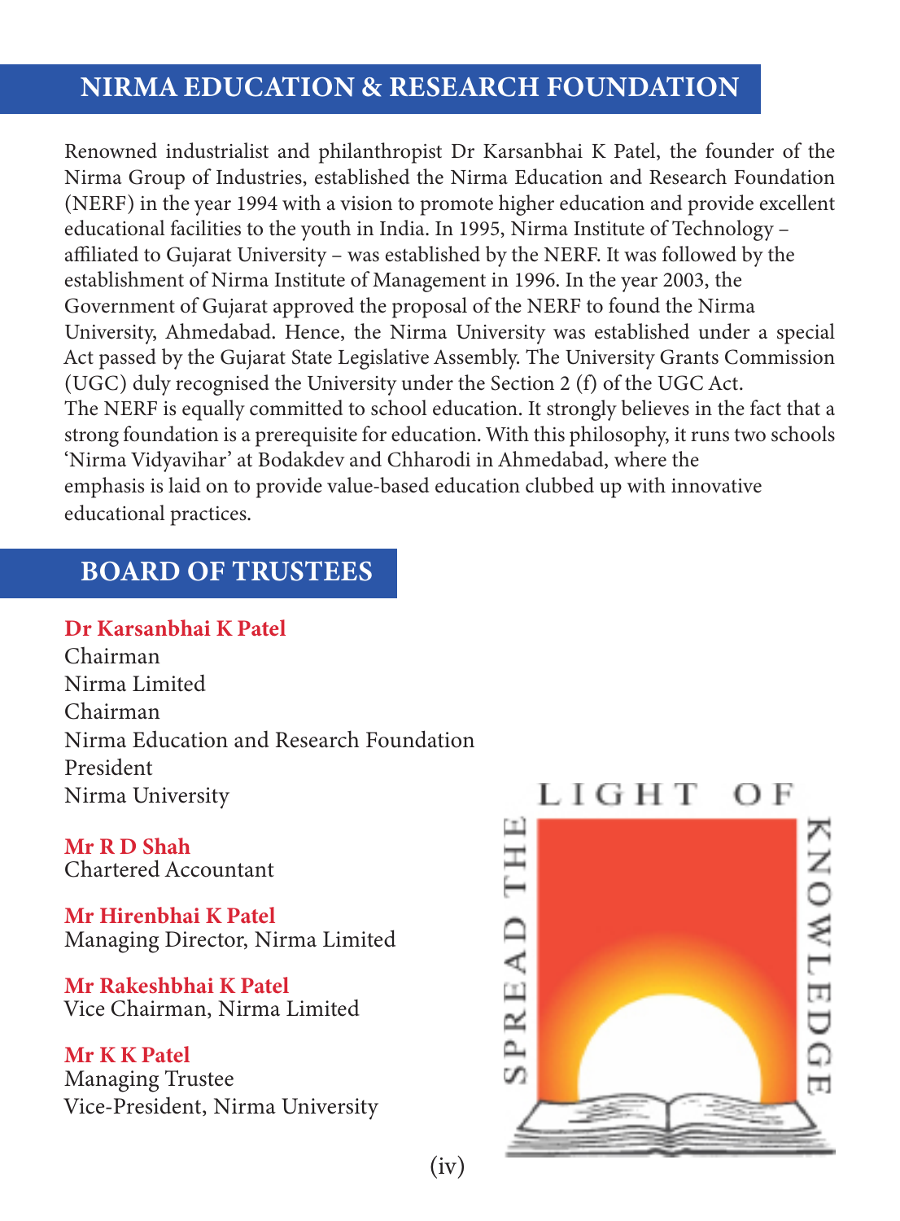## NIRMA EDUCATION & RESEARCH FOUNDATION

Renowned industrialist and philanthropist Dr Karsanbhai K Patel, the founder of the Nirma Group of Industries, established the Nirma Education and Research Foundation (NERF) in the year 1994 with a vision to promote higher education and provide excellent educational facilities to the youth in India. In 1995, Nirma Institute of Technology – affiliated to Gujarat University – was established by the NERF. It was followed by the establishment of Nirma Institute of Management in 1996. In the year 2003, the Government of Gujarat approved the proposal of the NERF to found the Nirma University, Ahmedabad. Hence, the Nirma University was established under a special Act passed by the Gujarat State Legislative Assembly. The University Grants Commission (UGC) duly recognised the University under the Section 2 (f) of the UGC Act.

The NERF is equally committed to school education. It strongly believes in the fact that a strong foundation is a prerequisite for education. With this philosophy, it runs two schools 'Nirma Vidyavihar' at Bodakdev and Chharodi in Ahmedabad, where the emphasis is laid on to provide value-based education clubbed up with innovative educational practices.

## BOARD OF TRUSTEES

**Dr Karsanbhai K Patel**
Chairman
Nirma Limited
Chairman
Nirma Education and Research Foundation
President
Nirma University

**Mr R D Shah**
Chartered Accountant

**Mr Hirenbhai K Patel**
Managing Director, Nirma Limited

**Mr Rakeshbhai K Patel**
Vice Chairman, Nirma Limited

**Mr K K Patel**
Managing Trustee
Vice-President, Nirma University

LIGHT OF SPREAD THE KNOWLEDGE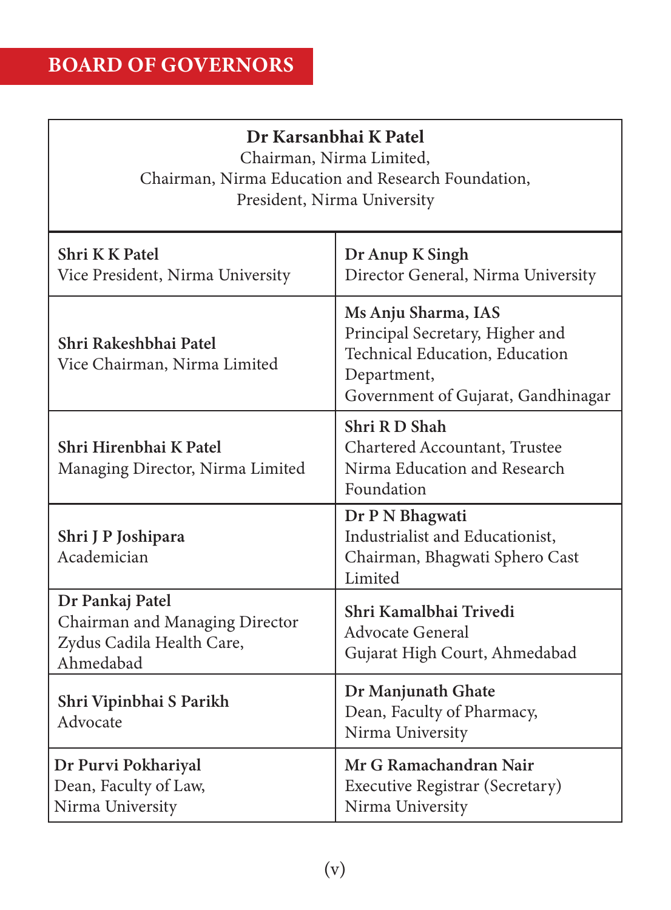# BOARD OF GOVERNORS

| **Dr Karsanbhai K Patel**<br>Chairman, Nirma Limited,<br>Chairman, Nirma Education and Research Foundation,<br>President, Nirma University | |
|---|---|
| **Shri K K Patel**<br>Vice President, Nirma University | **Dr Anup K Singh**<br>Director General, Nirma University |
| **Shri Rakeshbhai Patel**<br>Vice Chairman, Nirma Limited | **Ms Anju Sharma, IAS**<br>Principal Secretary, Higher and Technical Education, Education Department,<br>Government of Gujarat, Gandhinagar |
| **Shri Hirenbhai K Patel**<br>Managing Director, Nirma Limited | **Shri R D Shah**<br>Chartered Accountant, Trustee<br>Nirma Education and Research Foundation |
| **Shri J P Joshipara**<br>Academician | **Dr P N Bhagwati**<br>Industrialist and Educationist,<br>Chairman, Bhagwati Sphero Cast Limited |
| **Dr Pankaj Patel**<br>Chairman and Managing Director<br>Zydus Cadila Health Care,<br>Ahmedabad | **Shri Kamalbhai Trivedi**<br>Advocate General<br>Gujarat High Court, Ahmedabad |
| **Shri Vipinbhai S Parikh**<br>Advocate | **Dr Manjunath Ghate**<br>Dean, Faculty of Pharmacy,<br>Nirma University |
| **Dr Purvi Pokhariyal**<br>Dean, Faculty of Law,<br>Nirma University | **Mr G Ramachandran Nair**<br>Executive Registrar (Secretary)<br>Nirma University |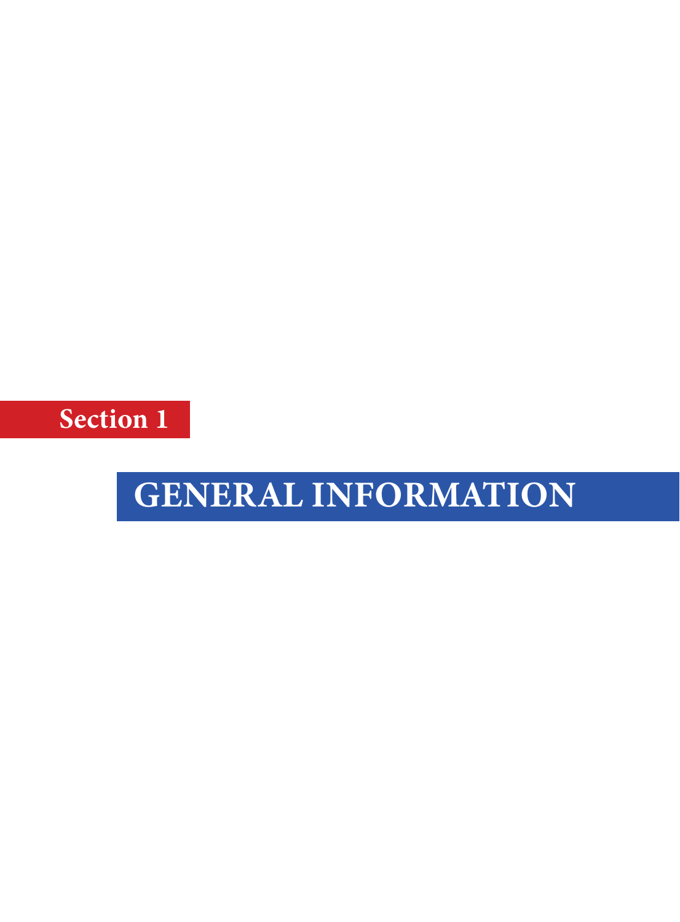## Section 1

# GENERAL INFORMATION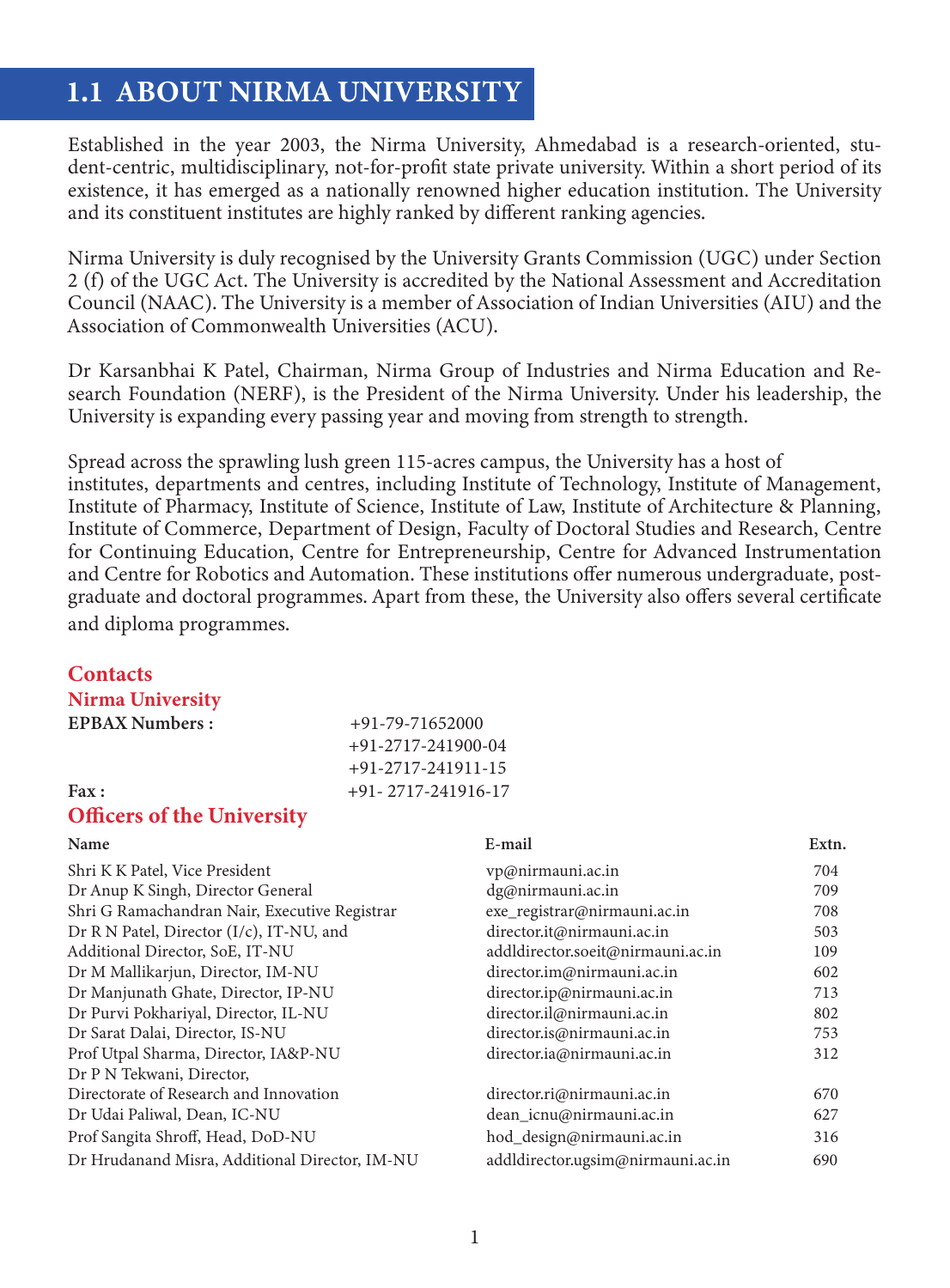## 1.1 ABOUT NIRMA UNIVERSITY

Established in the year 2003, the Nirma University, Ahmedabad is a research-oriented, student-centric, multidisciplinary, not-for-profit state private university. Within a short period of its existence, it has emerged as a nationally renowned higher education institution. The University and its constituent institutes are highly ranked by different ranking agencies.

Nirma University is duly recognised by the University Grants Commission (UGC) under Section 2 (f) of the UGC Act. The University is accredited by the National Assessment and Accreditation Council (NAAC). The University is a member of Association of Indian Universities (AIU) and the Association of Commonwealth Universities (ACU).

Dr Karsanbhai K Patel, Chairman, Nirma Group of Industries and Nirma Education and Research Foundation (NERF), is the President of the Nirma University. Under his leadership, the University is expanding every passing year and moving from strength to strength.

Spread across the sprawling lush green 115-acres campus, the University has a host of institutes, departments and centres, including Institute of Technology, Institute of Management, Institute of Pharmacy, Institute of Science, Institute of Law, Institute of Architecture & Planning, Institute of Commerce, Department of Design, Faculty of Doctoral Studies and Research, Centre for Continuing Education, Centre for Entrepreneurship, Centre for Advanced Instrumentation and Centre for Robotics and Automation. These institutions offer numerous undergraduate, postgraduate and doctoral programmes. Apart from these, the University also offers several certificate and diploma programmes.

### Contacts

### Nirma University

**EPBAX Numbers :** +91-79-71652000
+91-2717-241900-04
+91-2717-241911-15

**Fax :** +91- 2717-241916-17

### Officers of the University

| Name | E-mail | Extn. |
|---|---|---|
| Shri K K Patel, Vice President | vp@nirmauni.ac.in | 704 |
| Dr Anup K Singh, Director General | dg@nirmauni.ac.in | 709 |
| Shri G Ramachandran Nair, Executive Registrar | exe_registrar@nirmauni.ac.in | 708 |
| Dr R N Patel, Director (I/c), IT-NU, and | director.it@nirmauni.ac.in | 503 |
| Additional Director, SoE, IT-NU | addldirector.soeit@nirmauni.ac.in | 109 |
| Dr M Mallikarjun, Director, IM-NU | director.im@nirmauni.ac.in | 602 |
| Dr Manjunath Ghate, Director, IP-NU | director.ip@nirmauni.ac.in | 713 |
| Dr Purvi Pokhariyal, Director, IL-NU | director.il@nirmauni.ac.in | 802 |
| Dr Sarat Dalai, Director, IS-NU | director.is@nirmauni.ac.in | 753 |
| Prof Utpal Sharma, Director, IA&P-NU | director.ia@nirmauni.ac.in | 312 |
| Dr P N Tekwani, Director, Directorate of Research and Innovation | director.ri@nirmauni.ac.in | 670 |
| Dr Udai Paliwal, Dean, IC-NU | dean_icnu@nirmauni.ac.in | 627 |
| Prof Sangita Shroff, Head, DoD-NU | hod_design@nirmauni.ac.in | 316 |
| Dr Hrudanand Misra, Additional Director, IM-NU | addldirector.ugsim@nirmauni.ac.in | 690 |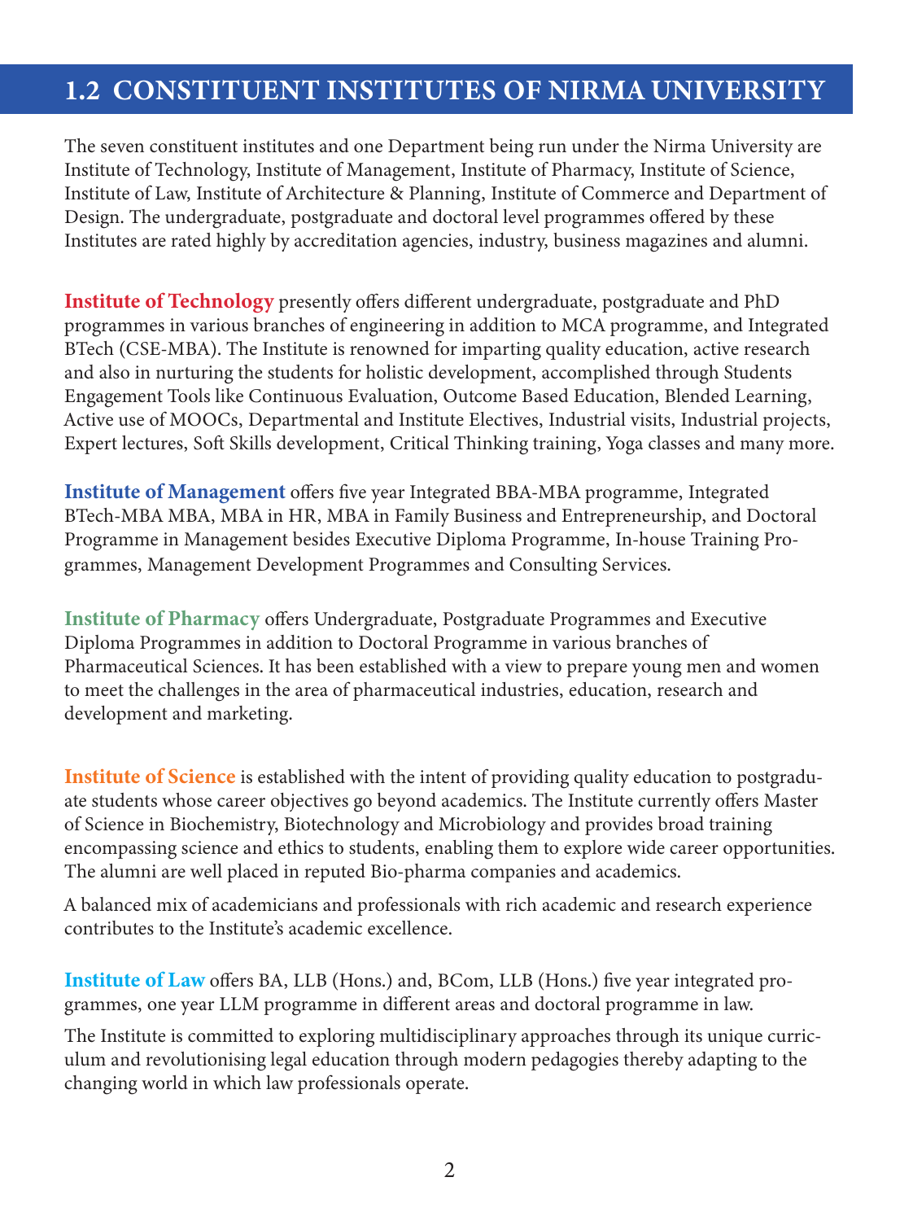## 1.2 CONSTITUENT INSTITUTES OF NIRMA UNIVERSITY

The seven constituent institutes and one Department being run under the Nirma University are Institute of Technology, Institute of Management, Institute of Pharmacy, Institute of Science, Institute of Law, Institute of Architecture & Planning, Institute of Commerce and Department of Design. The undergraduate, postgraduate and doctoral level programmes offered by these Institutes are rated highly by accreditation agencies, industry, business magazines and alumni.

**Institute of Technology** presently offers different undergraduate, postgraduate and PhD programmes in various branches of engineering in addition to MCA programme, and Integrated BTech (CSE-MBA). The Institute is renowned for imparting quality education, active research and also in nurturing the students for holistic development, accomplished through Students Engagement Tools like Continuous Evaluation, Outcome Based Education, Blended Learning, Active use of MOOCs, Departmental and Institute Electives, Industrial visits, Industrial projects, Expert lectures, Soft Skills development, Critical Thinking training, Yoga classes and many more.

**Institute of Management** offers five year Integrated BBA-MBA programme, Integrated BTech-MBA MBA, MBA in HR, MBA in Family Business and Entrepreneurship, and Doctoral Programme in Management besides Executive Diploma Programme, In-house Training Programmes, Management Development Programmes and Consulting Services.

**Institute of Pharmacy** offers Undergraduate, Postgraduate Programmes and Executive Diploma Programmes in addition to Doctoral Programme in various branches of Pharmaceutical Sciences. It has been established with a view to prepare young men and women to meet the challenges in the area of pharmaceutical industries, education, research and development and marketing.

**Institute of Science** is established with the intent of providing quality education to postgraduate students whose career objectives go beyond academics. The Institute currently offers Master of Science in Biochemistry, Biotechnology and Microbiology and provides broad training encompassing science and ethics to students, enabling them to explore wide career opportunities. The alumni are well placed in reputed Bio-pharma companies and academics.

A balanced mix of academicians and professionals with rich academic and research experience contributes to the Institute's academic excellence.

**Institute of Law** offers BA, LLB (Hons.) and, BCom, LLB (Hons.) five year integrated programmes, one year LLM programme in different areas and doctoral programme in law.

The Institute is committed to exploring multidisciplinary approaches through its unique curriculum and revolutionising legal education through modern pedagogies thereby adapting to the changing world in which law professionals operate.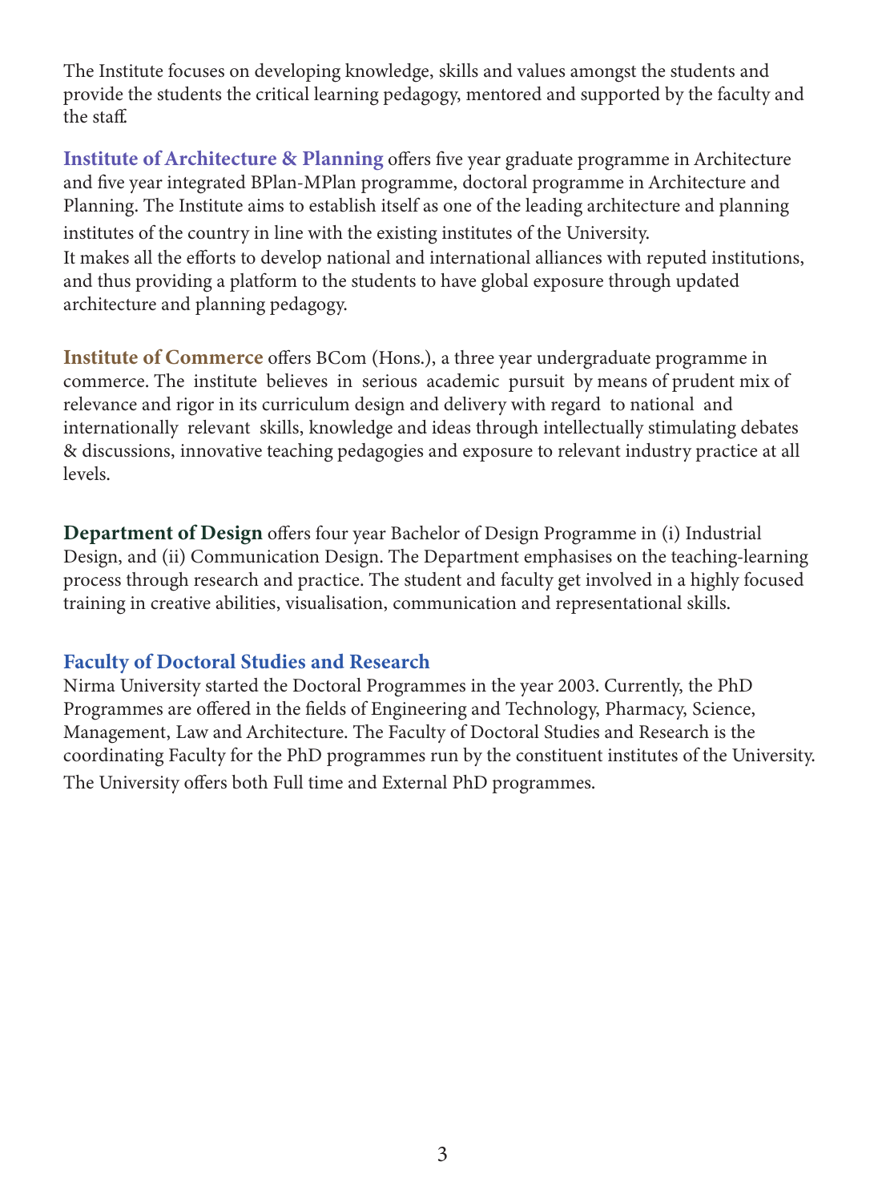The Institute focuses on developing knowledge, skills and values amongst the students and provide the students the critical learning pedagogy, mentored and supported by the faculty and the staff.

**Institute of Architecture & Planning** offers five year graduate programme in Architecture and five year integrated BPlan-MPlan programme, doctoral programme in Architecture and Planning. The Institute aims to establish itself as one of the leading architecture and planning institutes of the country in line with the existing institutes of the University.
It makes all the efforts to develop national and international alliances with reputed institutions, and thus providing a platform to the students to have global exposure through updated architecture and planning pedagogy.

**Institute of Commerce** offers BCom (Hons.), a three year undergraduate programme in commerce. The institute believes in serious academic pursuit by means of prudent mix of relevance and rigor in its curriculum design and delivery with regard to national and internationally relevant skills, knowledge and ideas through intellectually stimulating debates & discussions, innovative teaching pedagogies and exposure to relevant industry practice at all levels.

**Department of Design** offers four year Bachelor of Design Programme in (i) Industrial Design, and (ii) Communication Design. The Department emphasises on the teaching-learning process through research and practice. The student and faculty get involved in a highly focused training in creative abilities, visualisation, communication and representational skills.

### Faculty of Doctoral Studies and Research

Nirma University started the Doctoral Programmes in the year 2003. Currently, the PhD Programmes are offered in the fields of Engineering and Technology, Pharmacy, Science, Management, Law and Architecture. The Faculty of Doctoral Studies and Research is the coordinating Faculty for the PhD programmes run by the constituent institutes of the University. The University offers both Full time and External PhD programmes.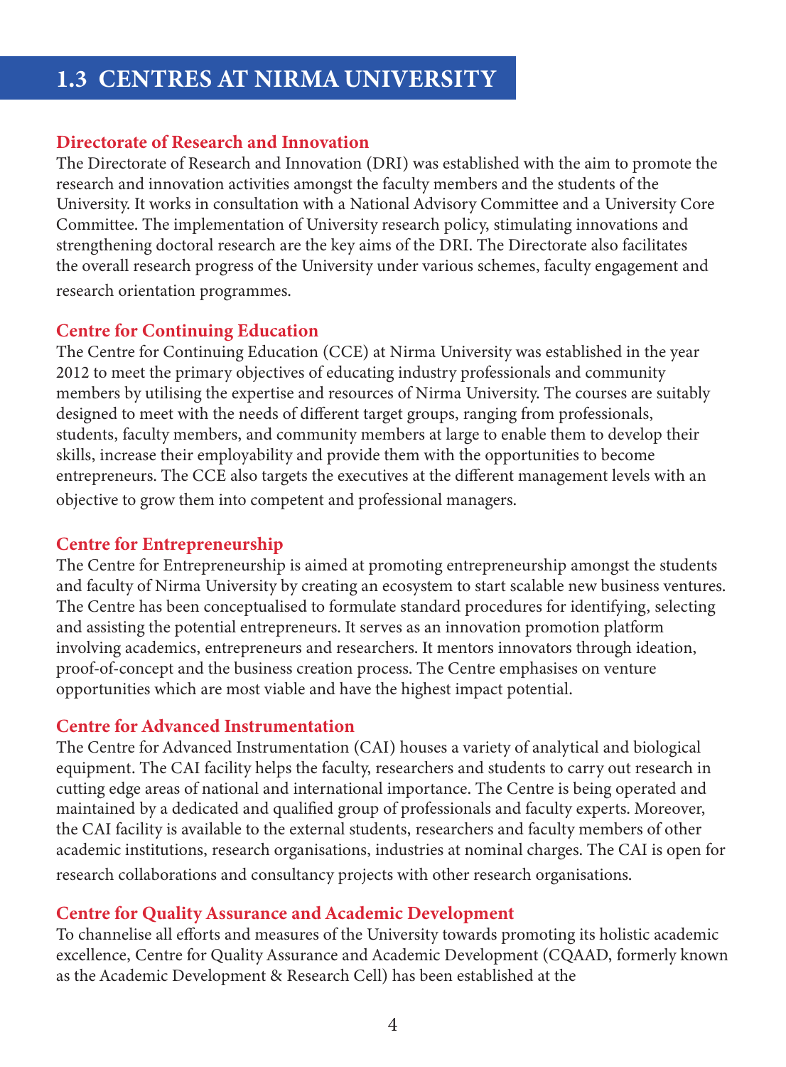## 1.3 CENTRES AT NIRMA UNIVERSITY

### Directorate of Research and Innovation

The Directorate of Research and Innovation (DRI) was established with the aim to promote the research and innovation activities amongst the faculty members and the students of the University. It works in consultation with a National Advisory Committee and a University Core Committee. The implementation of University research policy, stimulating innovations and strengthening doctoral research are the key aims of the DRI. The Directorate also facilitates the overall research progress of the University under various schemes, faculty engagement and research orientation programmes.

### Centre for Continuing Education

The Centre for Continuing Education (CCE) at Nirma University was established in the year 2012 to meet the primary objectives of educating industry professionals and community members by utilising the expertise and resources of Nirma University. The courses are suitably designed to meet with the needs of different target groups, ranging from professionals, students, faculty members, and community members at large to enable them to develop their skills, increase their employability and provide them with the opportunities to become entrepreneurs. The CCE also targets the executives at the different management levels with an objective to grow them into competent and professional managers.

### Centre for Entrepreneurship

The Centre for Entrepreneurship is aimed at promoting entrepreneurship amongst the students and faculty of Nirma University by creating an ecosystem to start scalable new business ventures. The Centre has been conceptualised to formulate standard procedures for identifying, selecting and assisting the potential entrepreneurs. It serves as an innovation promotion platform involving academics, entrepreneurs and researchers. It mentors innovators through ideation, proof-of-concept and the business creation process. The Centre emphasises on venture opportunities which are most viable and have the highest impact potential.

### Centre for Advanced Instrumentation

The Centre for Advanced Instrumentation (CAI) houses a variety of analytical and biological equipment. The CAI facility helps the faculty, researchers and students to carry out research in cutting edge areas of national and international importance. The Centre is being operated and maintained by a dedicated and qualified group of professionals and faculty experts. Moreover, the CAI facility is available to the external students, researchers and faculty members of other academic institutions, research organisations, industries at nominal charges. The CAI is open for research collaborations and consultancy projects with other research organisations.

### Centre for Quality Assurance and Academic Development

To channelise all efforts and measures of the University towards promoting its holistic academic excellence, Centre for Quality Assurance and Academic Development (CQAAD, formerly known as the Academic Development & Research Cell) has been established at the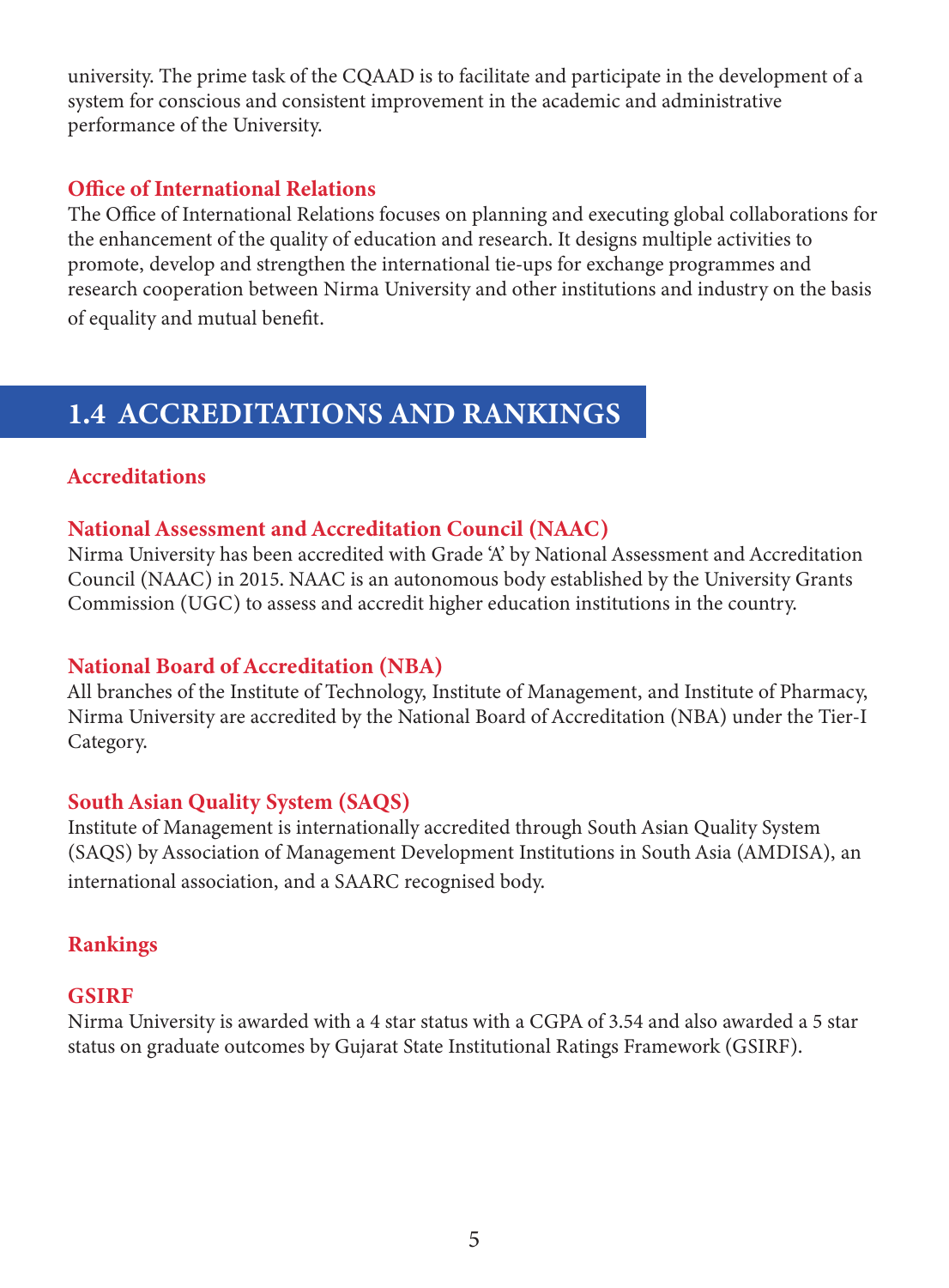university. The prime task of the CQAAD is to facilitate and participate in the development of a system for conscious and consistent improvement in the academic and administrative performance of the University.

### Office of International Relations

The Office of International Relations focuses on planning and executing global collaborations for the enhancement of the quality of education and research. It designs multiple activities to promote, develop and strengthen the international tie-ups for exchange programmes and research cooperation between Nirma University and other institutions and industry on the basis of equality and mutual benefit.

## 1.4 ACCREDITATIONS AND RANKINGS

### Accreditations

#### National Assessment and Accreditation Council (NAAC)

Nirma University has been accredited with Grade 'A' by National Assessment and Accreditation Council (NAAC) in 2015. NAAC is an autonomous body established by the University Grants Commission (UGC) to assess and accredit higher education institutions in the country.

#### National Board of Accreditation (NBA)

All branches of the Institute of Technology, Institute of Management, and Institute of Pharmacy, Nirma University are accredited by the National Board of Accreditation (NBA) under the Tier-I Category.

#### South Asian Quality System (SAQS)

Institute of Management is internationally accredited through South Asian Quality System (SAQS) by Association of Management Development Institutions in South Asia (AMDISA), an international association, and a SAARC recognised body.

### Rankings

#### GSIRF

Nirma University is awarded with a 4 star status with a CGPA of 3.54 and also awarded a 5 star status on graduate outcomes by Gujarat State Institutional Ratings Framework (GSIRF).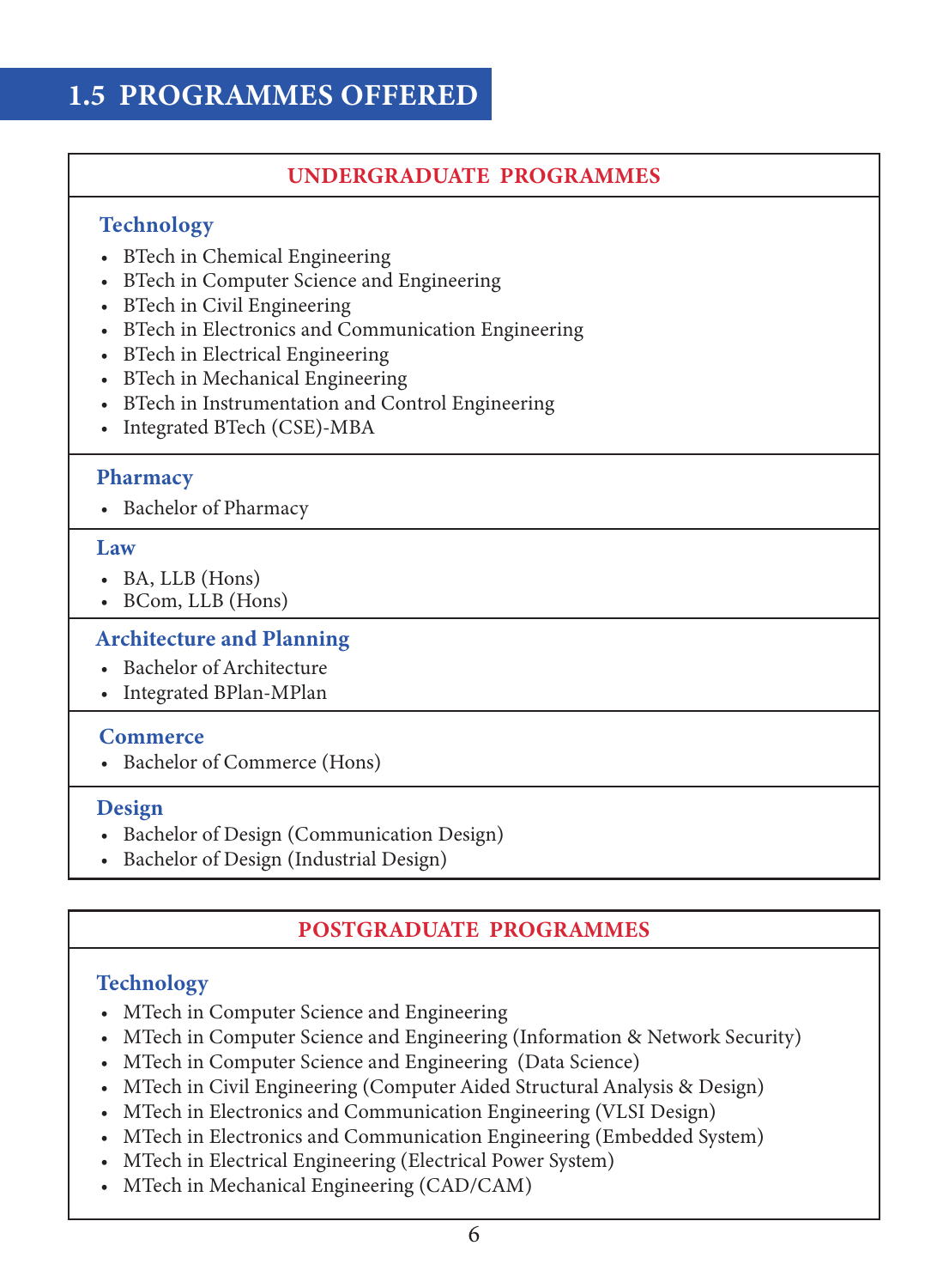## 1.5 PROGRAMMES OFFERED

### UNDERGRADUATE PROGRAMMES

**Technology**

- BTech in Chemical Engineering
- BTech in Computer Science and Engineering
- BTech in Civil Engineering
- BTech in Electronics and Communication Engineering
- BTech in Electrical Engineering
- BTech in Mechanical Engineering
- BTech in Instrumentation and Control Engineering
- Integrated BTech (CSE)-MBA

**Pharmacy**

- Bachelor of Pharmacy

**Law**

- BA, LLB (Hons)
- BCom, LLB (Hons)

**Architecture and Planning**

- Bachelor of Architecture
- Integrated BPlan-MPlan

**Commerce**

- Bachelor of Commerce (Hons)

**Design**

- Bachelor of Design (Communication Design)
- Bachelor of Design (Industrial Design)

### POSTGRADUATE PROGRAMMES

**Technology**

- MTech in Computer Science and Engineering
- MTech in Computer Science and Engineering (Information & Network Security)
- MTech in Computer Science and Engineering (Data Science)
- MTech in Civil Engineering (Computer Aided Structural Analysis & Design)
- MTech in Electronics and Communication Engineering (VLSI Design)
- MTech in Electronics and Communication Engineering (Embedded System)
- MTech in Electrical Engineering (Electrical Power System)
- MTech in Mechanical Engineering (CAD/CAM)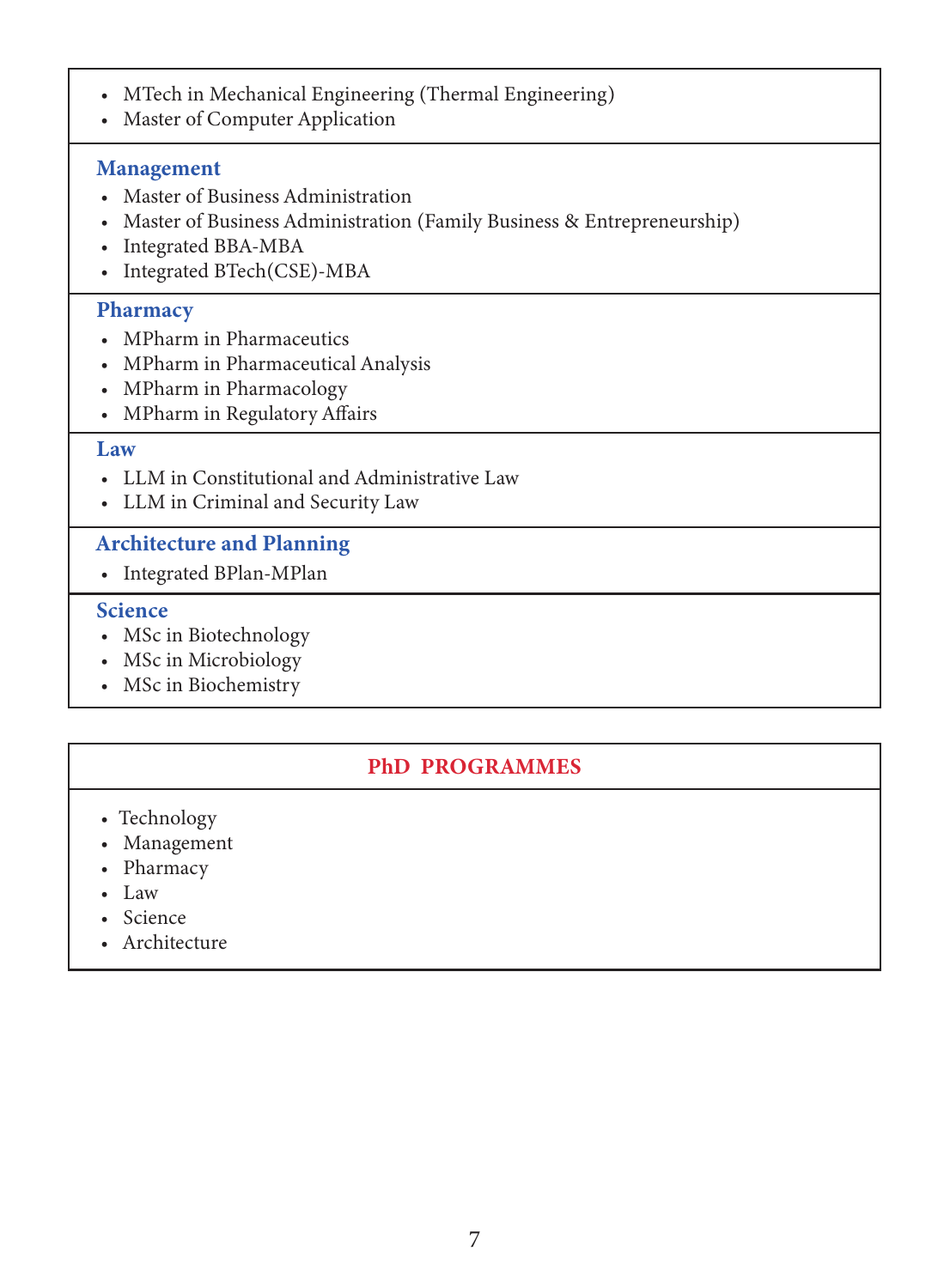- MTech in Mechanical Engineering (Thermal Engineering)
- Master of Computer Application

### Management

- Master of Business Administration
- Master of Business Administration (Family Business & Entrepreneurship)
- Integrated BBA-MBA
- Integrated BTech(CSE)-MBA

### Pharmacy

- MPharm in Pharmaceutics
- MPharm in Pharmaceutical Analysis
- MPharm in Pharmacology
- MPharm in Regulatory Affairs

### Law

- LLM in Constitutional and Administrative Law
- LLM in Criminal and Security Law

### Architecture and Planning

- Integrated BPlan-MPlan

### Science

- MSc in Biotechnology
- MSc in Microbiology
- MSc in Biochemistry

## PhD PROGRAMMES

- Technology
- Management
- Pharmacy
- Law
- Science
- Architecture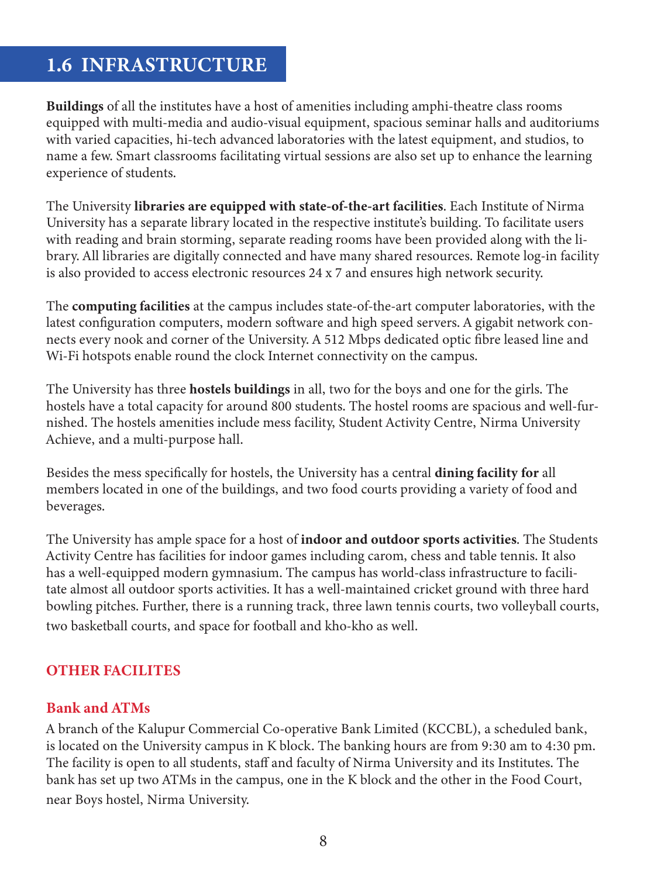## 1.6 INFRASTRUCTURE

**Buildings** of all the institutes have a host of amenities including amphi-theatre class rooms equipped with multi-media and audio-visual equipment, spacious seminar halls and auditoriums with varied capacities, hi-tech advanced laboratories with the latest equipment, and studios, to name a few. Smart classrooms facilitating virtual sessions are also set up to enhance the learning experience of students.

The University **libraries are equipped with state-of-the-art facilities**. Each Institute of Nirma University has a separate library located in the respective institute's building. To facilitate users with reading and brain storming, separate reading rooms have been provided along with the library. All libraries are digitally connected and have many shared resources. Remote log-in facility is also provided to access electronic resources 24 x 7 and ensures high network security.

The **computing facilities** at the campus includes state-of-the-art computer laboratories, with the latest configuration computers, modern software and high speed servers. A gigabit network connects every nook and corner of the University. A 512 Mbps dedicated optic fibre leased line and Wi-Fi hotspots enable round the clock Internet connectivity on the campus.

The University has three **hostels buildings** in all, two for the boys and one for the girls. The hostels have a total capacity for around 800 students. The hostel rooms are spacious and well-furnished. The hostels amenities include mess facility, Student Activity Centre, Nirma University Achieve, and a multi-purpose hall.

Besides the mess specifically for hostels, the University has a central **dining facility for** all members located in one of the buildings, and two food courts providing a variety of food and beverages.

The University has ample space for a host of **indoor and outdoor sports activities**. The Students Activity Centre has facilities for indoor games including carom, chess and table tennis. It also has a well-equipped modern gymnasium. The campus has world-class infrastructure to facilitate almost all outdoor sports activities. It has a well-maintained cricket ground with three hard bowling pitches. Further, there is a running track, three lawn tennis courts, two volleyball courts, two basketball courts, and space for football and kho-kho as well.

### OTHER FACILITES

#### Bank and ATMs

A branch of the Kalupur Commercial Co-operative Bank Limited (KCCBL), a scheduled bank, is located on the University campus in K block. The banking hours are from 9:30 am to 4:30 pm. The facility is open to all students, staff and faculty of Nirma University and its Institutes. The bank has set up two ATMs in the campus, one in the K block and the other in the Food Court, near Boys hostel, Nirma University.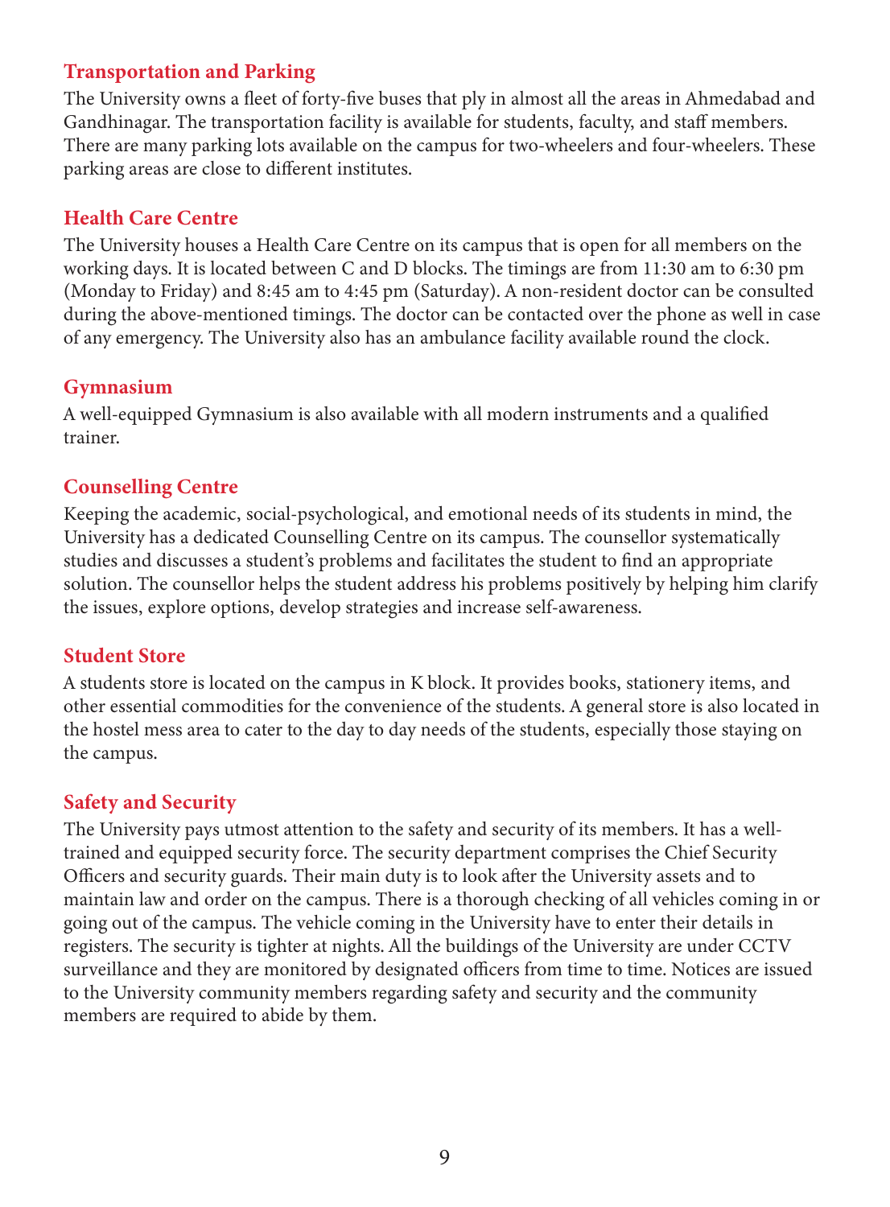### Transportation and Parking

The University owns a fleet of forty-five buses that ply in almost all the areas in Ahmedabad and Gandhinagar. The transportation facility is available for students, faculty, and staff members. There are many parking lots available on the campus for two-wheelers and four-wheelers. These parking areas are close to different institutes.

### Health Care Centre

The University houses a Health Care Centre on its campus that is open for all members on the working days. It is located between C and D blocks. The timings are from 11:30 am to 6:30 pm (Monday to Friday) and 8:45 am to 4:45 pm (Saturday). A non-resident doctor can be consulted during the above-mentioned timings. The doctor can be contacted over the phone as well in case of any emergency. The University also has an ambulance facility available round the clock.

### Gymnasium

A well-equipped Gymnasium is also available with all modern instruments and a qualified trainer.

### Counselling Centre

Keeping the academic, social-psychological, and emotional needs of its students in mind, the University has a dedicated Counselling Centre on its campus. The counsellor systematically studies and discusses a student's problems and facilitates the student to find an appropriate solution. The counsellor helps the student address his problems positively by helping him clarify the issues, explore options, develop strategies and increase self-awareness.

### Student Store

A students store is located on the campus in K block. It provides books, stationery items, and other essential commodities for the convenience of the students. A general store is also located in the hostel mess area to cater to the day to day needs of the students, especially those staying on the campus.

### Safety and Security

The University pays utmost attention to the safety and security of its members. It has a well-trained and equipped security force. The security department comprises the Chief Security Officers and security guards. Their main duty is to look after the University assets and to maintain law and order on the campus. There is a thorough checking of all vehicles coming in or going out of the campus. The vehicle coming in the University have to enter their details in registers. The security is tighter at nights. All the buildings of the University are under CCTV surveillance and they are monitored by designated officers from time to time. Notices are issued to the University community members regarding safety and security and the community members are required to abide by them.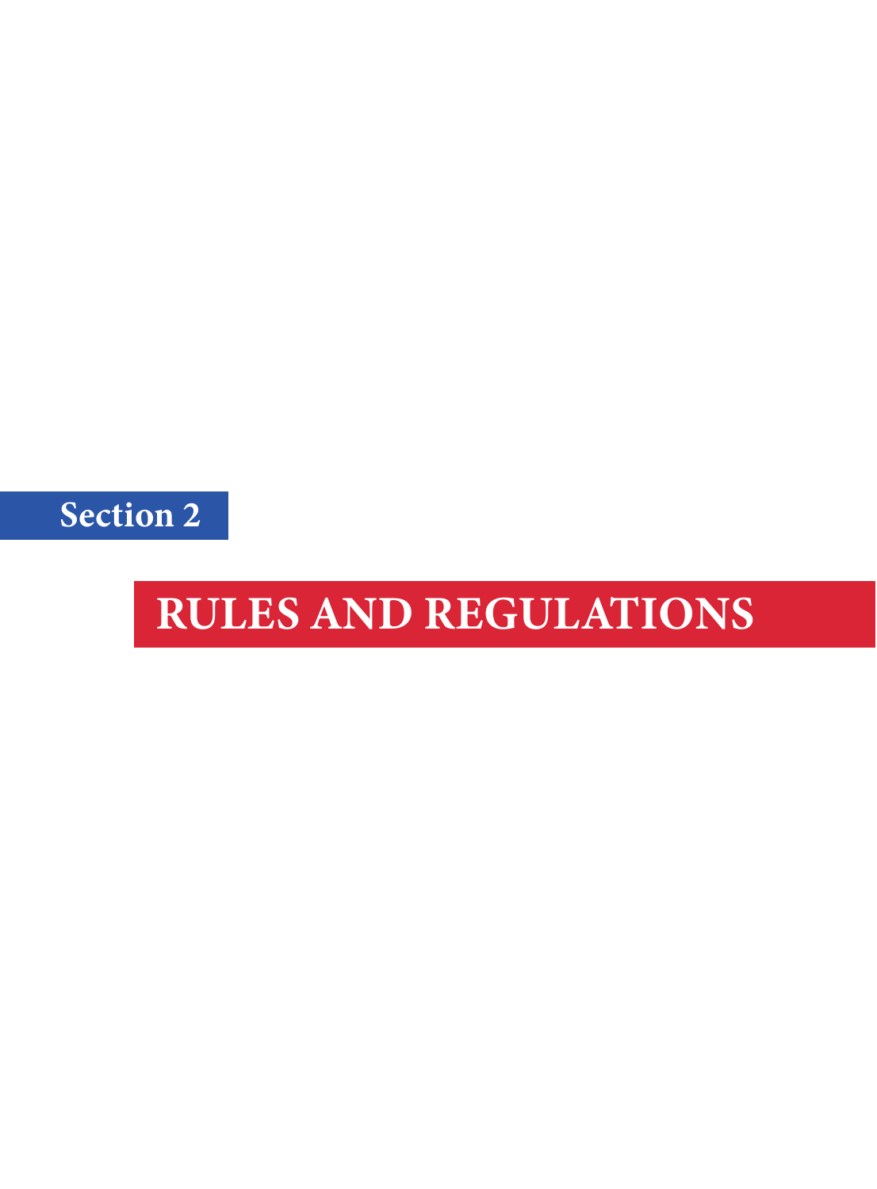## Section 2

# RULES AND REGULATIONS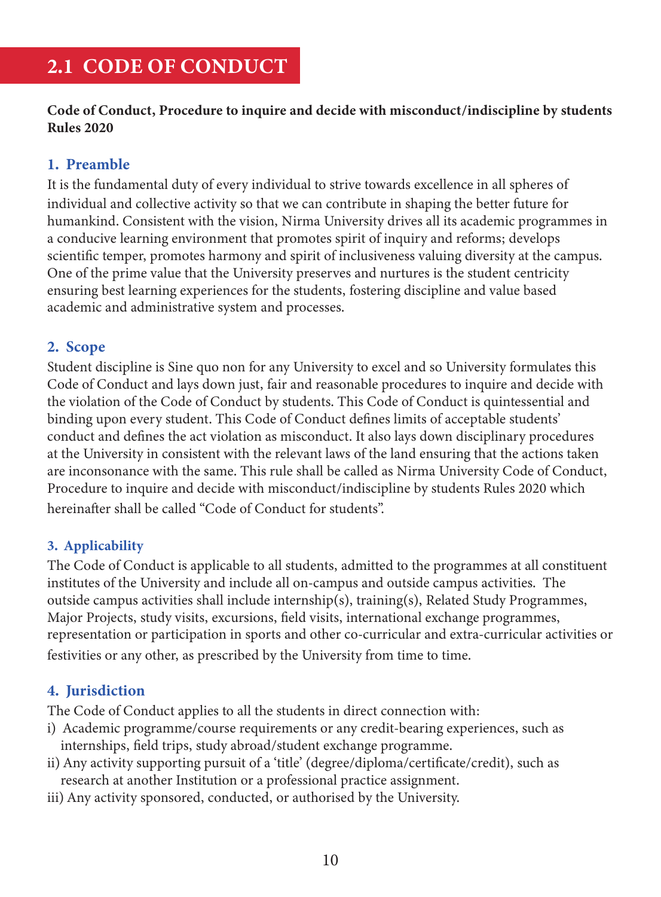# 2.1 CODE OF CONDUCT

**Code of Conduct, Procedure to inquire and decide with misconduct/indiscipline by students Rules 2020**

## 1. Preamble

It is the fundamental duty of every individual to strive towards excellence in all spheres of individual and collective activity so that we can contribute in shaping the better future for humankind. Consistent with the vision, Nirma University drives all its academic programmes in a conducive learning environment that promotes spirit of inquiry and reforms; develops scientific temper, promotes harmony and spirit of inclusiveness valuing diversity at the campus. One of the prime value that the University preserves and nurtures is the student centricity ensuring best learning experiences for the students, fostering discipline and value based academic and administrative system and processes.

## 2. Scope

Student discipline is Sine quo non for any University to excel and so University formulates this Code of Conduct and lays down just, fair and reasonable procedures to inquire and decide with the violation of the Code of Conduct by students. This Code of Conduct is quintessential and binding upon every student. This Code of Conduct defines limits of acceptable students' conduct and defines the act violation as misconduct. It also lays down disciplinary procedures at the University in consistent with the relevant laws of the land ensuring that the actions taken are inconsonance with the same. This rule shall be called as Nirma University Code of Conduct, Procedure to inquire and decide with misconduct/indiscipline by students Rules 2020 which hereinafter shall be called "Code of Conduct for students".

## 3. Applicability

The Code of Conduct is applicable to all students, admitted to the programmes at all constituent institutes of the University and include all on-campus and outside campus activities. The outside campus activities shall include internship(s), training(s), Related Study Programmes, Major Projects, study visits, excursions, field visits, international exchange programmes, representation or participation in sports and other co-curricular and extra-curricular activities or festivities or any other, as prescribed by the University from time to time.

## 4. Jurisdiction

The Code of Conduct applies to all the students in direct connection with:

i) Academic programme/course requirements or any credit-bearing experiences, such as internships, field trips, study abroad/student exchange programme.

ii) Any activity supporting pursuit of a 'title' (degree/diploma/certificate/credit), such as research at another Institution or a professional practice assignment.

iii) Any activity sponsored, conducted, or authorised by the University.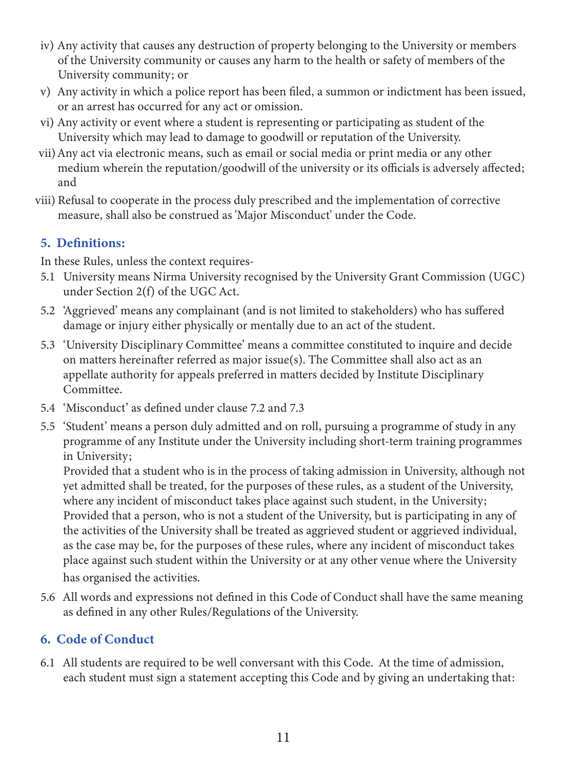iv) Any activity that causes any destruction of property belonging to the University or members of the University community or causes any harm to the health or safety of members of the University community; or

v) Any activity in which a police report has been filed, a summon or indictment has been issued, or an arrest has occurred for any act or omission.

vi) Any activity or event where a student is representing or participating as student of the University which may lead to damage to goodwill or reputation of the University.

vii) Any act via electronic means, such as email or social media or print media or any other medium wherein the reputation/goodwill of the university or its officials is adversely affected; and

viii) Refusal to cooperate in the process duly prescribed and the implementation of corrective measure, shall also be construed as 'Major Misconduct' under the Code.

## 5. Definitions:

In these Rules, unless the context requires-

5.1 University means Nirma University recognised by the University Grant Commission (UGC) under Section 2(f) of the UGC Act.

5.2 'Aggrieved' means any complainant (and is not limited to stakeholders) who has suffered damage or injury either physically or mentally due to an act of the student.

5.3 'University Disciplinary Committee' means a committee constituted to inquire and decide on matters hereinafter referred as major issue(s). The Committee shall also act as an appellate authority for appeals preferred in matters decided by Institute Disciplinary Committee.

5.4 'Misconduct' as defined under clause 7.2 and 7.3

5.5 'Student' means a person duly admitted and on roll, pursuing a programme of study in any programme of any Institute under the University including short-term training programmes in University;

Provided that a student who is in the process of taking admission in University, although not yet admitted shall be treated, for the purposes of these rules, as a student of the University, where any incident of misconduct takes place against such student, in the University;

Provided that a person, who is not a student of the University, but is participating in any of the activities of the University shall be treated as aggrieved student or aggrieved individual, as the case may be, for the purposes of these rules, where any incident of misconduct takes place against such student within the University or at any other venue where the University has organised the activities.

5.6 All words and expressions not defined in this Code of Conduct shall have the same meaning as defined in any other Rules/Regulations of the University.

## 6. Code of Conduct

6.1 All students are required to be well conversant with this Code. At the time of admission, each student must sign a statement accepting this Code and by giving an undertaking that: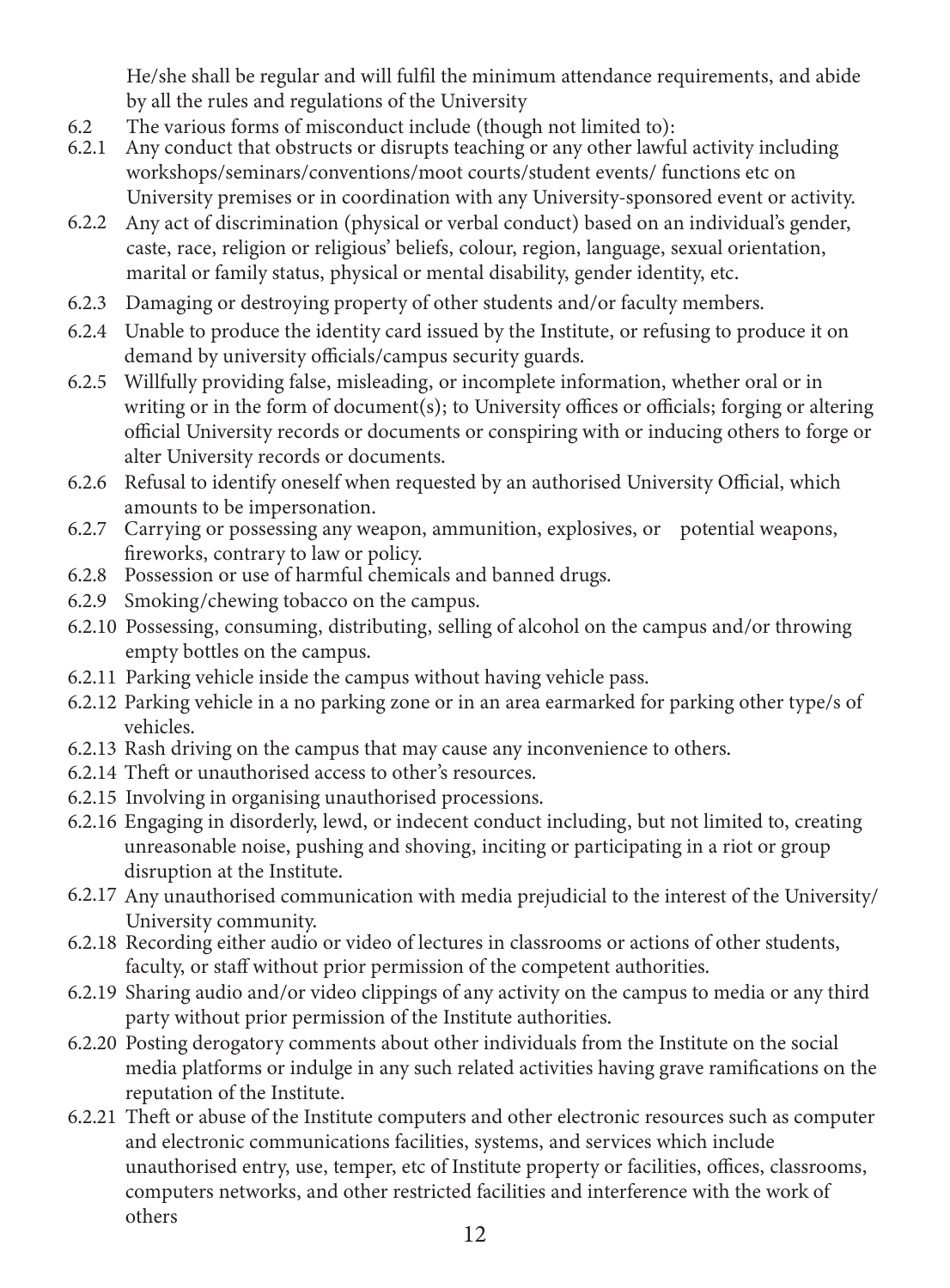He/she shall be regular and will fulfil the minimum attendance requirements, and abide by all the rules and regulations of the University

6.2 The various forms of misconduct include (though not limited to):

6.2.1 Any conduct that obstructs or disrupts teaching or any other lawful activity including workshops/seminars/conventions/moot courts/student events/ functions etc on University premises or in coordination with any University-sponsored event or activity.

6.2.2 Any act of discrimination (physical or verbal conduct) based on an individual's gender, caste, race, religion or religious' beliefs, colour, region, language, sexual orientation, marital or family status, physical or mental disability, gender identity, etc.

6.2.3 Damaging or destroying property of other students and/or faculty members.

6.2.4 Unable to produce the identity card issued by the Institute, or refusing to produce it on demand by university officials/campus security guards.

6.2.5 Willfully providing false, misleading, or incomplete information, whether oral or in writing or in the form of document(s); to University offices or officials; forging or altering official University records or documents or conspiring with or inducing others to forge or alter University records or documents.

6.2.6 Refusal to identify oneself when requested by an authorised University Official, which amounts to be impersonation.

6.2.7 Carrying or possessing any weapon, ammunition, explosives, or potential weapons, fireworks, contrary to law or policy.

6.2.8 Possession or use of harmful chemicals and banned drugs.

6.2.9 Smoking/chewing tobacco on the campus.

6.2.10 Possessing, consuming, distributing, selling of alcohol on the campus and/or throwing empty bottles on the campus.

6.2.11 Parking vehicle inside the campus without having vehicle pass.

6.2.12 Parking vehicle in a no parking zone or in an area earmarked for parking other type/s of vehicles.

6.2.13 Rash driving on the campus that may cause any inconvenience to others.

6.2.14 Theft or unauthorised access to other's resources.

6.2.15 Involving in organising unauthorised processions.

6.2.16 Engaging in disorderly, lewd, or indecent conduct including, but not limited to, creating unreasonable noise, pushing and shoving, inciting or participating in a riot or group disruption at the Institute.

6.2.17 Any unauthorised communication with media prejudicial to the interest of the University/ University community.

6.2.18 Recording either audio or video of lectures in classrooms or actions of other students, faculty, or staff without prior permission of the competent authorities.

6.2.19 Sharing audio and/or video clippings of any activity on the campus to media or any third party without prior permission of the Institute authorities.

6.2.20 Posting derogatory comments about other individuals from the Institute on the social media platforms or indulge in any such related activities having grave ramifications on the reputation of the Institute.

6.2.21 Theft or abuse of the Institute computers and other electronic resources such as computer and electronic communications facilities, systems, and services which include unauthorised entry, use, temper, etc of Institute property or facilities, offices, classrooms, computers networks, and other restricted facilities and interference with the work of others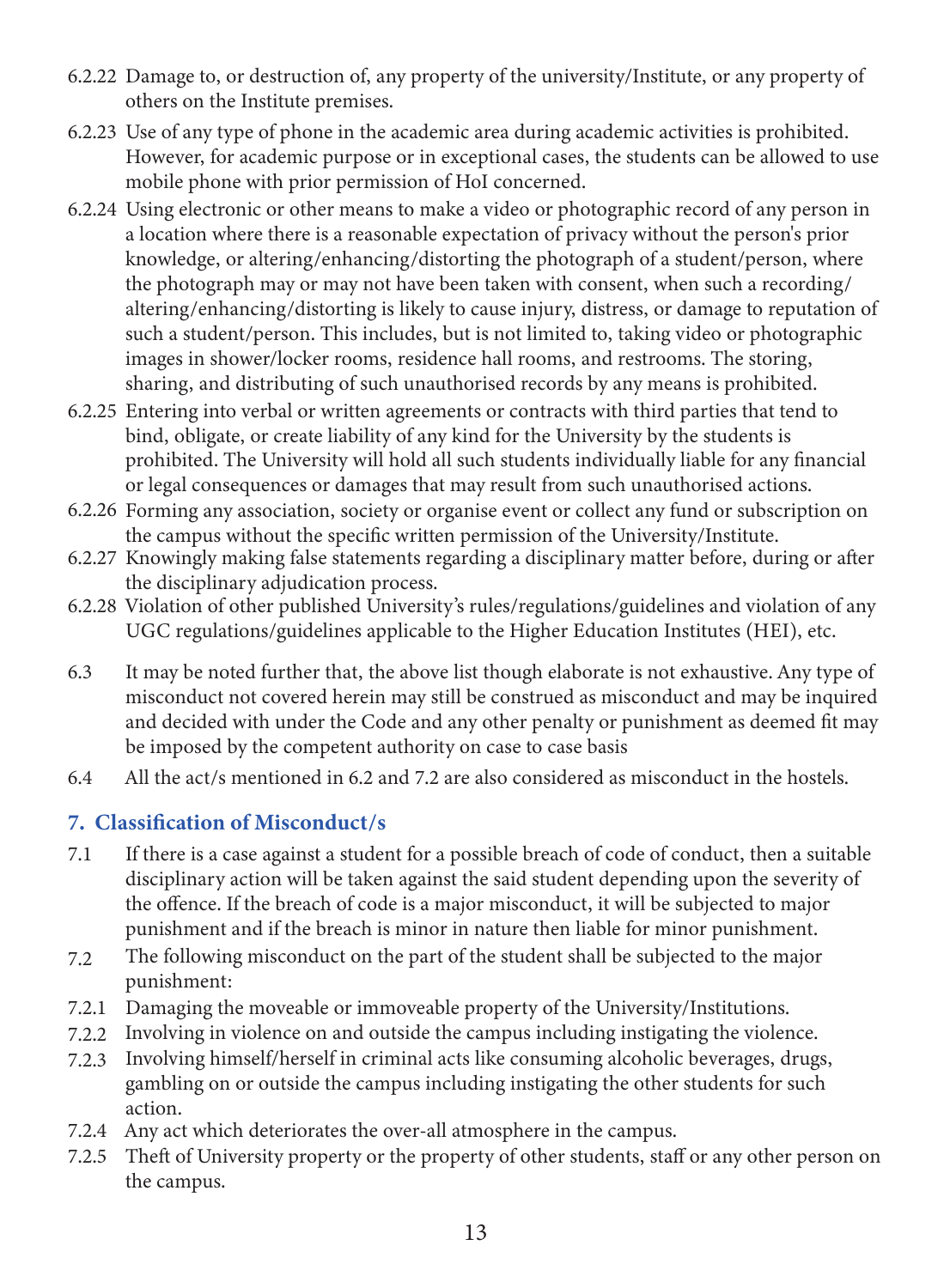6.2.22 Damage to, or destruction of, any property of the university/Institute, or any property of others on the Institute premises.

6.2.23 Use of any type of phone in the academic area during academic activities is prohibited. However, for academic purpose or in exceptional cases, the students can be allowed to use mobile phone with prior permission of HoI concerned.

6.2.24 Using electronic or other means to make a video or photographic record of any person in a location where there is a reasonable expectation of privacy without the person's prior knowledge, or altering/enhancing/distorting the photograph of a student/person, where the photograph may or may not have been taken with consent, when such a recording/altering/enhancing/distorting is likely to cause injury, distress, or damage to reputation of such a student/person. This includes, but is not limited to, taking video or photographic images in shower/locker rooms, residence hall rooms, and restrooms. The storing, sharing, and distributing of such unauthorised records by any means is prohibited.

6.2.25 Entering into verbal or written agreements or contracts with third parties that tend to bind, obligate, or create liability of any kind for the University by the students is prohibited. The University will hold all such students individually liable for any financial or legal consequences or damages that may result from such unauthorised actions.

6.2.26 Forming any association, society or organise event or collect any fund or subscription on the campus without the specific written permission of the University/Institute.

6.2.27 Knowingly making false statements regarding a disciplinary matter before, during or after the disciplinary adjudication process.

6.2.28 Violation of other published University's rules/regulations/guidelines and violation of any UGC regulations/guidelines applicable to the Higher Education Institutes (HEI), etc.

6.3 It may be noted further that, the above list though elaborate is not exhaustive. Any type of misconduct not covered herein may still be construed as misconduct and may be inquired and decided with under the Code and any other penalty or punishment as deemed fit may be imposed by the competent authority on case to case basis

6.4 All the act/s mentioned in 6.2 and 7.2 are also considered as misconduct in the hostels.

## 7. Classification of Misconduct/s

7.1 If there is a case against a student for a possible breach of code of conduct, then a suitable disciplinary action will be taken against the said student depending upon the severity of the offence. If the breach of code is a major misconduct, it will be subjected to major punishment and if the breach is minor in nature then liable for minor punishment.

7.2 The following misconduct on the part of the student shall be subjected to the major punishment:

7.2.1 Damaging the moveable or immoveable property of the University/Institutions.

7.2.2 Involving in violence on and outside the campus including instigating the violence.

7.2.3 Involving himself/herself in criminal acts like consuming alcoholic beverages, drugs, gambling on or outside the campus including instigating the other students for such action.

7.2.4 Any act which deteriorates the over-all atmosphere in the campus.

7.2.5 Theft of University property or the property of other students, staff or any other person on the campus.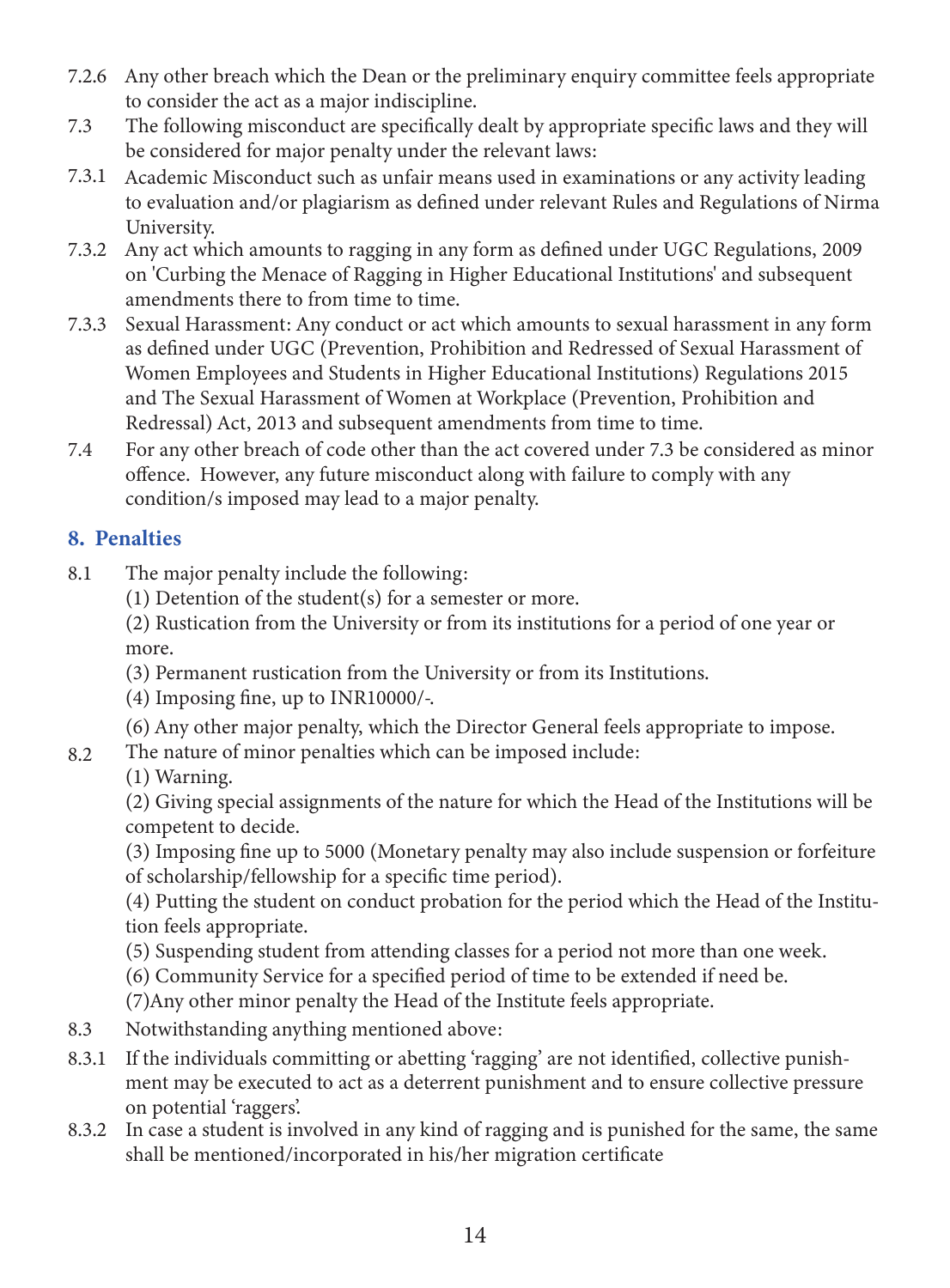7.2.6 Any other breach which the Dean or the preliminary enquiry committee feels appropriate to consider the act as a major indiscipline.

7.3 The following misconduct are specifically dealt by appropriate specific laws and they will be considered for major penalty under the relevant laws:

7.3.1 Academic Misconduct such as unfair means used in examinations or any activity leading to evaluation and/or plagiarism as defined under relevant Rules and Regulations of Nirma University.

7.3.2 Any act which amounts to ragging in any form as defined under UGC Regulations, 2009 on 'Curbing the Menace of Ragging in Higher Educational Institutions' and subsequent amendments there to from time to time.

7.3.3 Sexual Harassment: Any conduct or act which amounts to sexual harassment in any form as defined under UGC (Prevention, Prohibition and Redressed of Sexual Harassment of Women Employees and Students in Higher Educational Institutions) Regulations 2015 and The Sexual Harassment of Women at Workplace (Prevention, Prohibition and Redressal) Act, 2013 and subsequent amendments from time to time.

7.4 For any other breach of code other than the act covered under 7.3 be considered as minor offence. However, any future misconduct along with failure to comply with any condition/s imposed may lead to a major penalty.

## 8. Penalties

8.1 The major penalty include the following:

(1) Detention of the student(s) for a semester or more.

(2) Rustication from the University or from its institutions for a period of one year or more.

(3) Permanent rustication from the University or from its Institutions.

(4) Imposing fine, up to INR10000/-.

(6) Any other major penalty, which the Director General feels appropriate to impose.

8.2 The nature of minor penalties which can be imposed include:

(1) Warning.

(2) Giving special assignments of the nature for which the Head of the Institutions will be competent to decide.

(3) Imposing fine up to 5000 (Monetary penalty may also include suspension or forfeiture of scholarship/fellowship for a specific time period).

(4) Putting the student on conduct probation for the period which the Head of the Institution feels appropriate.

(5) Suspending student from attending classes for a period not more than one week.

(6) Community Service for a specified period of time to be extended if need be.

(7)Any other minor penalty the Head of the Institute feels appropriate.

8.3 Notwithstanding anything mentioned above:

8.3.1 If the individuals committing or abetting 'ragging' are not identified, collective punishment may be executed to act as a deterrent punishment and to ensure collective pressure on potential 'raggers'.

8.3.2 In case a student is involved in any kind of ragging and is punished for the same, the same shall be mentioned/incorporated in his/her migration certificate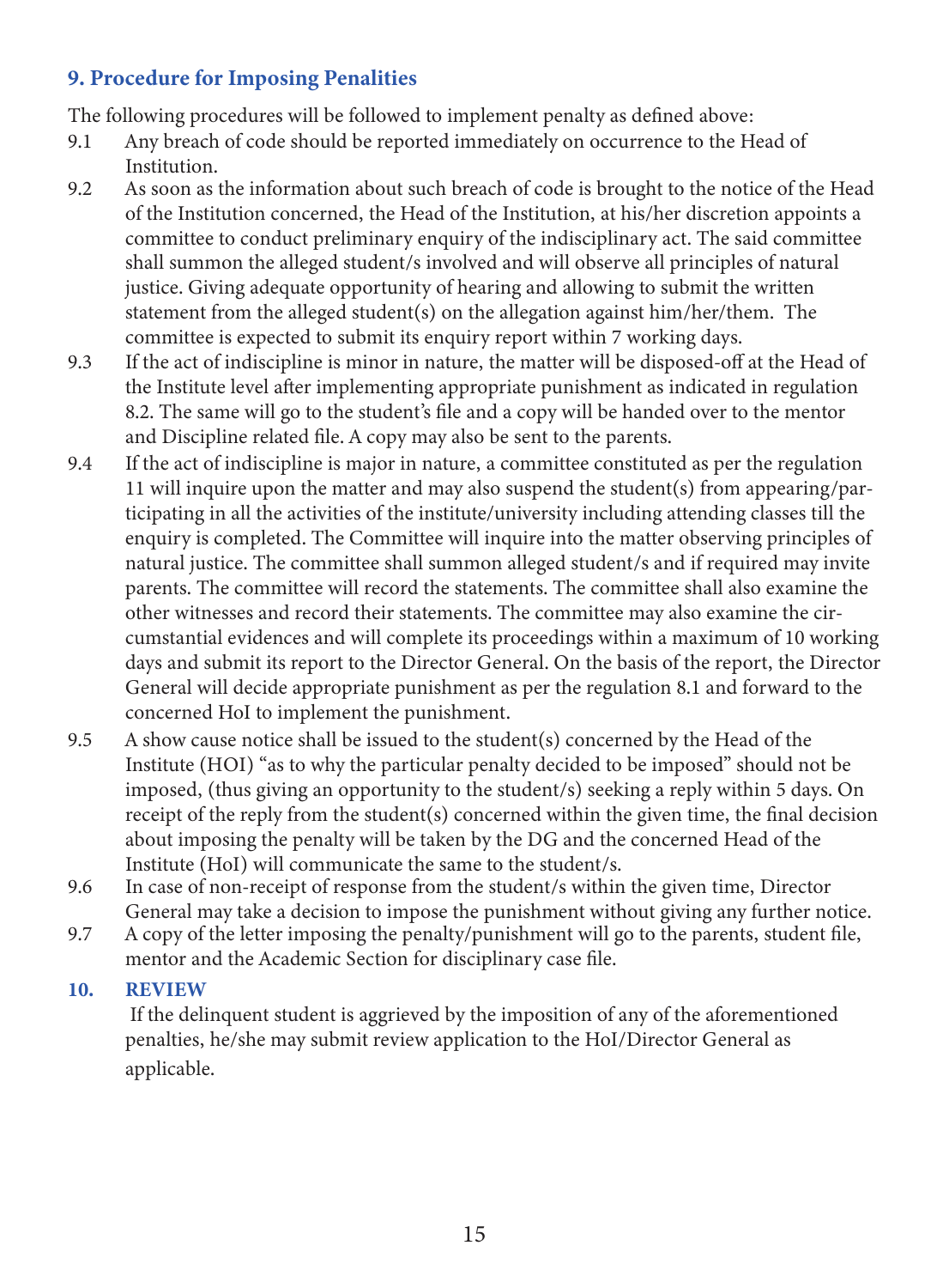## 9. Procedure for Imposing Penalities

The following procedures will be followed to implement penalty as defined above:

9.1 Any breach of code should be reported immediately on occurrence to the Head of Institution.

9.2 As soon as the information about such breach of code is brought to the notice of the Head of the Institution concerned, the Head of the Institution, at his/her discretion appoints a committee to conduct preliminary enquiry of the indisciplinary act. The said committee shall summon the alleged student/s involved and will observe all principles of natural justice. Giving adequate opportunity of hearing and allowing to submit the written statement from the alleged student(s) on the allegation against him/her/them. The committee is expected to submit its enquiry report within 7 working days.

9.3 If the act of indiscipline is minor in nature, the matter will be disposed-off at the Head of the Institute level after implementing appropriate punishment as indicated in regulation 8.2. The same will go to the student's file and a copy will be handed over to the mentor and Discipline related file. A copy may also be sent to the parents.

9.4 If the act of indiscipline is major in nature, a committee constituted as per the regulation 11 will inquire upon the matter and may also suspend the student(s) from appearing/participating in all the activities of the institute/university including attending classes till the enquiry is completed. The Committee will inquire into the matter observing principles of natural justice. The committee shall summon alleged student/s and if required may invite parents. The committee will record the statements. The committee shall also examine the other witnesses and record their statements. The committee may also examine the circumstantial evidences and will complete its proceedings within a maximum of 10 working days and submit its report to the Director General. On the basis of the report, the Director General will decide appropriate punishment as per the regulation 8.1 and forward to the concerned HoI to implement the punishment.

9.5 A show cause notice shall be issued to the student(s) concerned by the Head of the Institute (HOI) "as to why the particular penalty decided to be imposed" should not be imposed, (thus giving an opportunity to the student/s) seeking a reply within 5 days. On receipt of the reply from the student(s) concerned within the given time, the final decision about imposing the penalty will be taken by the DG and the concerned Head of the Institute (HoI) will communicate the same to the student/s.

9.6 In case of non-receipt of response from the student/s within the given time, Director General may take a decision to impose the punishment without giving any further notice.

9.7 A copy of the letter imposing the penalty/punishment will go to the parents, student file, mentor and the Academic Section for disciplinary case file.

## 10. REVIEW

If the delinquent student is aggrieved by the imposition of any of the aforementioned penalties, he/she may submit review application to the HoI/Director General as applicable.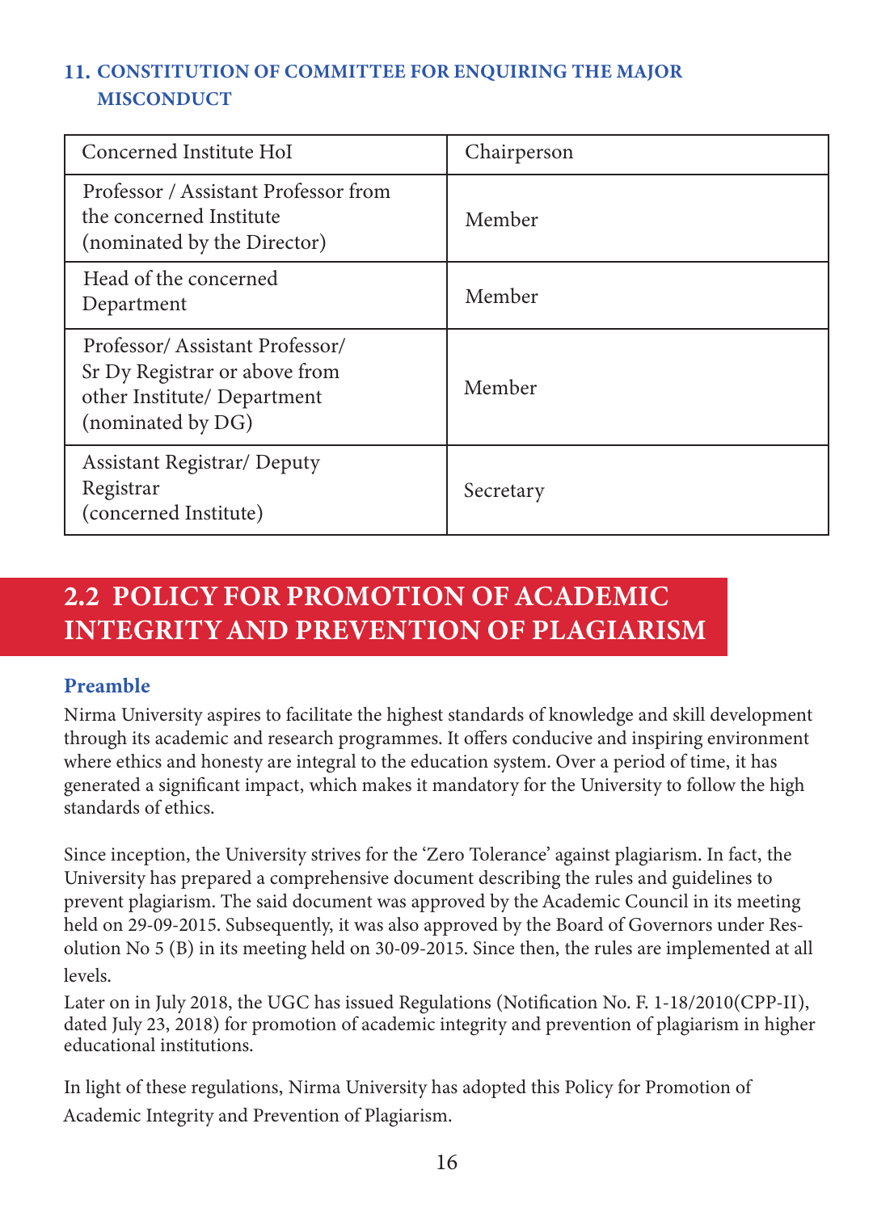### 11. CONSTITUTION OF COMMITTEE FOR ENQUIRING THE MAJOR MISCONDUCT

| Concerned Institute HoI | Chairperson |
|---|---|
| Professor / Assistant Professor from the concerned Institute (nominated by the Director) | Member |
| Head of the concerned Department | Member |
| Professor/ Assistant Professor/ Sr Dy Registrar or above from other Institute/ Department (nominated by DG) | Member |
| Assistant Registrar/ Deputy Registrar (concerned Institute) | Secretary |

## 2.2 POLICY FOR PROMOTION OF ACADEMIC INTEGRITY AND PREVENTION OF PLAGIARISM

### Preamble

Nirma University aspires to facilitate the highest standards of knowledge and skill development through its academic and research programmes. It offers conducive and inspiring environment where ethics and honesty are integral to the education system. Over a period of time, it has generated a significant impact, which makes it mandatory for the University to follow the high standards of ethics.

Since inception, the University strives for the 'Zero Tolerance' against plagiarism. In fact, the University has prepared a comprehensive document describing the rules and guidelines to prevent plagiarism. The said document was approved by the Academic Council in its meeting held on 29-09-2015. Subsequently, it was also approved by the Board of Governors under Resolution No 5 (B) in its meeting held on 30-09-2015. Since then, the rules are implemented at all levels.

Later on in July 2018, the UGC has issued Regulations (Notification No. F. 1-18/2010(CPP-II), dated July 23, 2018) for promotion of academic integrity and prevention of plagiarism in higher educational institutions.

In light of these regulations, Nirma University has adopted this Policy for Promotion of Academic Integrity and Prevention of Plagiarism.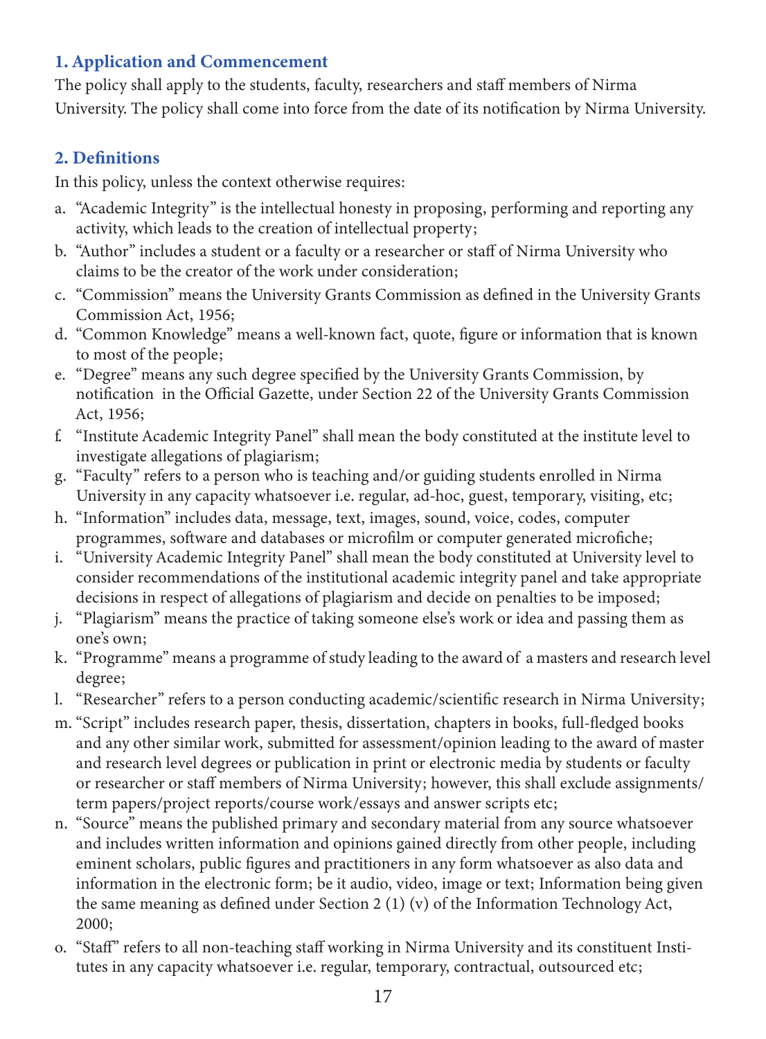## 1. Application and Commencement

The policy shall apply to the students, faculty, researchers and staff members of Nirma University. The policy shall come into force from the date of its notification by Nirma University.

## 2. Definitions

In this policy, unless the context otherwise requires:

a. "Academic Integrity" is the intellectual honesty in proposing, performing and reporting any activity, which leads to the creation of intellectual property;

b. "Author" includes a student or a faculty or a researcher or staff of Nirma University who claims to be the creator of the work under consideration;

c. "Commission" means the University Grants Commission as defined in the University Grants Commission Act, 1956;

d. "Common Knowledge" means a well-known fact, quote, figure or information that is known to most of the people;

e. "Degree" means any such degree specified by the University Grants Commission, by notification in the Official Gazette, under Section 22 of the University Grants Commission Act, 1956;

f. "Institute Academic Integrity Panel" shall mean the body constituted at the institute level to investigate allegations of plagiarism;

g. "Faculty" refers to a person who is teaching and/or guiding students enrolled in Nirma University in any capacity whatsoever i.e. regular, ad-hoc, guest, temporary, visiting, etc;

h. "Information" includes data, message, text, images, sound, voice, codes, computer programmes, software and databases or microfilm or computer generated microfiche;

i. "University Academic Integrity Panel" shall mean the body constituted at University level to consider recommendations of the institutional academic integrity panel and take appropriate decisions in respect of allegations of plagiarism and decide on penalties to be imposed;

j. "Plagiarism" means the practice of taking someone else's work or idea and passing them as one's own;

k. "Programme" means a programme of study leading to the award of a masters and research level degree;

l. "Researcher" refers to a person conducting academic/scientific research in Nirma University;

m. "Script" includes research paper, thesis, dissertation, chapters in books, full-fledged books and any other similar work, submitted for assessment/opinion leading to the award of master and research level degrees or publication in print or electronic media by students or faculty or researcher or staff members of Nirma University; however, this shall exclude assignments/ term papers/project reports/course work/essays and answer scripts etc;

n. "Source" means the published primary and secondary material from any source whatsoever and includes written information and opinions gained directly from other people, including eminent scholars, public figures and practitioners in any form whatsoever as also data and information in the electronic form; be it audio, video, image or text; Information being given the same meaning as defined under Section 2 (1) (v) of the Information Technology Act, 2000;

o. "Staff" refers to all non-teaching staff working in Nirma University and its constituent Institutes in any capacity whatsoever i.e. regular, temporary, contractual, outsourced etc;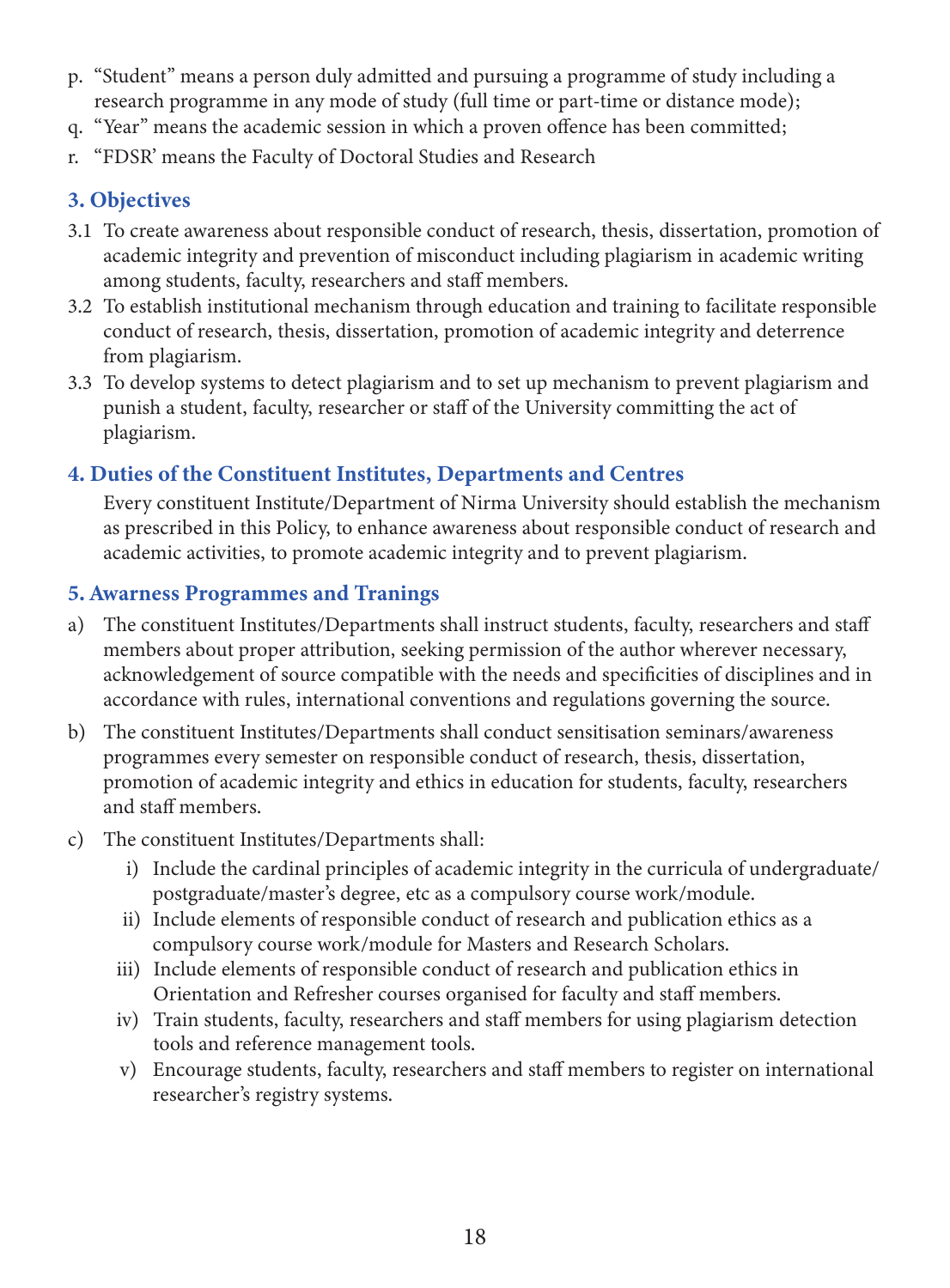p. "Student" means a person duly admitted and pursuing a programme of study including a research programme in any mode of study (full time or part-time or distance mode);

q. "Year" means the academic session in which a proven offence has been committed;

r. "FDSR' means the Faculty of Doctoral Studies and Research

## 3. Objectives

3.1 To create awareness about responsible conduct of research, thesis, dissertation, promotion of academic integrity and prevention of misconduct including plagiarism in academic writing among students, faculty, researchers and staff members.

3.2 To establish institutional mechanism through education and training to facilitate responsible conduct of research, thesis, dissertation, promotion of academic integrity and deterrence from plagiarism.

3.3 To develop systems to detect plagiarism and to set up mechanism to prevent plagiarism and punish a student, faculty, researcher or staff of the University committing the act of plagiarism.

## 4. Duties of the Constituent Institutes, Departments and Centres

Every constituent Institute/Department of Nirma University should establish the mechanism as prescribed in this Policy, to enhance awareness about responsible conduct of research and academic activities, to promote academic integrity and to prevent plagiarism.

## 5. Awarness Programmes and Tranings

a) The constituent Institutes/Departments shall instruct students, faculty, researchers and staff members about proper attribution, seeking permission of the author wherever necessary, acknowledgement of source compatible with the needs and specificities of disciplines and in accordance with rules, international conventions and regulations governing the source.

b) The constituent Institutes/Departments shall conduct sensitisation seminars/awareness programmes every semester on responsible conduct of research, thesis, dissertation, promotion of academic integrity and ethics in education for students, faculty, researchers and staff members.

c) The constituent Institutes/Departments shall:

   i) Include the cardinal principles of academic integrity in the curricula of undergraduate/ postgraduate/master's degree, etc as a compulsory course work/module.

   ii) Include elements of responsible conduct of research and publication ethics as a compulsory course work/module for Masters and Research Scholars.

   iii) Include elements of responsible conduct of research and publication ethics in Orientation and Refresher courses organised for faculty and staff members.

   iv) Train students, faculty, researchers and staff members for using plagiarism detection tools and reference management tools.

   v) Encourage students, faculty, researchers and staff members to register on international researcher's registry systems.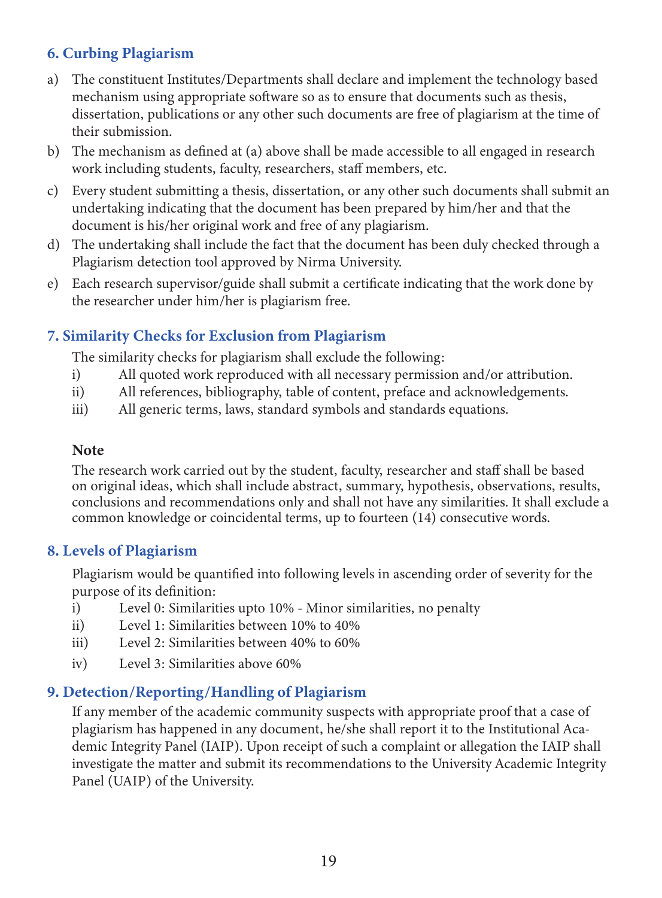## 6. Curbing Plagiarism

a) The constituent Institutes/Departments shall declare and implement the technology based mechanism using appropriate software so as to ensure that documents such as thesis, dissertation, publications or any other such documents are free of plagiarism at the time of their submission.

b) The mechanism as defined at (a) above shall be made accessible to all engaged in research work including students, faculty, researchers, staff members, etc.

c) Every student submitting a thesis, dissertation, or any other such documents shall submit an undertaking indicating that the document has been prepared by him/her and that the document is his/her original work and free of any plagiarism.

d) The undertaking shall include the fact that the document has been duly checked through a Plagiarism detection tool approved by Nirma University.

e) Each research supervisor/guide shall submit a certificate indicating that the work done by the researcher under him/her is plagiarism free.

## 7. Similarity Checks for Exclusion from Plagiarism

The similarity checks for plagiarism shall exclude the following:

i) All quoted work reproduced with all necessary permission and/or attribution.

ii) All references, bibliography, table of content, preface and acknowledgements.

iii) All generic terms, laws, standard symbols and standards equations.

**Note**

The research work carried out by the student, faculty, researcher and staff shall be based on original ideas, which shall include abstract, summary, hypothesis, observations, results, conclusions and recommendations only and shall not have any similarities. It shall exclude a common knowledge or coincidental terms, up to fourteen (14) consecutive words.

## 8. Levels of Plagiarism

Plagiarism would be quantified into following levels in ascending order of severity for the purpose of its definition:

i) Level 0: Similarities upto 10% - Minor similarities, no penalty

ii) Level 1: Similarities between 10% to 40%

iii) Level 2: Similarities between 40% to 60%

iv) Level 3: Similarities above 60%

## 9. Detection/Reporting/Handling of Plagiarism

If any member of the academic community suspects with appropriate proof that a case of plagiarism has happened in any document, he/she shall report it to the Institutional Academic Integrity Panel (IAIP). Upon receipt of such a complaint or allegation the IAIP shall investigate the matter and submit its recommendations to the University Academic Integrity Panel (UAIP) of the University.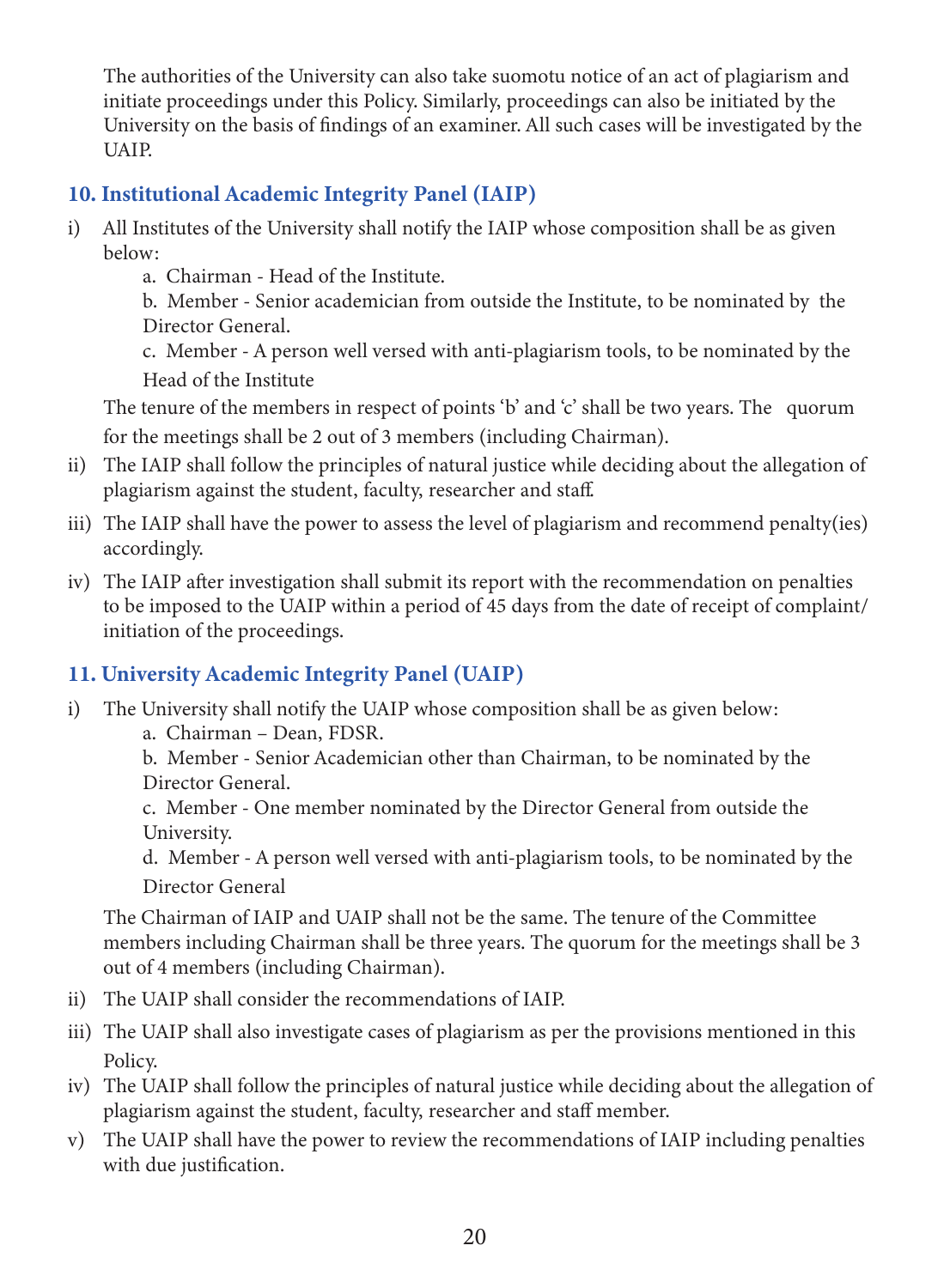The authorities of the University can also take suomotu notice of an act of plagiarism and initiate proceedings under this Policy. Similarly, proceedings can also be initiated by the University on the basis of findings of an examiner. All such cases will be investigated by the UAIP.

## 10. Institutional Academic Integrity Panel (IAIP)

i) All Institutes of the University shall notify the IAIP whose composition shall be as given below:

   a. Chairman - Head of the Institute.

   b. Member - Senior academician from outside the Institute, to be nominated by the Director General.

   c. Member - A person well versed with anti-plagiarism tools, to be nominated by the Head of the Institute

   The tenure of the members in respect of points 'b' and 'c' shall be two years. The quorum for the meetings shall be 2 out of 3 members (including Chairman).

ii) The IAIP shall follow the principles of natural justice while deciding about the allegation of plagiarism against the student, faculty, researcher and staff.

iii) The IAIP shall have the power to assess the level of plagiarism and recommend penalty(ies) accordingly.

iv) The IAIP after investigation shall submit its report with the recommendation on penalties to be imposed to the UAIP within a period of 45 days from the date of receipt of complaint/ initiation of the proceedings.

## 11. University Academic Integrity Panel (UAIP)

i) The University shall notify the UAIP whose composition shall be as given below:

   a. Chairman – Dean, FDSR.

   b. Member - Senior Academician other than Chairman, to be nominated by the Director General.

   c. Member - One member nominated by the Director General from outside the University.

   d. Member - A person well versed with anti-plagiarism tools, to be nominated by the Director General

   The Chairman of IAIP and UAIP shall not be the same. The tenure of the Committee members including Chairman shall be three years. The quorum for the meetings shall be 3 out of 4 members (including Chairman).

ii) The UAIP shall consider the recommendations of IAIP.

iii) The UAIP shall also investigate cases of plagiarism as per the provisions mentioned in this Policy.

iv) The UAIP shall follow the principles of natural justice while deciding about the allegation of plagiarism against the student, faculty, researcher and staff member.

v) The UAIP shall have the power to review the recommendations of IAIP including penalties with due justification.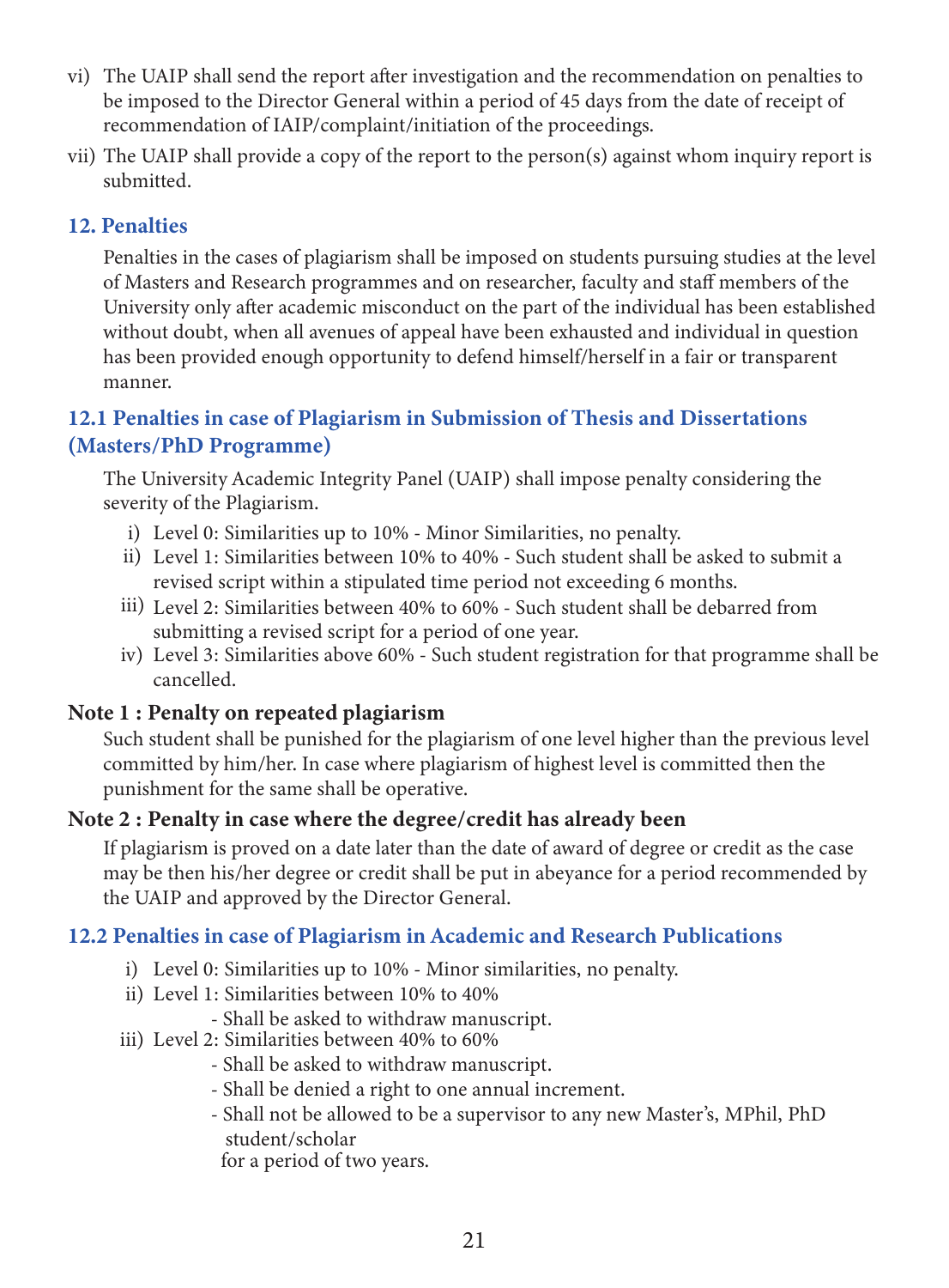vi) The UAIP shall send the report after investigation and the recommendation on penalties to be imposed to the Director General within a period of 45 days from the date of receipt of recommendation of IAIP/complaint/initiation of the proceedings.

vii) The UAIP shall provide a copy of the report to the person(s) against whom inquiry report is submitted.

## 12. Penalties

Penalties in the cases of plagiarism shall be imposed on students pursuing studies at the level of Masters and Research programmes and on researcher, faculty and staff members of the University only after academic misconduct on the part of the individual has been established without doubt, when all avenues of appeal have been exhausted and individual in question has been provided enough opportunity to defend himself/herself in a fair or transparent manner.

### 12.1 Penalties in case of Plagiarism in Submission of Thesis and Dissertations (Masters/PhD Programme)

The University Academic Integrity Panel (UAIP) shall impose penalty considering the severity of the Plagiarism.

i) Level 0: Similarities up to 10% - Minor Similarities, no penalty.

ii) Level 1: Similarities between 10% to 40% - Such student shall be asked to submit a revised script within a stipulated time period not exceeding 6 months.

iii) Level 2: Similarities between 40% to 60% - Such student shall be debarred from submitting a revised script for a period of one year.

iv) Level 3: Similarities above 60% - Such student registration for that programme shall be cancelled.

**Note 1 : Penalty on repeated plagiarism**

Such student shall be punished for the plagiarism of one level higher than the previous level committed by him/her. In case where plagiarism of highest level is committed then the punishment for the same shall be operative.

**Note 2 : Penalty in case where the degree/credit has already been**

If plagiarism is proved on a date later than the date of award of degree or credit as the case may be then his/her degree or credit shall be put in abeyance for a period recommended by the UAIP and approved by the Director General.

### 12.2 Penalties in case of Plagiarism in Academic and Research Publications

i) Level 0: Similarities up to 10% - Minor similarities, no penalty.

ii) Level 1: Similarities between 10% to 40%
   - Shall be asked to withdraw manuscript.

iii) Level 2: Similarities between 40% to 60%
   - Shall be asked to withdraw manuscript.
   - Shall be denied a right to one annual increment.
   - Shall not be allowed to be a supervisor to any new Master's, MPhil, PhD student/scholar for a period of two years.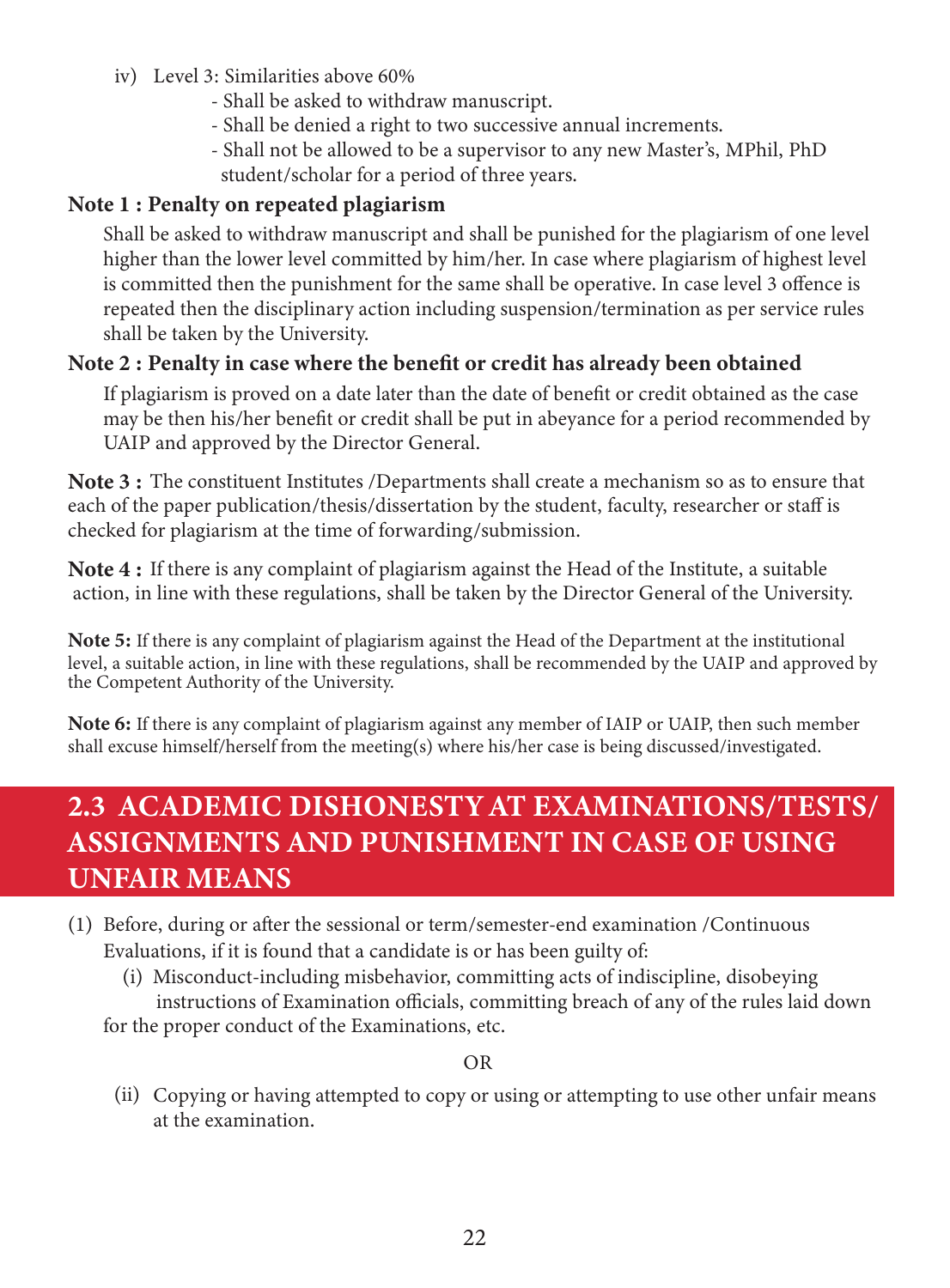iv) Level 3: Similarities above 60%

- Shall be asked to withdraw manuscript.
- Shall be denied a right to two successive annual increments.
- Shall not be allowed to be a supervisor to any new Master's, MPhil, PhD student/scholar for a period of three years.

**Note 1 : Penalty on repeated plagiarism**

Shall be asked to withdraw manuscript and shall be punished for the plagiarism of one level higher than the lower level committed by him/her. In case where plagiarism of highest level is committed then the punishment for the same shall be operative. In case level 3 offence is repeated then the disciplinary action including suspension/termination as per service rules shall be taken by the University.

**Note 2 : Penalty in case where the benefit or credit has already been obtained**

If plagiarism is proved on a date later than the date of benefit or credit obtained as the case may be then his/her benefit or credit shall be put in abeyance for a period recommended by UAIP and approved by the Director General.

**Note 3 :** The constituent Institutes /Departments shall create a mechanism so as to ensure that each of the paper publication/thesis/dissertation by the student, faculty, researcher or staff is checked for plagiarism at the time of forwarding/submission.

**Note 4 :** If there is any complaint of plagiarism against the Head of the Institute, a suitable action, in line with these regulations, shall be taken by the Director General of the University.

**Note 5:** If there is any complaint of plagiarism against the Head of the Department at the institutional level, a suitable action, in line with these regulations, shall be recommended by the UAIP and approved by the Competent Authority of the University.

**Note 6:** If there is any complaint of plagiarism against any member of IAIP or UAIP, then such member shall excuse himself/herself from the meeting(s) where his/her case is being discussed/investigated.

## 2.3 ACADEMIC DISHONESTY AT EXAMINATIONS/TESTS/ ASSIGNMENTS AND PUNISHMENT IN CASE OF USING UNFAIR MEANS

(1) Before, during or after the sessional or term/semester-end examination /Continuous Evaluations, if it is found that a candidate is or has been guilty of:

(i) Misconduct-including misbehavior, committing acts of indiscipline, disobeying instructions of Examination officials, committing breach of any of the rules laid down for the proper conduct of the Examinations, etc.

OR

(ii) Copying or having attempted to copy or using or attempting to use other unfair means at the examination.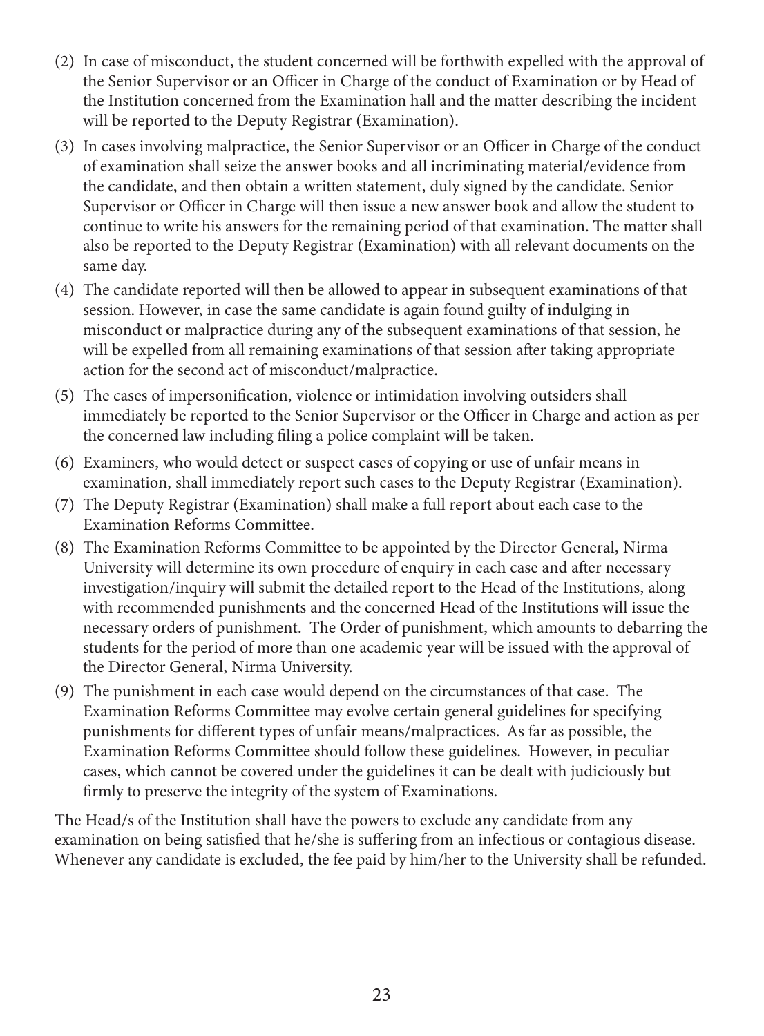(2) In case of misconduct, the student concerned will be forthwith expelled with the approval of the Senior Supervisor or an Officer in Charge of the conduct of Examination or by Head of the Institution concerned from the Examination hall and the matter describing the incident will be reported to the Deputy Registrar (Examination).

(3) In cases involving malpractice, the Senior Supervisor or an Officer in Charge of the conduct of examination shall seize the answer books and all incriminating material/evidence from the candidate, and then obtain a written statement, duly signed by the candidate. Senior Supervisor or Officer in Charge will then issue a new answer book and allow the student to continue to write his answers for the remaining period of that examination. The matter shall also be reported to the Deputy Registrar (Examination) with all relevant documents on the same day.

(4) The candidate reported will then be allowed to appear in subsequent examinations of that session. However, in case the same candidate is again found guilty of indulging in misconduct or malpractice during any of the subsequent examinations of that session, he will be expelled from all remaining examinations of that session after taking appropriate action for the second act of misconduct/malpractice.

(5) The cases of impersonification, violence or intimidation involving outsiders shall immediately be reported to the Senior Supervisor or the Officer in Charge and action as per the concerned law including filing a police complaint will be taken.

(6) Examiners, who would detect or suspect cases of copying or use of unfair means in examination, shall immediately report such cases to the Deputy Registrar (Examination).

(7) The Deputy Registrar (Examination) shall make a full report about each case to the Examination Reforms Committee.

(8) The Examination Reforms Committee to be appointed by the Director General, Nirma University will determine its own procedure of enquiry in each case and after necessary investigation/inquiry will submit the detailed report to the Head of the Institutions, along with recommended punishments and the concerned Head of the Institutions will issue the necessary orders of punishment. The Order of punishment, which amounts to debarring the students for the period of more than one academic year will be issued with the approval of the Director General, Nirma University.

(9) The punishment in each case would depend on the circumstances of that case. The Examination Reforms Committee may evolve certain general guidelines for specifying punishments for different types of unfair means/malpractices. As far as possible, the Examination Reforms Committee should follow these guidelines. However, in peculiar cases, which cannot be covered under the guidelines it can be dealt with judiciously but firmly to preserve the integrity of the system of Examinations.

The Head/s of the Institution shall have the powers to exclude any candidate from any examination on being satisfied that he/she is suffering from an infectious or contagious disease. Whenever any candidate is excluded, the fee paid by him/her to the University shall be refunded.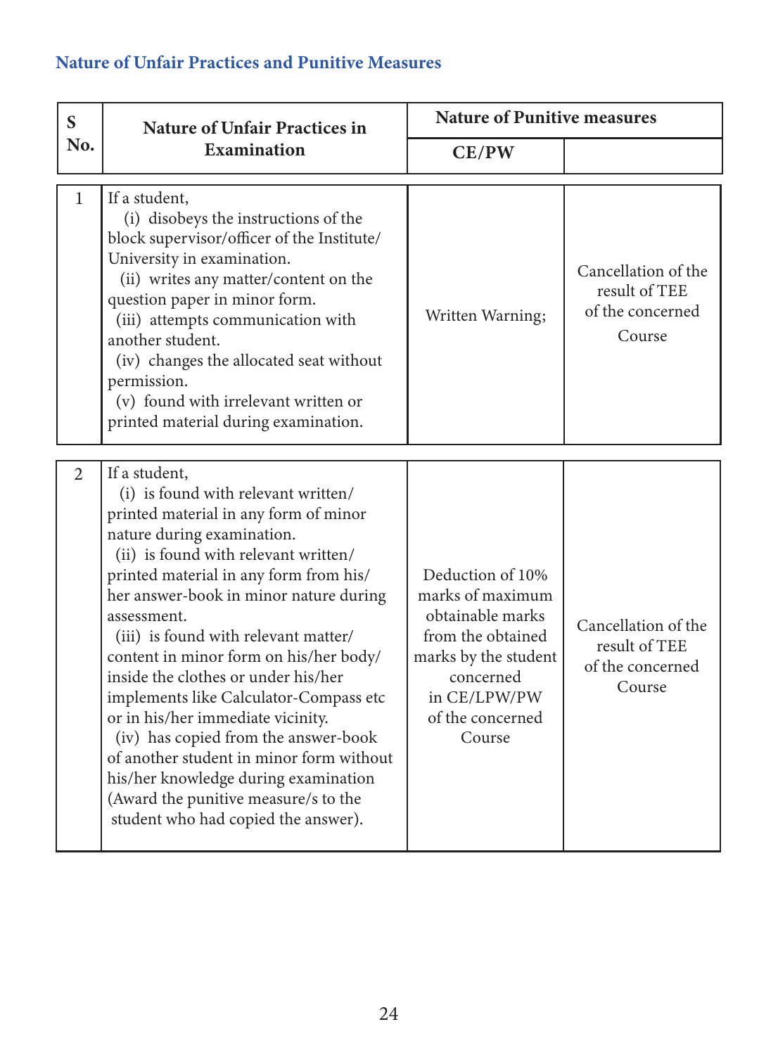### Nature of Unfair Practices and Punitive Measures

| S No. | Nature of Unfair Practices in Examination | Nature of Punitive measures | |
|---|---|---|---|
| | | CE/PW | |
| 1 | If a student, (i) disobeys the instructions of the block supervisor/officer of the Institute/ University in examination. (ii) writes any matter/content on the question paper in minor form. (iii) attempts communication with another student. (iv) changes the allocated seat without permission. (v) found with irrelevant written or printed material during examination. | Written Warning; | Cancellation of the result of TEE of the concerned Course |
| 2 | If a student, (i) is found with relevant written/ printed material in any form of minor nature during examination. (ii) is found with relevant written/ printed material in any form from his/ her answer-book in minor nature during assessment. (iii) is found with relevant matter/ content in minor form on his/her body/ inside the clothes or under his/her implements like Calculator-Compass etc or in his/her immediate vicinity. (iv) has copied from the answer-book of another student in minor form without his/her knowledge during examination (Award the punitive measure/s to the student who had copied the answer). | Deduction of 10% marks of maximum obtainable marks from the obtained marks by the student concerned in CE/LPW/PW of the concerned Course | Cancellation of the result of TEE of the concerned Course |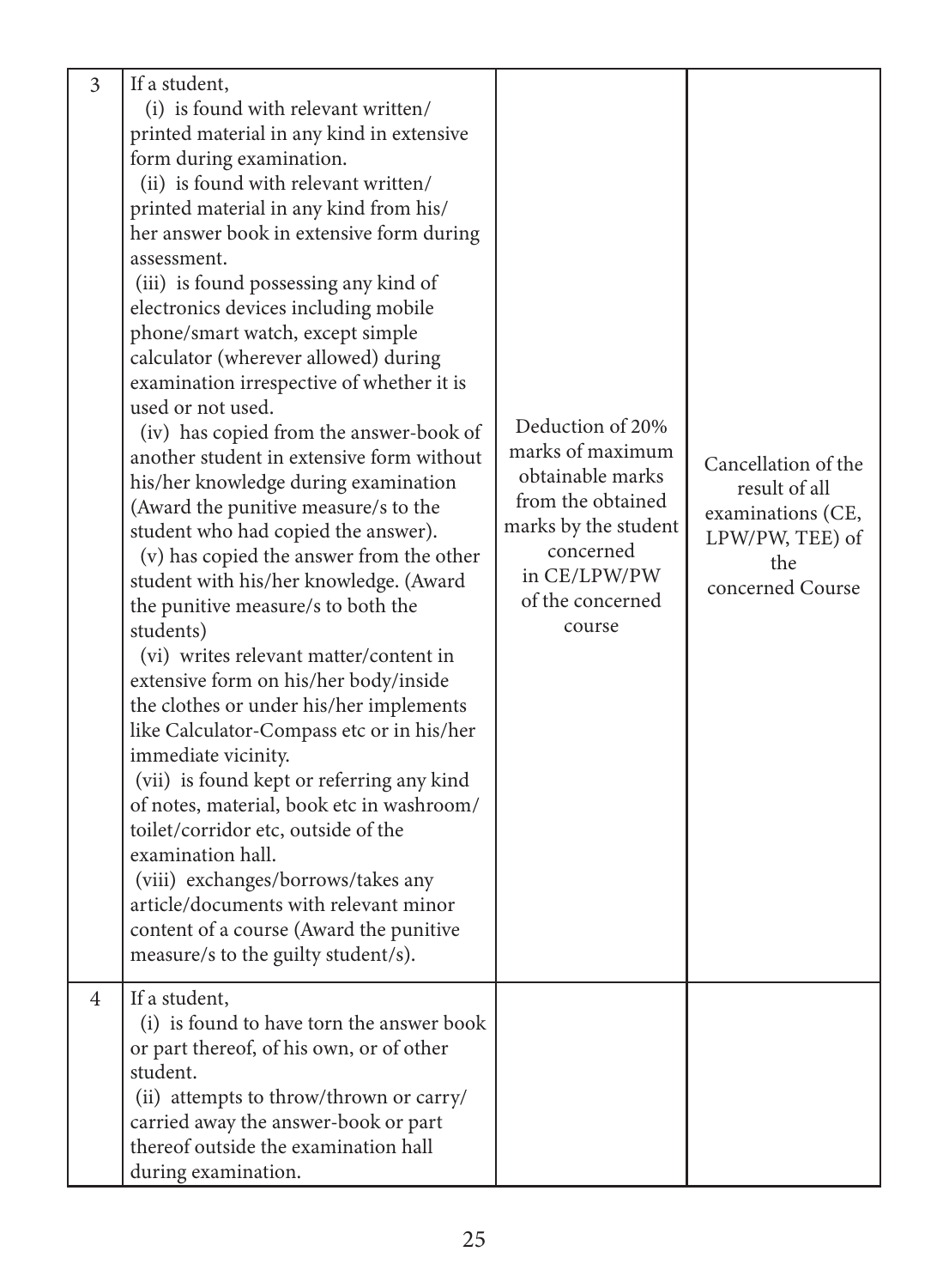| | | | |
|---|---|---|---|
| 3 | If a student,<br>(i) is found with relevant written/printed material in any kind in extensive form during examination.<br>(ii) is found with relevant written/printed material in any kind from his/her answer book in extensive form during assessment.<br>(iii) is found possessing any kind of electronics devices including mobile phone/smart watch, except simple calculator (wherever allowed) during examination irrespective of whether it is used or not used.<br>(iv) has copied from the answer-book of another student in extensive form without his/her knowledge during examination (Award the punitive measure/s to the student who had copied the answer).<br>(v) has copied the answer from the other student with his/her knowledge. (Award the punitive measure/s to both the students)<br>(vi) writes relevant matter/content in extensive form on his/her body/inside the clothes or under his/her implements like Calculator-Compass etc or in his/her immediate vicinity.<br>(vii) is found kept or referring any kind of notes, material, book etc in washroom/toilet/corridor etc, outside of the examination hall.<br>(viii) exchanges/borrows/takes any article/documents with relevant minor content of a course (Award the punitive measure/s to the guilty student/s). | Deduction of 20% marks of maximum obtainable marks from the obtained marks by the student concerned in CE/LPW/PW of the concerned course | Cancellation of the result of all examinations (CE, LPW/PW, TEE) of the concerned Course |
| 4 | If a student,<br>(i) is found to have torn the answer book or part thereof, of his own, or of other student.<br>(ii) attempts to throw/thrown or carry/carried away the answer-book or part thereof outside the examination hall during examination. | | |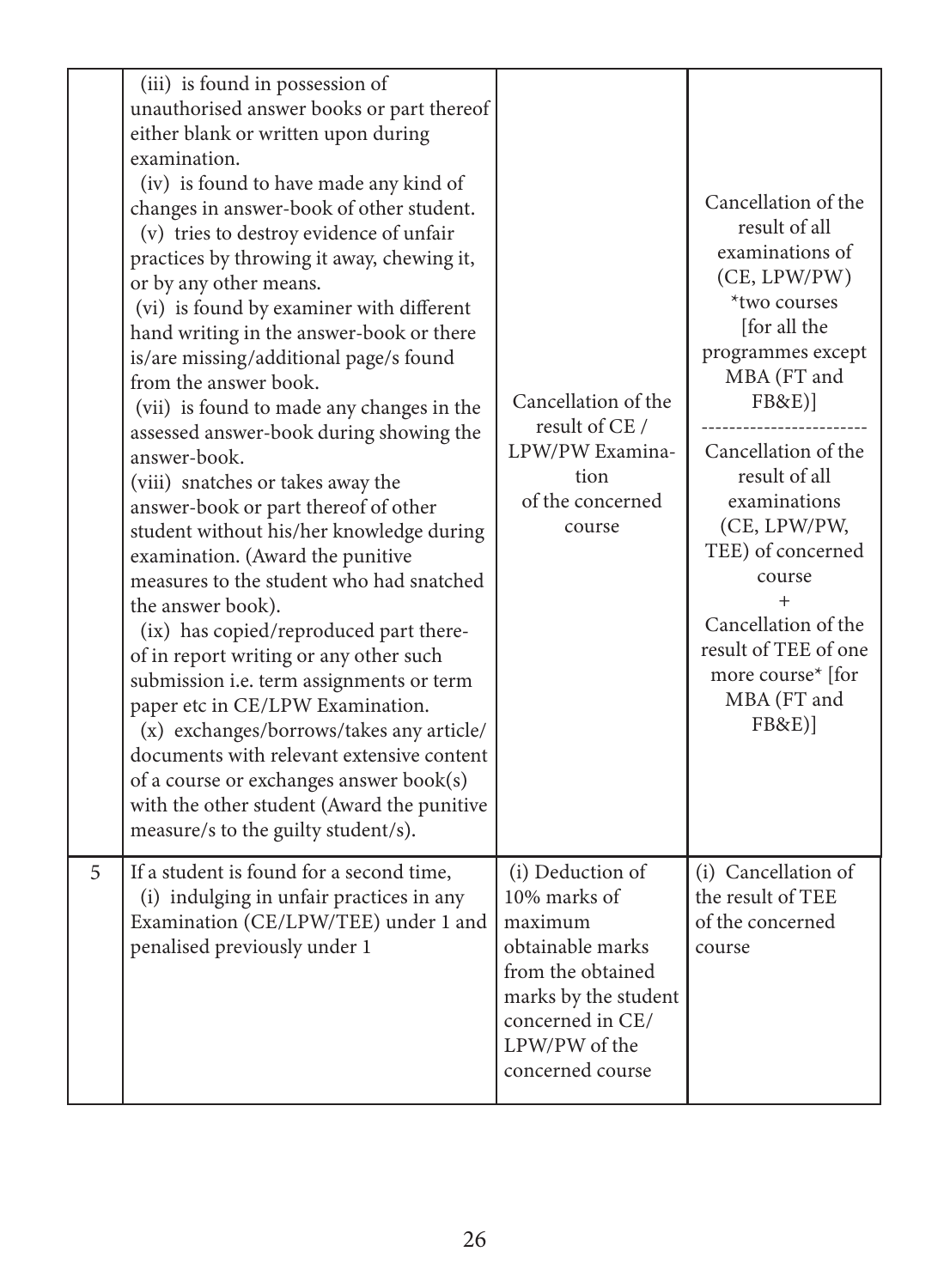| | | | |
|---|---|---|---|
| | (iii) is found in possession of unauthorised answer books or part thereof either blank or written upon during examination.<br>(iv) is found to have made any kind of changes in answer-book of other student.<br>(v) tries to destroy evidence of unfair practices by throwing it away, chewing it, or by any other means.<br>(vi) is found by examiner with different hand writing in the answer-book or there is/are missing/additional page/s found from the answer book.<br>(vii) is found to made any changes in the assessed answer-book during showing the answer-book.<br>(viii) snatches or takes away the answer-book or part thereof of other student without his/her knowledge during examination. (Award the punitive measures to the student who had snatched the answer book).<br>(ix) has copied/reproduced part thereof in report writing or any other such submission i.e. term assignments or term paper etc in CE/LPW Examination.<br>(x) exchanges/borrows/takes any article/ documents with relevant extensive content of a course or exchanges answer book(s) with the other student (Award the punitive measure/s to the guilty student/s). | Cancellation of the result of CE / LPW/PW Examination of the concerned course | Cancellation of the result of all examinations of (CE, LPW/PW) *two courses [for all the programmes except MBA (FT and FB&E)]<br>------------------------<br>Cancellation of the result of all examinations (CE, LPW/PW, TEE) of concerned course<br>+<br>Cancellation of the result of TEE of one more course* [for MBA (FT and FB&E)] |
| 5 | If a student is found for a second time,<br>(i) indulging in unfair practices in any Examination (CE/LPW/TEE) under 1 and penalised previously under 1 | (i) Deduction of 10% marks of maximum obtainable marks from the obtained marks by the student concerned in CE/ LPW/PW of the concerned course | (i) Cancellation of the result of TEE of the concerned course |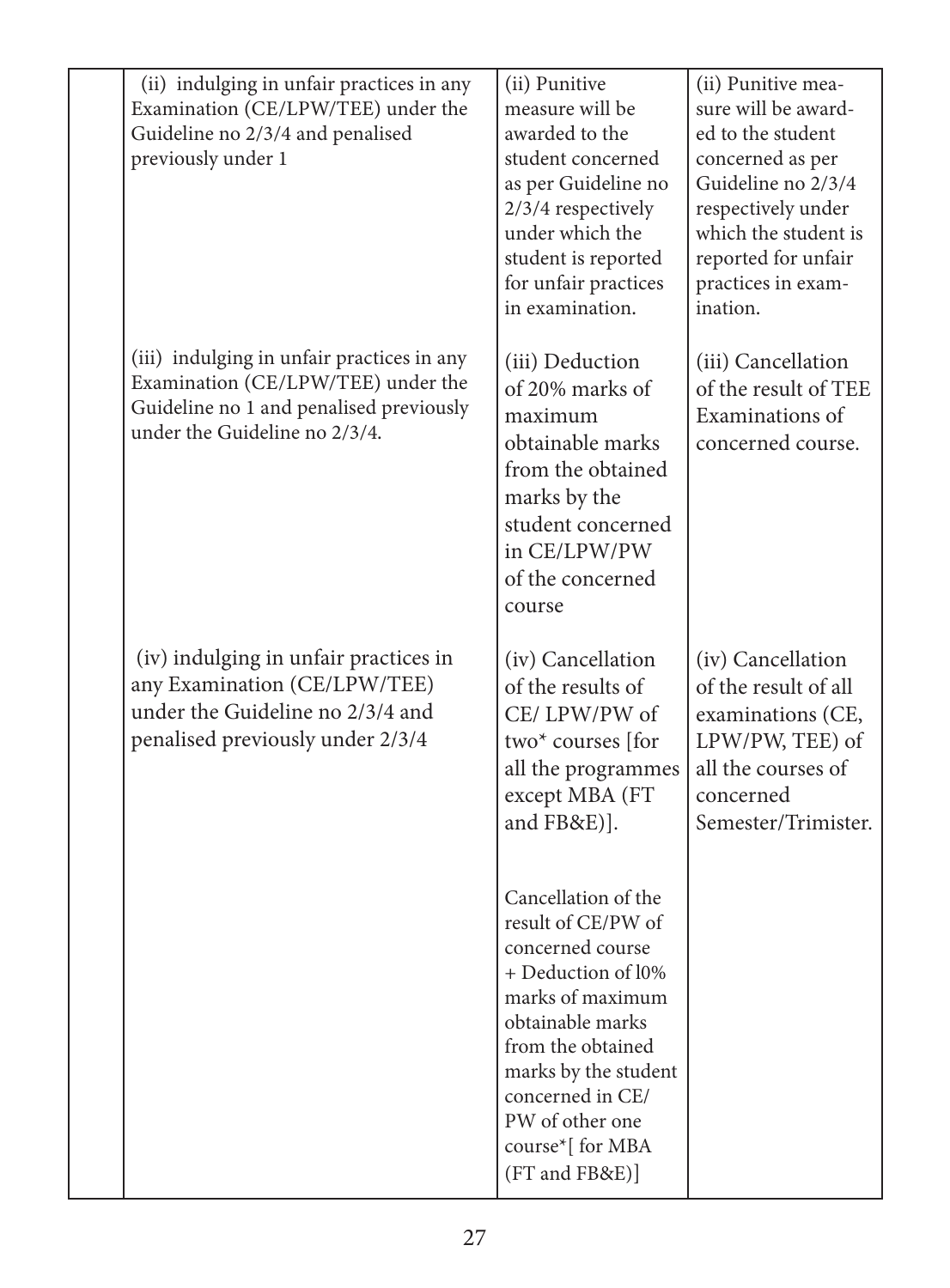| | | | |
|---|---|---|---|
| | (ii) indulging in unfair practices in any Examination (CE/LPW/TEE) under the Guideline no 2/3/4 and penalised previously under 1 | (ii) Punitive measure will be awarded to the student concerned as per Guideline no 2/3/4 respectively under which the student is reported for unfair practices in examination. | (ii) Punitive measure will be awarded to the student concerned as per Guideline no 2/3/4 respectively under which the student is reported for unfair practices in examination. |
| | (iii) indulging in unfair practices in any Examination (CE/LPW/TEE) under the Guideline no 1 and penalised previously under the Guideline no 2/3/4. | (iii) Deduction of 20% marks of maximum obtainable marks from the obtained marks by the student concerned in CE/LPW/PW of the concerned course | (iii) Cancellation of the result of TEE Examinations of concerned course. |
| | (iv) indulging in unfair practices in any Examination (CE/LPW/TEE) under the Guideline no 2/3/4 and penalised previously under 2/3/4 | (iv) Cancellation of the results of CE/ LPW/PW of two* courses [for all the programmes except MBA (FT and FB&E)].<br><br>Cancellation of the result of CE/PW of concerned course + Deduction of l0% marks of maximum obtainable marks from the obtained marks by the student concerned in CE/ PW of other one course*[ for MBA (FT and FB&E)] | (iv) Cancellation of the result of all examinations (CE, LPW/PW, TEE) of all the courses of concerned Semester/Trimister. |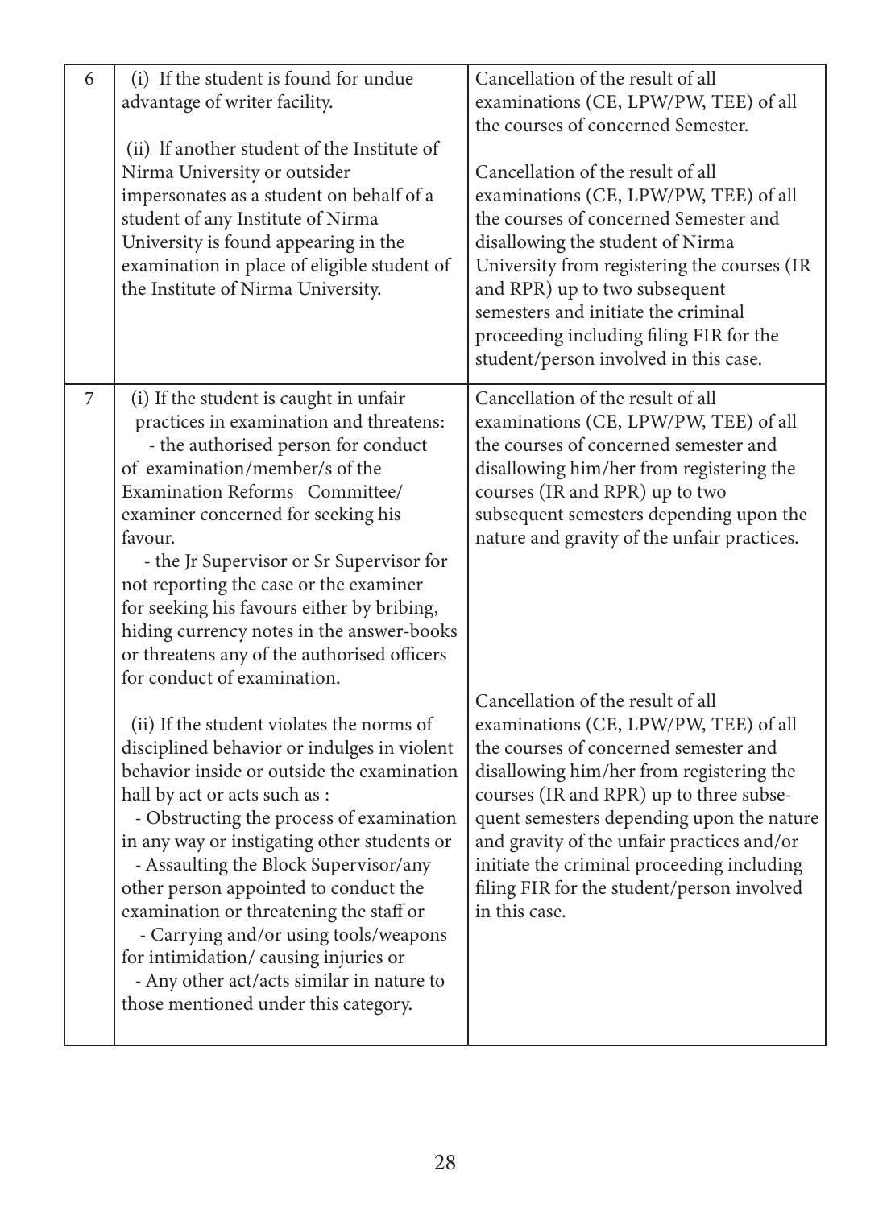| | | |
|---|---|---|
| 6 | (i) If the student is found for undue advantage of writer facility.<br><br>(ii) If another student of the Institute of Nirma University or outsider impersonates as a student on behalf of a student of any Institute of Nirma University is found appearing in the examination in place of eligible student of the Institute of Nirma University. | Cancellation of the result of all examinations (CE, LPW/PW, TEE) of all the courses of concerned Semester.<br><br>Cancellation of the result of all examinations (CE, LPW/PW, TEE) of all the courses of concerned Semester and disallowing the student of Nirma University from registering the courses (IR and RPR) up to two subsequent semesters and initiate the criminal proceeding including filing FIR for the student/person involved in this case. |
| 7 | (i) If the student is caught in unfair practices in examination and threatens:<br>- the authorised person for conduct of examination/member/s of the Examination Reforms Committee/ examiner concerned for seeking his favour.<br>- the Jr Supervisor or Sr Supervisor for not reporting the case or the examiner for seeking his favours either by bribing, hiding currency notes in the answer-books or threatens any of the authorised officers for conduct of examination.<br><br>(ii) If the student violates the norms of disciplined behavior or indulges in violent behavior inside or outside the examination hall by act or acts such as :<br>- Obstructing the process of examination in any way or instigating other students or<br>- Assaulting the Block Supervisor/any other person appointed to conduct the examination or threatening the staff or<br>- Carrying and/or using tools/weapons for intimidation/ causing injuries or<br>- Any other act/acts similar in nature to those mentioned under this category. | Cancellation of the result of all examinations (CE, LPW/PW, TEE) of all the courses of concerned semester and disallowing him/her from registering the courses (IR and RPR) up to two subsequent semesters depending upon the nature and gravity of the unfair practices.<br><br>Cancellation of the result of all examinations (CE, LPW/PW, TEE) of all the courses of concerned semester and disallowing him/her from registering the courses (IR and RPR) up to three subsequent semesters depending upon the nature and gravity of the unfair practices and/or initiate the criminal proceeding including filing FIR for the student/person involved in this case. |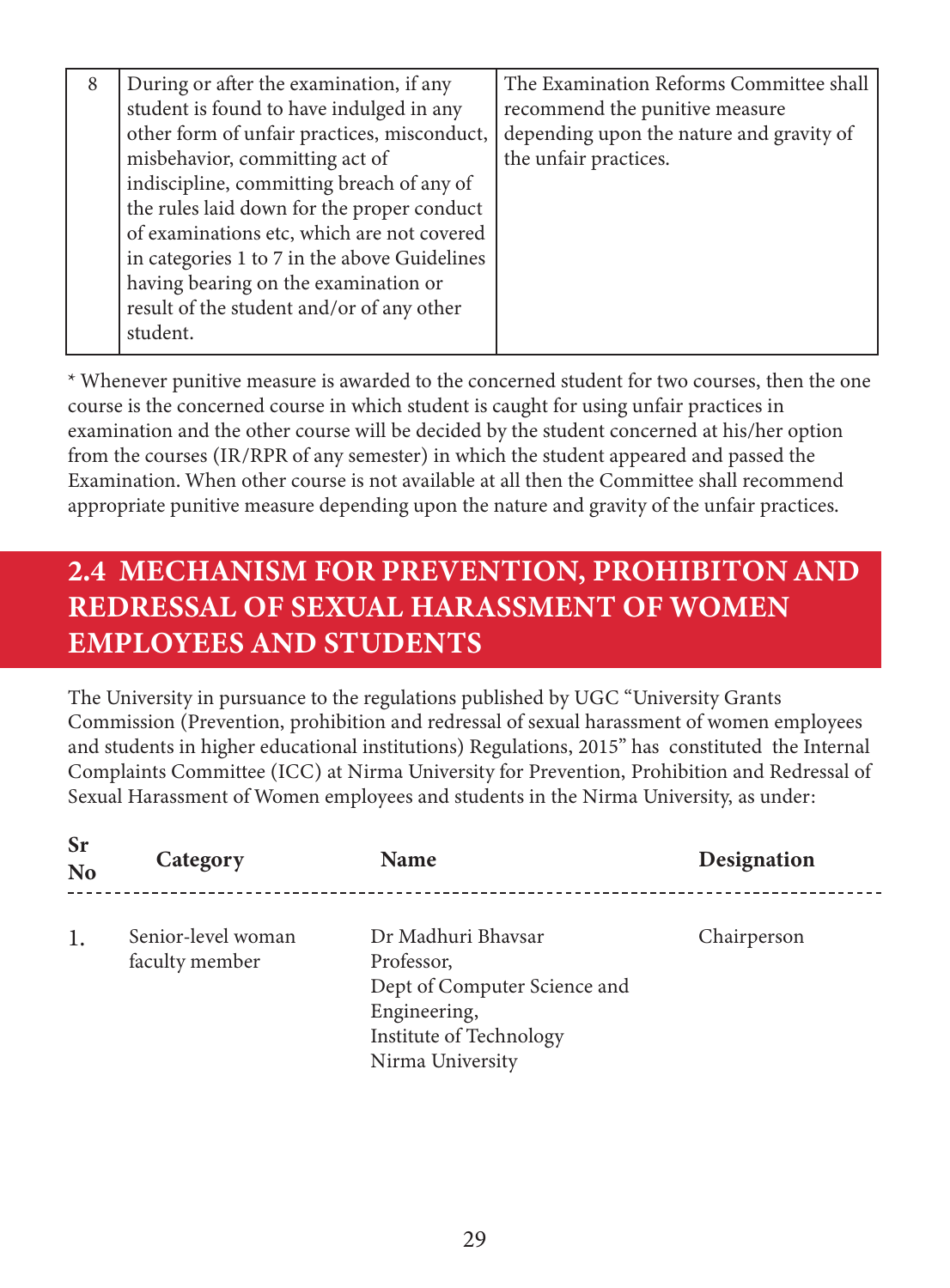| 8 | During or after the examination, if any student is found to have indulged in any other form of unfair practices, misconduct, misbehavior, committing act of indiscipline, committing breach of any of the rules laid down for the proper conduct of examinations etc, which are not covered in categories 1 to 7 in the above Guidelines having bearing on the examination or result of the student and/or of any other student. | The Examination Reforms Committee shall recommend the punitive measure depending upon the nature and gravity of the unfair practices. |
|---|---|---|

* Whenever punitive measure is awarded to the concerned student for two courses, then the one course is the concerned course in which student is caught for using unfair practices in examination and the other course will be decided by the student concerned at his/her option from the courses (IR/RPR of any semester) in which the student appeared and passed the Examination. When other course is not available at all then the Committee shall recommend appropriate punitive measure depending upon the nature and gravity of the unfair practices.

## 2.4 MECHANISM FOR PREVENTION, PROHIBITON AND REDRESSAL OF SEXUAL HARASSMENT OF WOMEN EMPLOYEES AND STUDENTS

The University in pursuance to the regulations published by UGC "University Grants Commission (Prevention, prohibition and redressal of sexual harassment of women employees and students in higher educational institutions) Regulations, 2015" has constituted the Internal Complaints Committee (ICC) at Nirma University for Prevention, Prohibition and Redressal of Sexual Harassment of Women employees and students in the Nirma University, as under:

| Sr No | Category | Name | Designation |
|---|---|---|---|
| 1. | Senior-level woman faculty member | Dr Madhuri Bhavsar<br>Professor,<br>Dept of Computer Science and Engineering,<br>Institute of Technology<br>Nirma University | Chairperson |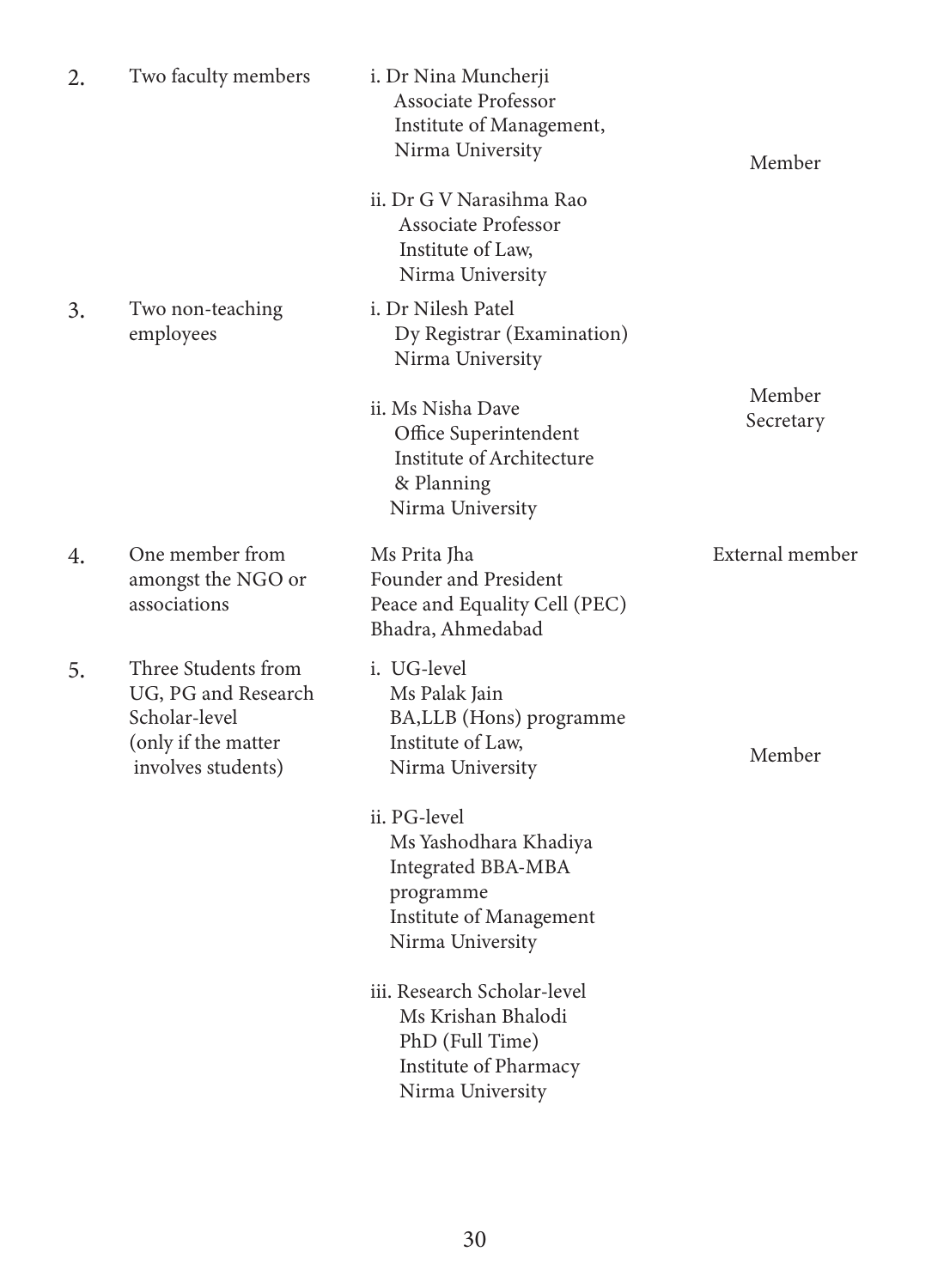| | | | |
|---|---|---|---|
| 2. | Two faculty members | i. Dr Nina Muncherji<br>Associate Professor<br>Institute of Management,<br>Nirma University<br><br>ii. Dr G V Narasihma Rao<br>Associate Professor<br>Institute of Law,<br>Nirma University | Member |
| 3. | Two non-teaching employees | i. Dr Nilesh Patel<br>Dy Registrar (Examination)<br>Nirma University<br><br>ii. Ms Nisha Dave<br>Office Superintendent<br>Institute of Architecture & Planning<br>Nirma University | Member Secretary |
| 4. | One member from amongst the NGO or associations | Ms Prita Jha<br>Founder and President<br>Peace and Equality Cell (PEC)<br>Bhadra, Ahmedabad | External member |
| 5. | Three Students from UG, PG and Research Scholar-level (only if the matter involves students) | i. UG-level<br>Ms Palak Jain<br>BA,LLB (Hons) programme<br>Institute of Law,<br>Nirma University<br><br>ii. PG-level<br>Ms Yashodhara Khadiya<br>Integrated BBA-MBA programme<br>Institute of Management<br>Nirma University<br><br>iii. Research Scholar-level<br>Ms Krishan Bhalodi<br>PhD (Full Time)<br>Institute of Pharmacy<br>Nirma University | Member |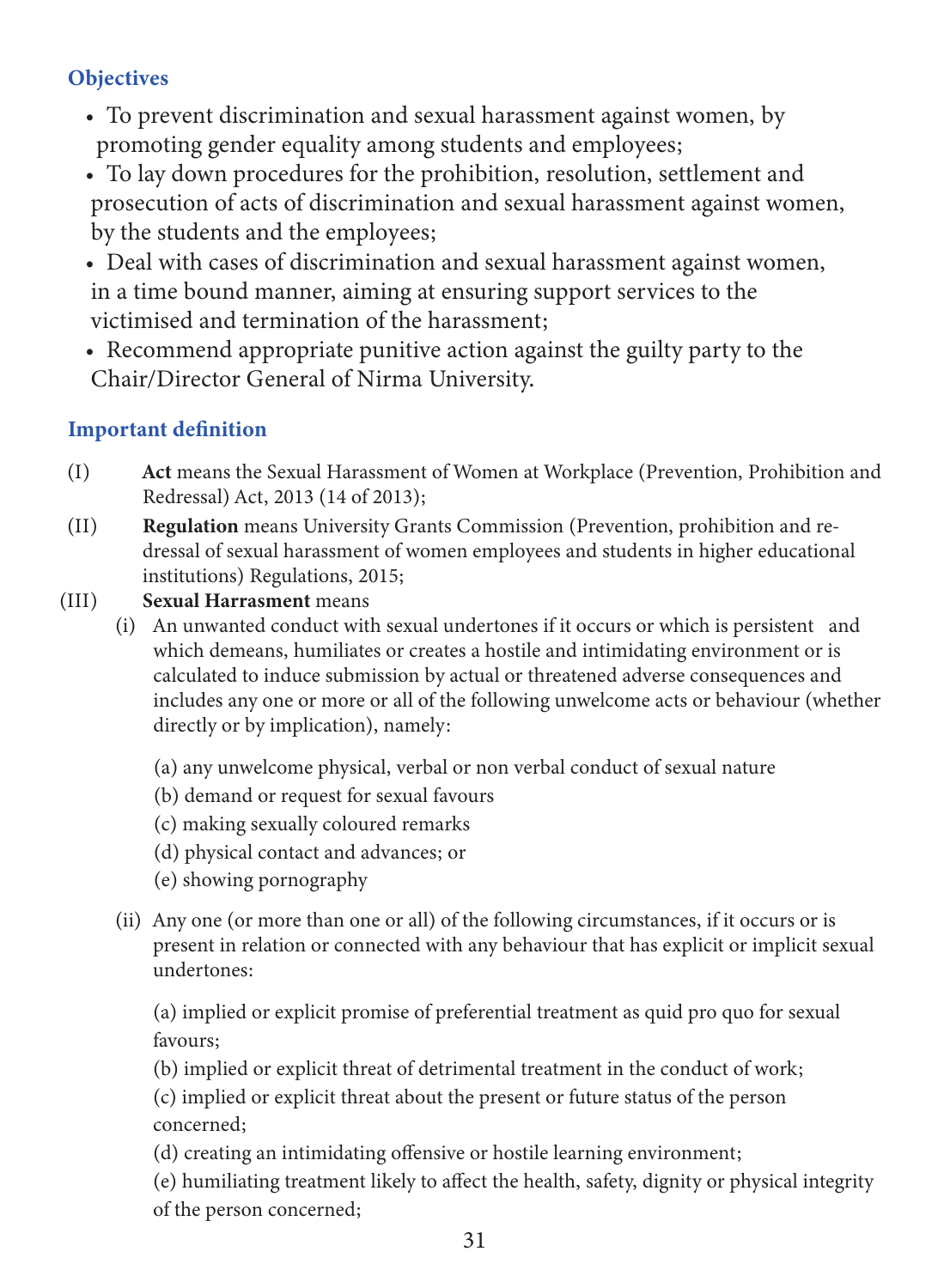### Objectives

- To prevent discrimination and sexual harassment against women, by promoting gender equality among students and employees;
- To lay down procedures for the prohibition, resolution, settlement and prosecution of acts of discrimination and sexual harassment against women, by the students and the employees;
- Deal with cases of discrimination and sexual harassment against women, in a time bound manner, aiming at ensuring support services to the victimised and termination of the harassment;
- Recommend appropriate punitive action against the guilty party to the Chair/Director General of Nirma University.

### Important definition

(I) **Act** means the Sexual Harassment of Women at Workplace (Prevention, Prohibition and Redressal) Act, 2013 (14 of 2013);

(II) **Regulation** means University Grants Commission (Prevention, prohibition and redressal of sexual harassment of women employees and students in higher educational institutions) Regulations, 2015;

(III) **Sexual Harrasment** means

(i) An unwanted conduct with sexual undertones if it occurs or which is persistent and which demeans, humiliates or creates a hostile and intimidating environment or is calculated to induce submission by actual or threatened adverse consequences and includes any one or more or all of the following unwelcome acts or behaviour (whether directly or by implication), namely:

(a) any unwelcome physical, verbal or non verbal conduct of sexual nature
(b) demand or request for sexual favours
(c) making sexually coloured remarks
(d) physical contact and advances; or
(e) showing pornography

(ii) Any one (or more than one or all) of the following circumstances, if it occurs or is present in relation or connected with any behaviour that has explicit or implicit sexual undertones:

(a) implied or explicit promise of preferential treatment as quid pro quo for sexual favours;
(b) implied or explicit threat of detrimental treatment in the conduct of work;
(c) implied or explicit threat about the present or future status of the person concerned;
(d) creating an intimidating offensive or hostile learning environment;
(e) humiliating treatment likely to affect the health, safety, dignity or physical integrity of the person concerned;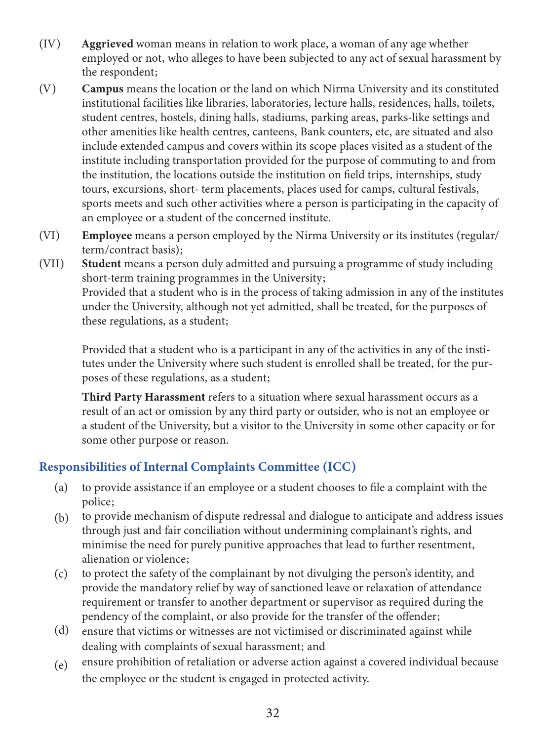(IV) **Aggrieved** woman means in relation to work place, a woman of any age whether employed or not, who alleges to have been subjected to any act of sexual harassment by the respondent;

(V) **Campus** means the location or the land on which Nirma University and its constituted institutional facilities like libraries, laboratories, lecture halls, residences, halls, toilets, student centres, hostels, dining halls, stadiums, parking areas, parks-like settings and other amenities like health centres, canteens, Bank counters, etc, are situated and also include extended campus and covers within its scope places visited as a student of the institute including transportation provided for the purpose of commuting to and from the institution, the locations outside the institution on field trips, internships, study tours, excursions, short- term placements, places used for camps, cultural festivals, sports meets and such other activities where a person is participating in the capacity of an employee or a student of the concerned institute.

(VI) **Employee** means a person employed by the Nirma University or its institutes (regular/ term/contract basis);

(VII) **Student** means a person duly admitted and pursuing a programme of study including short-term training programmes in the University;
Provided that a student who is in the process of taking admission in any of the institutes under the University, although not yet admitted, shall be treated, for the purposes of these regulations, as a student;

Provided that a student who is a participant in any of the activities in any of the institutes under the University where such student is enrolled shall be treated, for the purposes of these regulations, as a student;

**Third Party Harassment** refers to a situation where sexual harassment occurs as a result of an act or omission by any third party or outsider, who is not an employee or a student of the University, but a visitor to the University in some other capacity or for some other purpose or reason.

## Responsibilities of Internal Complaints Committee (ICC)

(a) to provide assistance if an employee or a student chooses to file a complaint with the police;

(b) to provide mechanism of dispute redressal and dialogue to anticipate and address issues through just and fair conciliation without undermining complainant's rights, and minimise the need for purely punitive approaches that lead to further resentment, alienation or violence;

(c) to protect the safety of the complainant by not divulging the person's identity, and provide the mandatory relief by way of sanctioned leave or relaxation of attendance requirement or transfer to another department or supervisor as required during the pendency of the complaint, or also provide for the transfer of the offender;

(d) ensure that victims or witnesses are not victimised or discriminated against while dealing with complaints of sexual harassment; and

(e) ensure prohibition of retaliation or adverse action against a covered individual because the employee or the student is engaged in protected activity.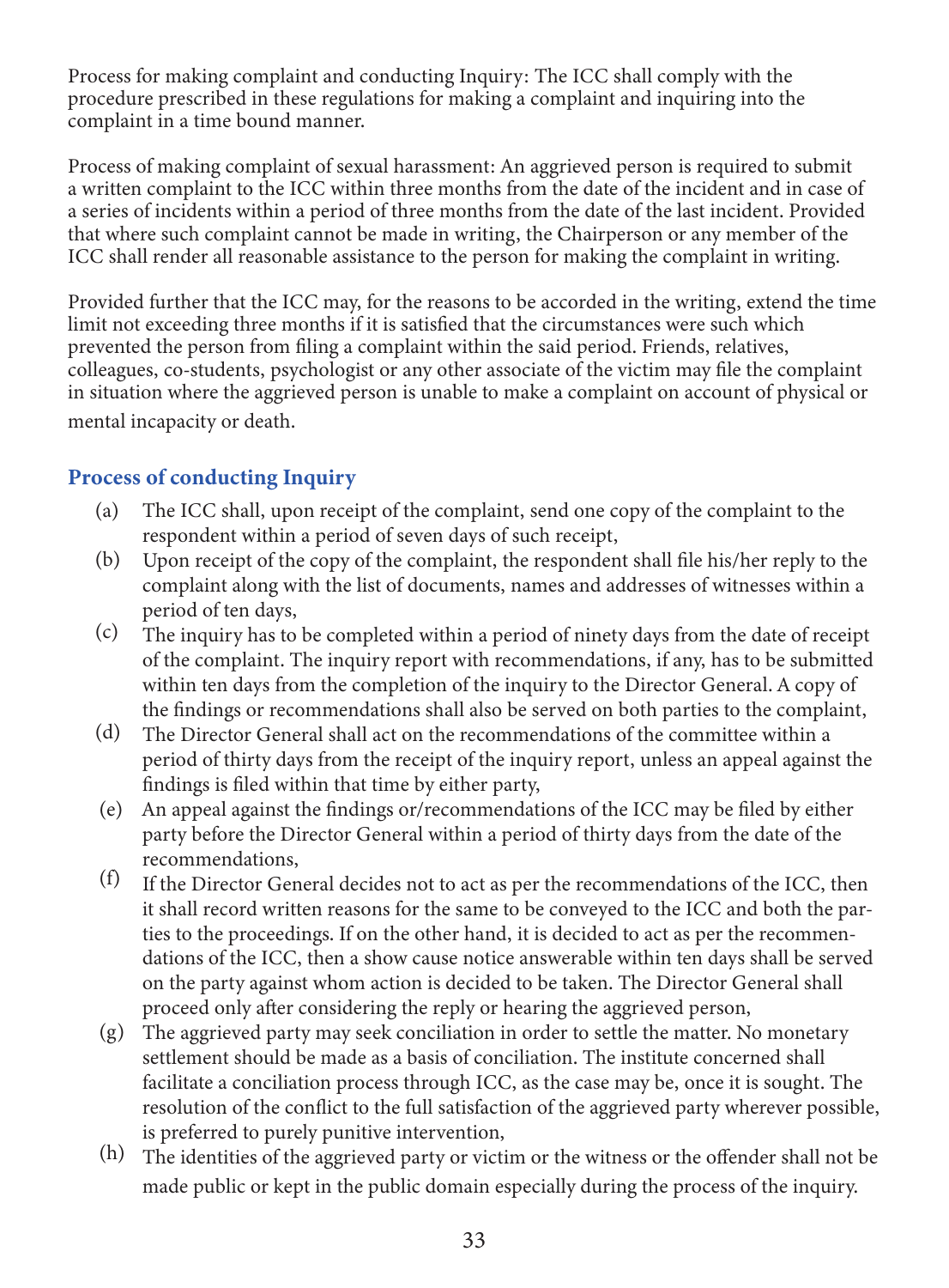Process for making complaint and conducting Inquiry: The ICC shall comply with the procedure prescribed in these regulations for making a complaint and inquiring into the complaint in a time bound manner.

Process of making complaint of sexual harassment: An aggrieved person is required to submit a written complaint to the ICC within three months from the date of the incident and in case of a series of incidents within a period of three months from the date of the last incident. Provided that where such complaint cannot be made in writing, the Chairperson or any member of the ICC shall render all reasonable assistance to the person for making the complaint in writing.

Provided further that the ICC may, for the reasons to be accorded in the writing, extend the time limit not exceeding three months if it is satisfied that the circumstances were such which prevented the person from filing a complaint within the said period. Friends, relatives, colleagues, co-students, psychologist or any other associate of the victim may file the complaint in situation where the aggrieved person is unable to make a complaint on account of physical or mental incapacity or death.

### Process of conducting Inquiry

(a) The ICC shall, upon receipt of the complaint, send one copy of the complaint to the respondent within a period of seven days of such receipt,

(b) Upon receipt of the copy of the complaint, the respondent shall file his/her reply to the complaint along with the list of documents, names and addresses of witnesses within a period of ten days,

(c) The inquiry has to be completed within a period of ninety days from the date of receipt of the complaint. The inquiry report with recommendations, if any, has to be submitted within ten days from the completion of the inquiry to the Director General. A copy of the findings or recommendations shall also be served on both parties to the complaint,

(d) The Director General shall act on the recommendations of the committee within a period of thirty days from the receipt of the inquiry report, unless an appeal against the findings is filed within that time by either party,

(e) An appeal against the findings or/recommendations of the ICC may be filed by either party before the Director General within a period of thirty days from the date of the recommendations,

(f) If the Director General decides not to act as per the recommendations of the ICC, then it shall record written reasons for the same to be conveyed to the ICC and both the parties to the proceedings. If on the other hand, it is decided to act as per the recommendations of the ICC, then a show cause notice answerable within ten days shall be served on the party against whom action is decided to be taken. The Director General shall proceed only after considering the reply or hearing the aggrieved person,

(g) The aggrieved party may seek conciliation in order to settle the matter. No monetary settlement should be made as a basis of conciliation. The institute concerned shall facilitate a conciliation process through ICC, as the case may be, once it is sought. The resolution of the conflict to the full satisfaction of the aggrieved party wherever possible, is preferred to purely punitive intervention,

(h) The identities of the aggrieved party or victim or the witness or the offender shall not be made public or kept in the public domain especially during the process of the inquiry.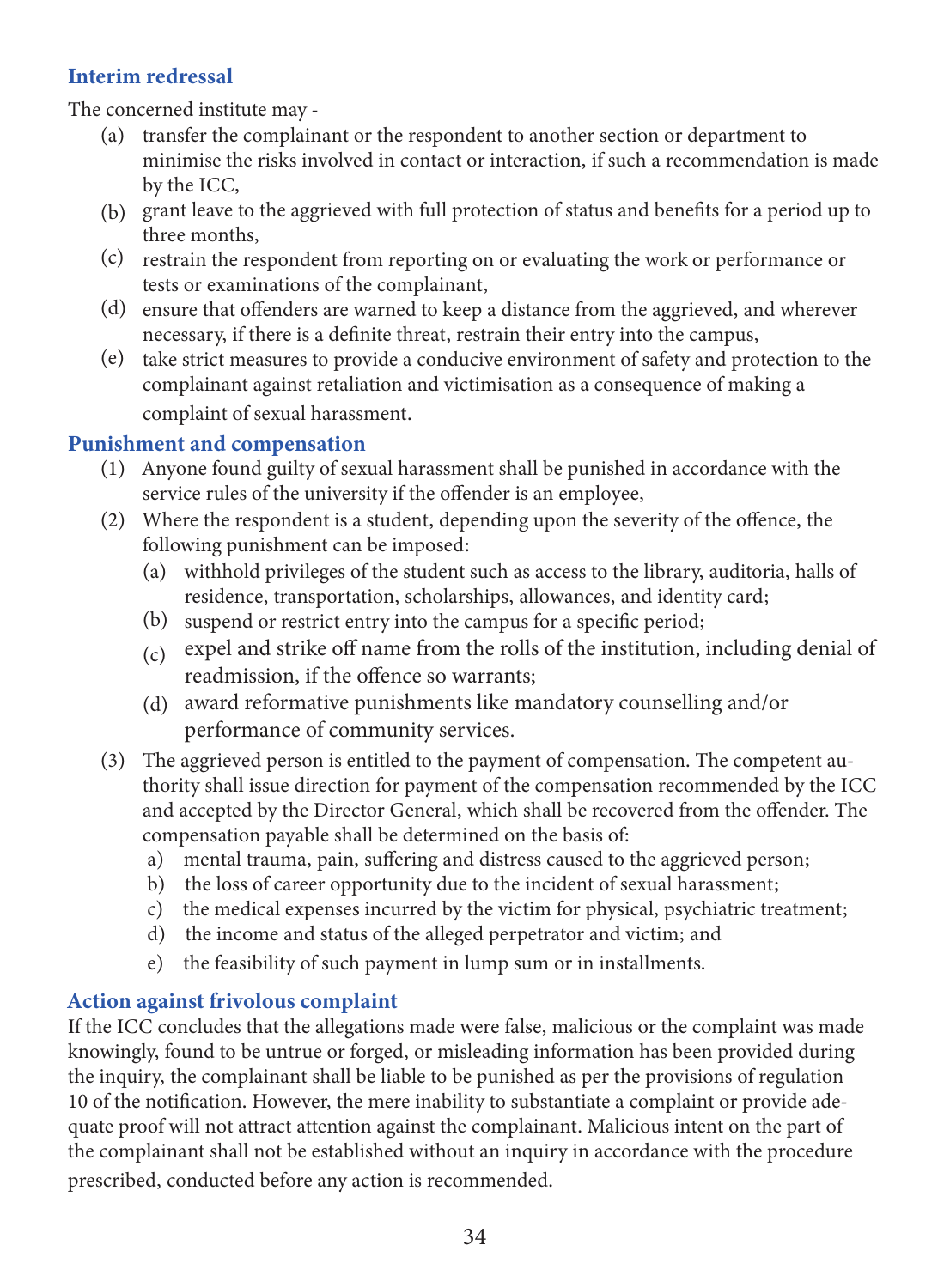### Interim redressal

The concerned institute may -

(a) transfer the complainant or the respondent to another section or department to minimise the risks involved in contact or interaction, if such a recommendation is made by the ICC,

(b) grant leave to the aggrieved with full protection of status and benefits for a period up to three months,

(c) restrain the respondent from reporting on or evaluating the work or performance or tests or examinations of the complainant,

(d) ensure that offenders are warned to keep a distance from the aggrieved, and wherever necessary, if there is a definite threat, restrain their entry into the campus,

(e) take strict measures to provide a conducive environment of safety and protection to the complainant against retaliation and victimisation as a consequence of making a complaint of sexual harassment.

### Punishment and compensation

(1) Anyone found guilty of sexual harassment shall be punished in accordance with the service rules of the university if the offender is an employee,

(2) Where the respondent is a student, depending upon the severity of the offence, the following punishment can be imposed:

   (a) withhold privileges of the student such as access to the library, auditoria, halls of residence, transportation, scholarships, allowances, and identity card;

   (b) suspend or restrict entry into the campus for a specific period;

   (c) expel and strike off name from the rolls of the institution, including denial of readmission, if the offence so warrants;

   (d) award reformative punishments like mandatory counselling and/or performance of community services.

(3) The aggrieved person is entitled to the payment of compensation. The competent authority shall issue direction for payment of the compensation recommended by the ICC and accepted by the Director General, which shall be recovered from the offender. The compensation payable shall be determined on the basis of:

   a) mental trauma, pain, suffering and distress caused to the aggrieved person;

   b) the loss of career opportunity due to the incident of sexual harassment;

   c) the medical expenses incurred by the victim for physical, psychiatric treatment;

   d) the income and status of the alleged perpetrator and victim; and

   e) the feasibility of such payment in lump sum or in installments.

### Action against frivolous complaint

If the ICC concludes that the allegations made were false, malicious or the complaint was made knowingly, found to be untrue or forged, or misleading information has been provided during the inquiry, the complainant shall be liable to be punished as per the provisions of regulation 10 of the notification. However, the mere inability to substantiate a complaint or provide adequate proof will not attract attention against the complainant. Malicious intent on the part of the complainant shall not be established without an inquiry in accordance with the procedure prescribed, conducted before any action is recommended.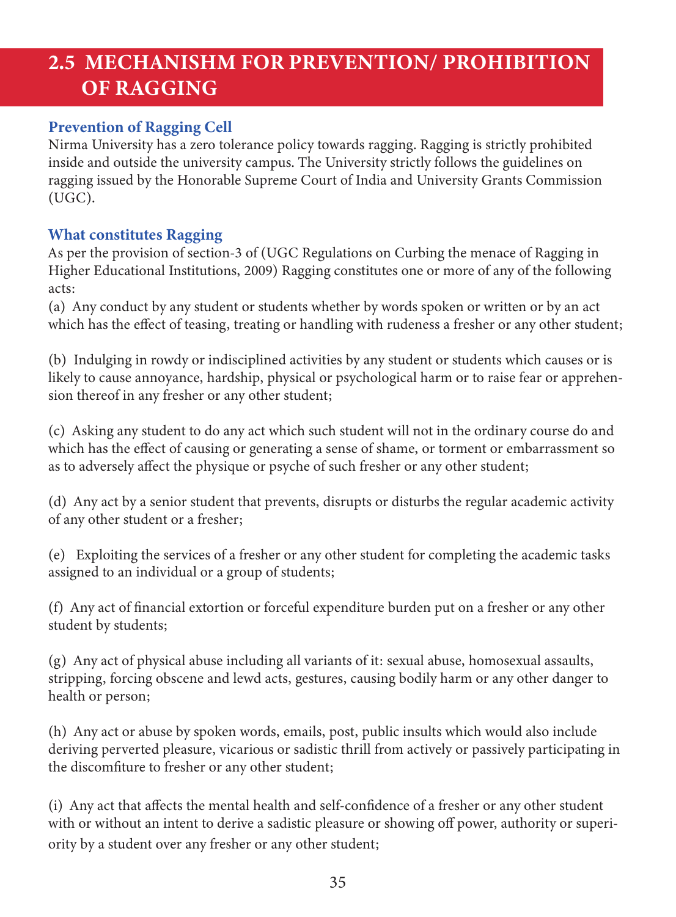## 2.5 MECHANISHM FOR PREVENTION/ PROHIBITION OF RAGGING

### Prevention of Ragging Cell

Nirma University has a zero tolerance policy towards ragging. Ragging is strictly prohibited inside and outside the university campus. The University strictly follows the guidelines on ragging issued by the Honorable Supreme Court of India and University Grants Commission (UGC).

### What constitutes Ragging

As per the provision of section-3 of (UGC Regulations on Curbing the menace of Ragging in Higher Educational Institutions, 2009) Ragging constitutes one or more of any of the following acts:

(a) Any conduct by any student or students whether by words spoken or written or by an act which has the effect of teasing, treating or handling with rudeness a fresher or any other student;

(b) Indulging in rowdy or indisciplined activities by any student or students which causes or is likely to cause annoyance, hardship, physical or psychological harm or to raise fear or apprehension thereof in any fresher or any other student;

(c) Asking any student to do any act which such student will not in the ordinary course do and which has the effect of causing or generating a sense of shame, or torment or embarrassment so as to adversely affect the physique or psyche of such fresher or any other student;

(d) Any act by a senior student that prevents, disrupts or disturbs the regular academic activity of any other student or a fresher;

(e) Exploiting the services of a fresher or any other student for completing the academic tasks assigned to an individual or a group of students;

(f) Any act of financial extortion or forceful expenditure burden put on a fresher or any other student by students;

(g) Any act of physical abuse including all variants of it: sexual abuse, homosexual assaults, stripping, forcing obscene and lewd acts, gestures, causing bodily harm or any other danger to health or person;

(h) Any act or abuse by spoken words, emails, post, public insults which would also include deriving perverted pleasure, vicarious or sadistic thrill from actively or passively participating in the discomfiture to fresher or any other student;

(i) Any act that affects the mental health and self-confidence of a fresher or any other student with or without an intent to derive a sadistic pleasure or showing off power, authority or superiority by a student over any fresher or any other student;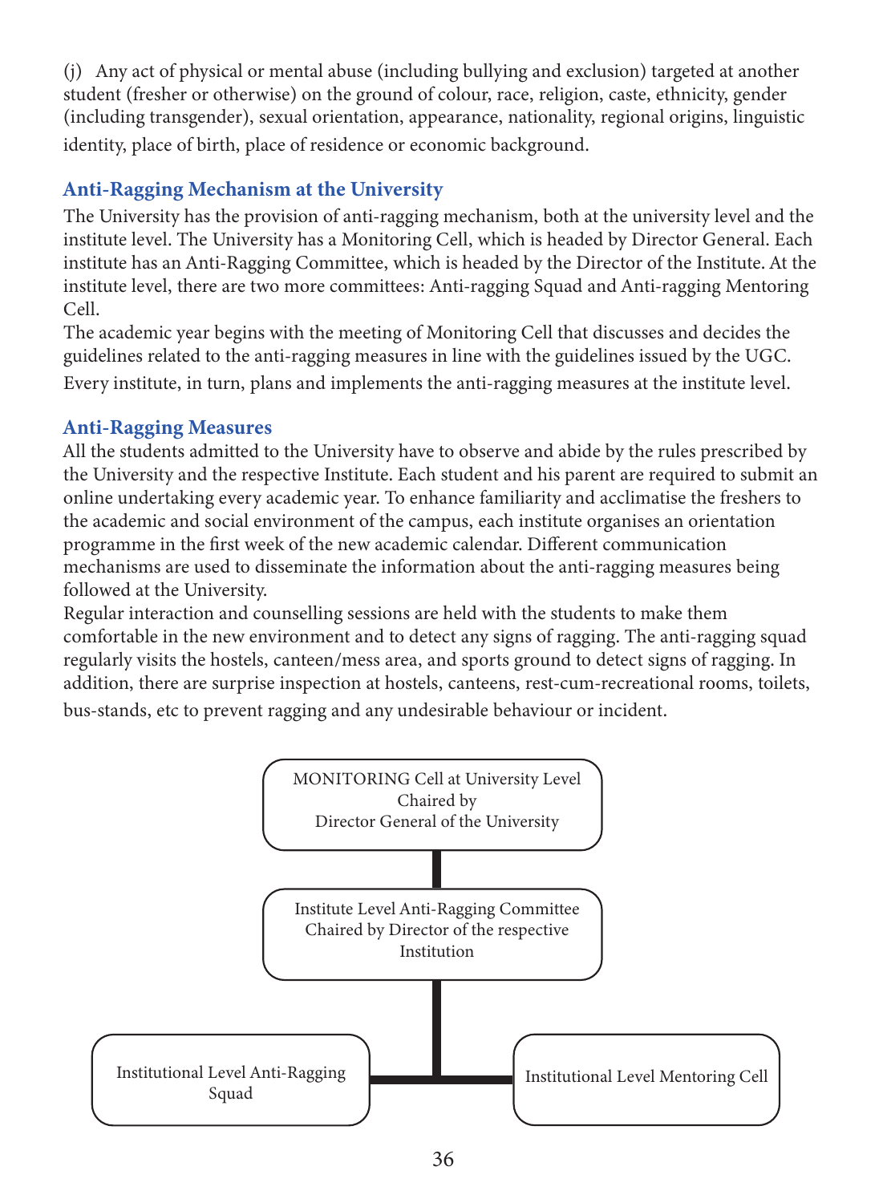(j) Any act of physical or mental abuse (including bullying and exclusion) targeted at another student (fresher or otherwise) on the ground of colour, race, religion, caste, ethnicity, gender (including transgender), sexual orientation, appearance, nationality, regional origins, linguistic identity, place of birth, place of residence or economic background.

### Anti-Ragging Mechanism at the University

The University has the provision of anti-ragging mechanism, both at the university level and the institute level. The University has a Monitoring Cell, which is headed by Director General. Each institute has an Anti-Ragging Committee, which is headed by the Director of the Institute. At the institute level, there are two more committees: Anti-ragging Squad and Anti-ragging Mentoring Cell.

The academic year begins with the meeting of Monitoring Cell that discusses and decides the guidelines related to the anti-ragging measures in line with the guidelines issued by the UGC. Every institute, in turn, plans and implements the anti-ragging measures at the institute level.

### Anti-Ragging Measures

All the students admitted to the University have to observe and abide by the rules prescribed by the University and the respective Institute. Each student and his parent are required to submit an online undertaking every academic year. To enhance familiarity and acclimatise the freshers to the academic and social environment of the campus, each institute organises an orientation programme in the first week of the new academic calendar. Different communication mechanisms are used to disseminate the information about the anti-ragging measures being followed at the University.

Regular interaction and counselling sessions are held with the students to make them comfortable in the new environment and to detect any signs of ragging. The anti-ragging squad regularly visits the hostels, canteen/mess area, and sports ground to detect signs of ragging. In addition, there are surprise inspection at hostels, canteens, rest-cum-recreational rooms, toilets, bus-stands, etc to prevent ragging and any undesirable behaviour or incident.

MONITORING Cell at University Level
Chaired by
Director General of the University

Institute Level Anti-Ragging Committee
Chaired by Director of the respective
Institution

Institutional Level Anti-Ragging
Squad

Institutional Level Mentoring Cell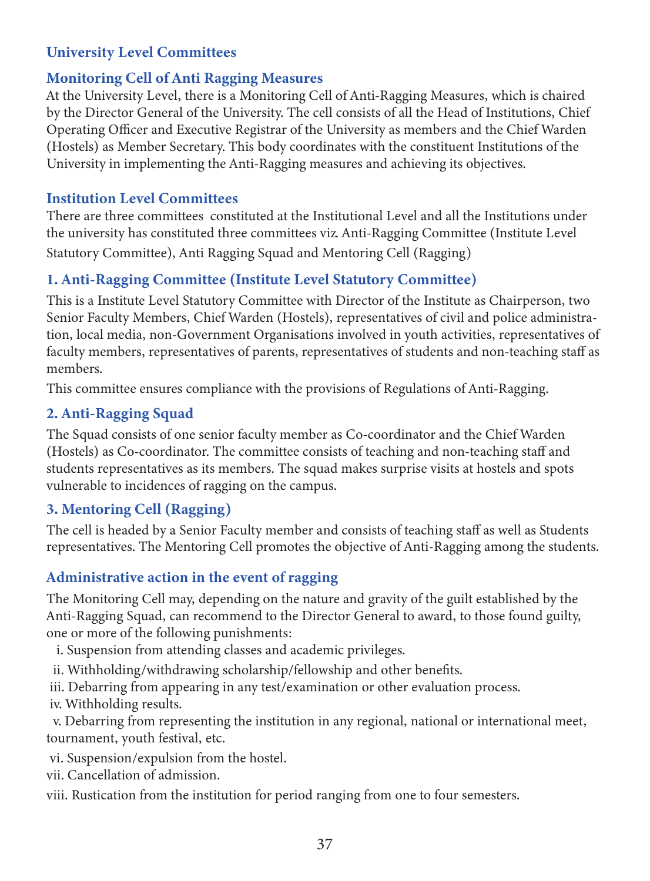## University Level Committees

### Monitoring Cell of Anti Ragging Measures

At the University Level, there is a Monitoring Cell of Anti-Ragging Measures, which is chaired by the Director General of the University. The cell consists of all the Head of Institutions, Chief Operating Officer and Executive Registrar of the University as members and the Chief Warden (Hostels) as Member Secretary. This body coordinates with the constituent Institutions of the University in implementing the Anti-Ragging measures and achieving its objectives.

### Institution Level Committees

There are three committees constituted at the Institutional Level and all the Institutions under the university has constituted three committees viz. Anti-Ragging Committee (Institute Level Statutory Committee), Anti Ragging Squad and Mentoring Cell (Ragging)

### 1. Anti-Ragging Committee (Institute Level Statutory Committee)

This is a Institute Level Statutory Committee with Director of the Institute as Chairperson, two Senior Faculty Members, Chief Warden (Hostels), representatives of civil and police administration, local media, non-Government Organisations involved in youth activities, representatives of faculty members, representatives of parents, representatives of students and non-teaching staff as members.

This committee ensures compliance with the provisions of Regulations of Anti-Ragging.

### 2. Anti-Ragging Squad

The Squad consists of one senior faculty member as Co-coordinator and the Chief Warden (Hostels) as Co-coordinator. The committee consists of teaching and non-teaching staff and students representatives as its members. The squad makes surprise visits at hostels and spots vulnerable to incidences of ragging on the campus.

### 3. Mentoring Cell (Ragging)

The cell is headed by a Senior Faculty member and consists of teaching staff as well as Students representatives. The Mentoring Cell promotes the objective of Anti-Ragging among the students.

### Administrative action in the event of ragging

The Monitoring Cell may, depending on the nature and gravity of the guilt established by the Anti-Ragging Squad, can recommend to the Director General to award, to those found guilty, one or more of the following punishments:

i. Suspension from attending classes and academic privileges.

ii. Withholding/withdrawing scholarship/fellowship and other benefits.

iii. Debarring from appearing in any test/examination or other evaluation process.

iv. Withholding results.

v. Debarring from representing the institution in any regional, national or international meet, tournament, youth festival, etc.

vi. Suspension/expulsion from the hostel.

vii. Cancellation of admission.

viii. Rustication from the institution for period ranging from one to four semesters.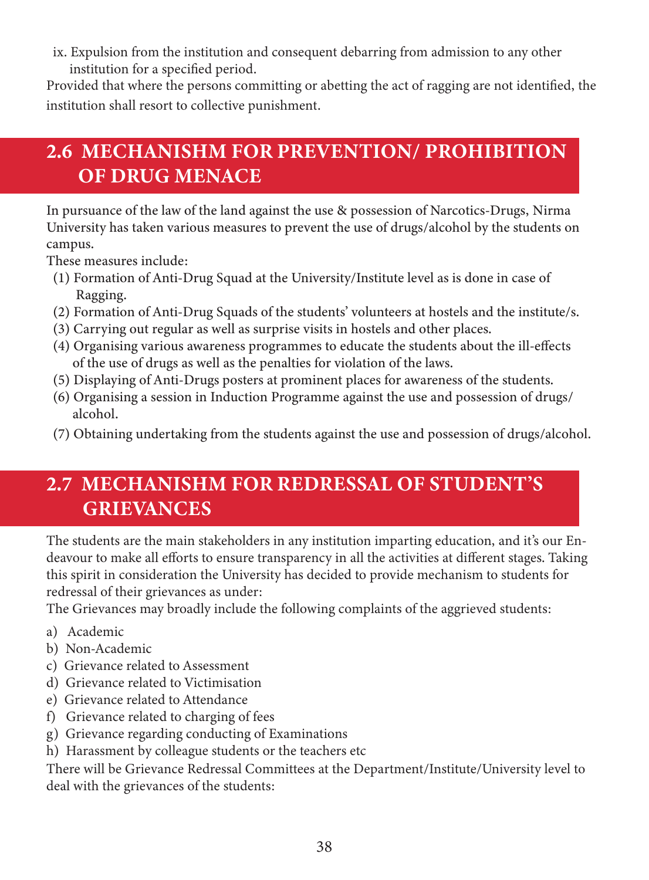ix. Expulsion from the institution and consequent debarring from admission to any other institution for a specified period.

Provided that where the persons committing or abetting the act of ragging are not identified, the institution shall resort to collective punishment.

## 2.6 MECHANISHM FOR PREVENTION/ PROHIBITION OF DRUG MENACE

In pursuance of the law of the land against the use & possession of Narcotics-Drugs, Nirma University has taken various measures to prevent the use of drugs/alcohol by the students on campus.

These measures include:

(1) Formation of Anti-Drug Squad at the University/Institute level as is done in case of Ragging.
(2) Formation of Anti-Drug Squads of the students' volunteers at hostels and the institute/s.
(3) Carrying out regular as well as surprise visits in hostels and other places.
(4) Organising various awareness programmes to educate the students about the ill-effects of the use of drugs as well as the penalties for violation of the laws.
(5) Displaying of Anti-Drugs posters at prominent places for awareness of the students.
(6) Organising a session in Induction Programme against the use and possession of drugs/ alcohol.
(7) Obtaining undertaking from the students against the use and possession of drugs/alcohol.

## 2.7 MECHANISHM FOR REDRESSAL OF STUDENT'S GRIEVANCES

The students are the main stakeholders in any institution imparting education, and it's our Endeavour to make all efforts to ensure transparency in all the activities at different stages. Taking this spirit in consideration the University has decided to provide mechanism to students for redressal of their grievances as under:

The Grievances may broadly include the following complaints of the aggrieved students:

a) Academic
b) Non-Academic
c) Grievance related to Assessment
d) Grievance related to Victimisation
e) Grievance related to Attendance
f) Grievance related to charging of fees
g) Grievance regarding conducting of Examinations
h) Harassment by colleague students or the teachers etc

There will be Grievance Redressal Committees at the Department/Institute/University level to deal with the grievances of the students: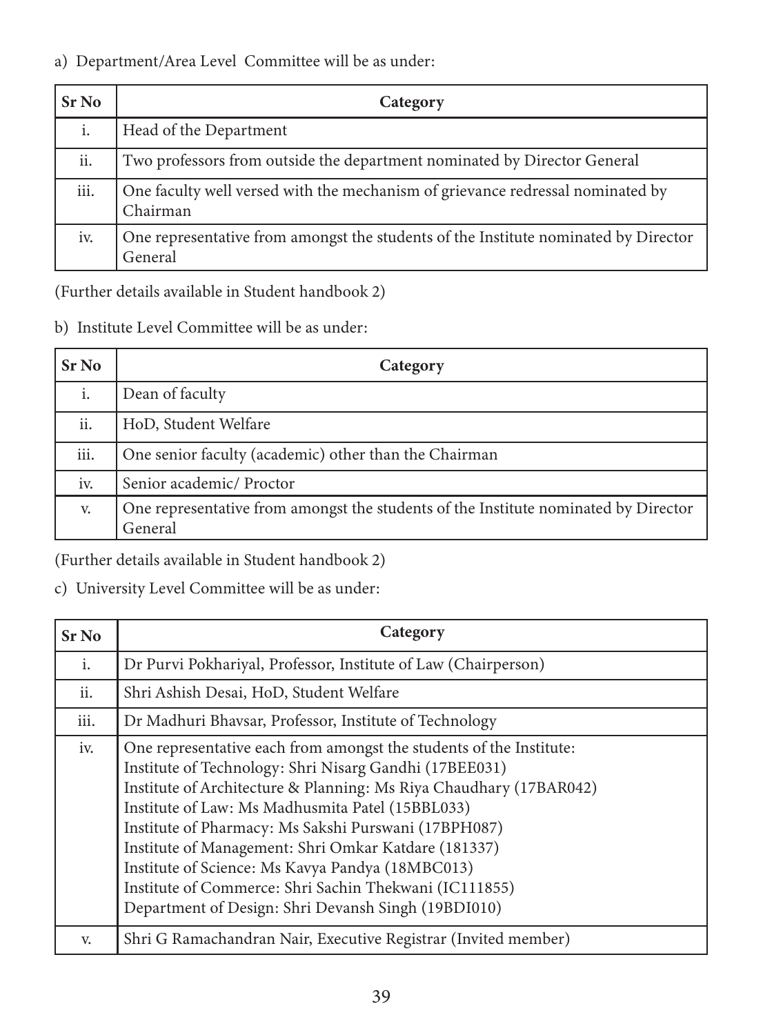a) Department/Area Level Committee will be as under:

| Sr No | Category |
|---|---|
| i. | Head of the Department |
| ii. | Two professors from outside the department nominated by Director General |
| iii. | One faculty well versed with the mechanism of grievance redressal nominated by Chairman |
| iv. | One representative from amongst the students of the Institute nominated by Director General |

(Further details available in Student handbook 2)

b) Institute Level Committee will be as under:

| Sr No | Category |
|---|---|
| i. | Dean of faculty |
| ii. | HoD, Student Welfare |
| iii. | One senior faculty (academic) other than the Chairman |
| iv. | Senior academic/ Proctor |
| v. | One representative from amongst the students of the Institute nominated by Director General |

(Further details available in Student handbook 2)

c) University Level Committee will be as under:

| Sr No | Category |
|---|---|
| i. | Dr Purvi Pokhariyal, Professor, Institute of Law (Chairperson) |
| ii. | Shri Ashish Desai, HoD, Student Welfare |
| iii. | Dr Madhuri Bhavsar, Professor, Institute of Technology |
| iv. | One representative each from amongst the students of the Institute:<br>Institute of Technology: Shri Nisarg Gandhi (17BEE031)<br>Institute of Architecture & Planning: Ms Riya Chaudhary (17BAR042)<br>Institute of Law: Ms Madhusmita Patel (15BBL033)<br>Institute of Pharmacy: Ms Sakshi Purswani (17BPH087)<br>Institute of Management: Shri Omkar Katdare (181337)<br>Institute of Science: Ms Kavya Pandya (18MBC013)<br>Institute of Commerce: Shri Sachin Thekwani (IC111855)<br>Department of Design: Shri Devansh Singh (19BDI010) |
| v. | Shri G Ramachandran Nair, Executive Registrar (Invited member) |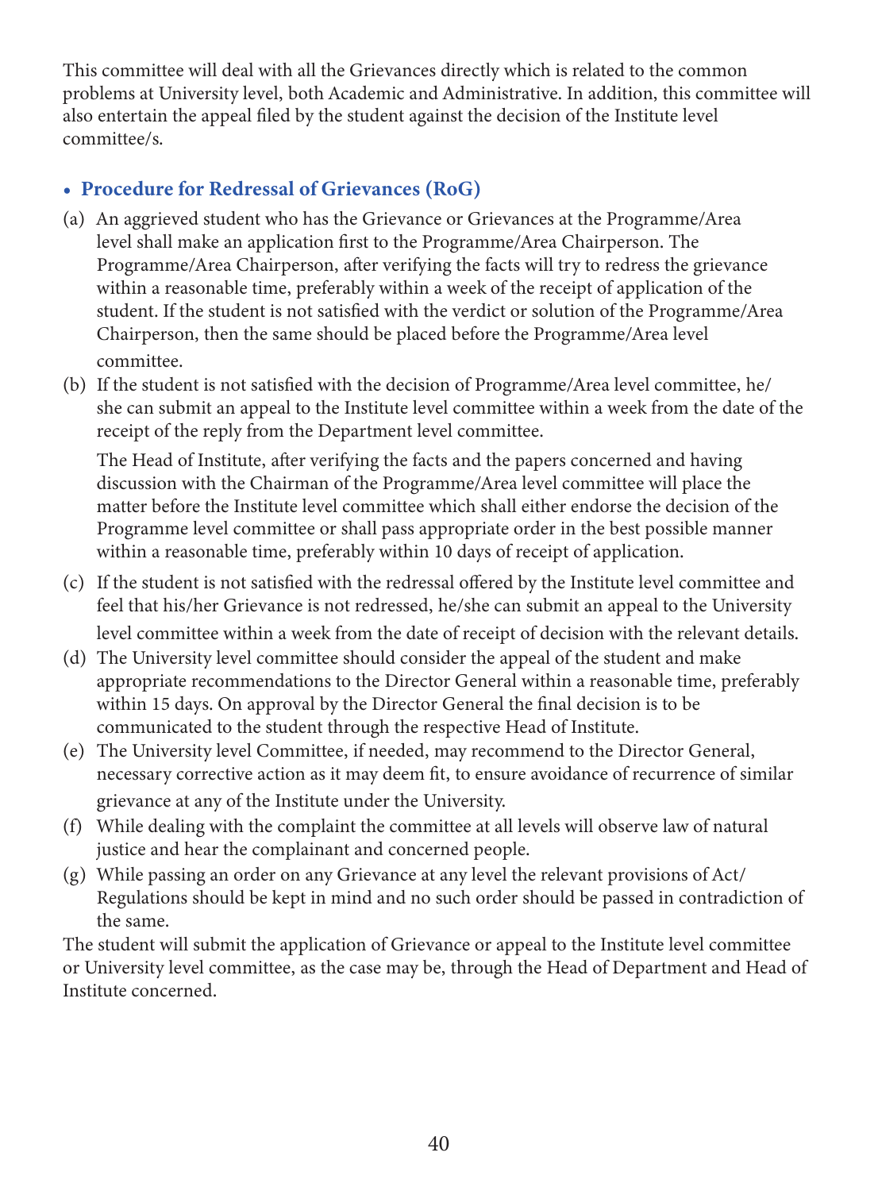This committee will deal with all the Grievances directly which is related to the common problems at University level, both Academic and Administrative. In addition, this committee will also entertain the appeal filed by the student against the decision of the Institute level committee/s.

- **Procedure for Redressal of Grievances (RoG)**

(a) An aggrieved student who has the Grievance or Grievances at the Programme/Area level shall make an application first to the Programme/Area Chairperson. The Programme/Area Chairperson, after verifying the facts will try to redress the grievance within a reasonable time, preferably within a week of the receipt of application of the student. If the student is not satisfied with the verdict or solution of the Programme/Area Chairperson, then the same should be placed before the Programme/Area level committee.

(b) If the student is not satisfied with the decision of Programme/Area level committee, he/she can submit an appeal to the Institute level committee within a week from the date of the receipt of the reply from the Department level committee.

The Head of Institute, after verifying the facts and the papers concerned and having discussion with the Chairman of the Programme/Area level committee will place the matter before the Institute level committee which shall either endorse the decision of the Programme level committee or shall pass appropriate order in the best possible manner within a reasonable time, preferably within 10 days of receipt of application.

(c) If the student is not satisfied with the redressal offered by the Institute level committee and feel that his/her Grievance is not redressed, he/she can submit an appeal to the University level committee within a week from the date of receipt of decision with the relevant details.

(d) The University level committee should consider the appeal of the student and make appropriate recommendations to the Director General within a reasonable time, preferably within 15 days. On approval by the Director General the final decision is to be communicated to the student through the respective Head of Institute.

(e) The University level Committee, if needed, may recommend to the Director General, necessary corrective action as it may deem fit, to ensure avoidance of recurrence of similar grievance at any of the Institute under the University.

(f) While dealing with the complaint the committee at all levels will observe law of natural justice and hear the complainant and concerned people.

(g) While passing an order on any Grievance at any level the relevant provisions of Act/Regulations should be kept in mind and no such order should be passed in contradiction of the same.

The student will submit the application of Grievance or appeal to the Institute level committee or University level committee, as the case may be, through the Head of Department and Head of Institute concerned.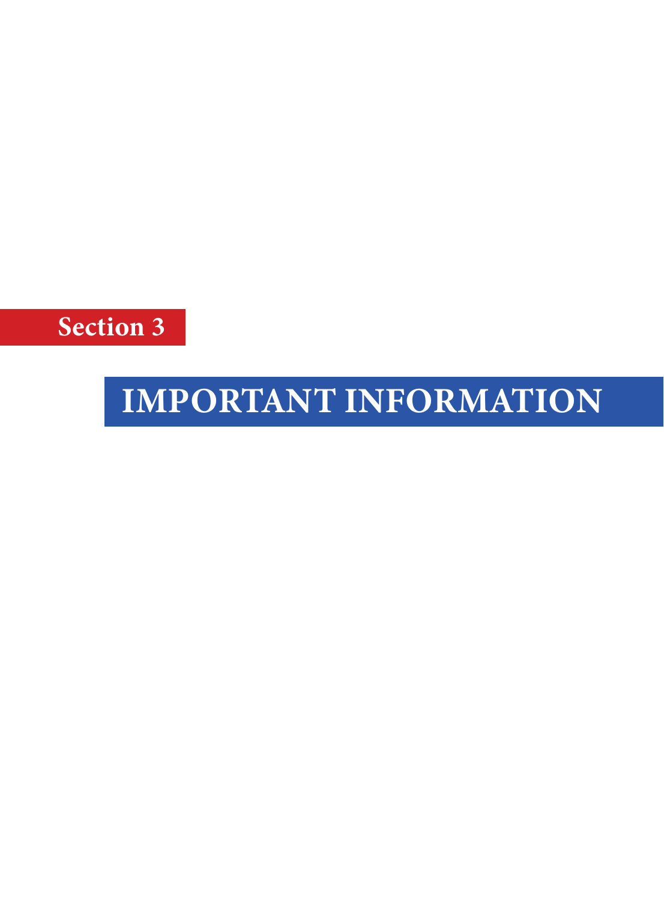Section 3

# IMPORTANT INFORMATION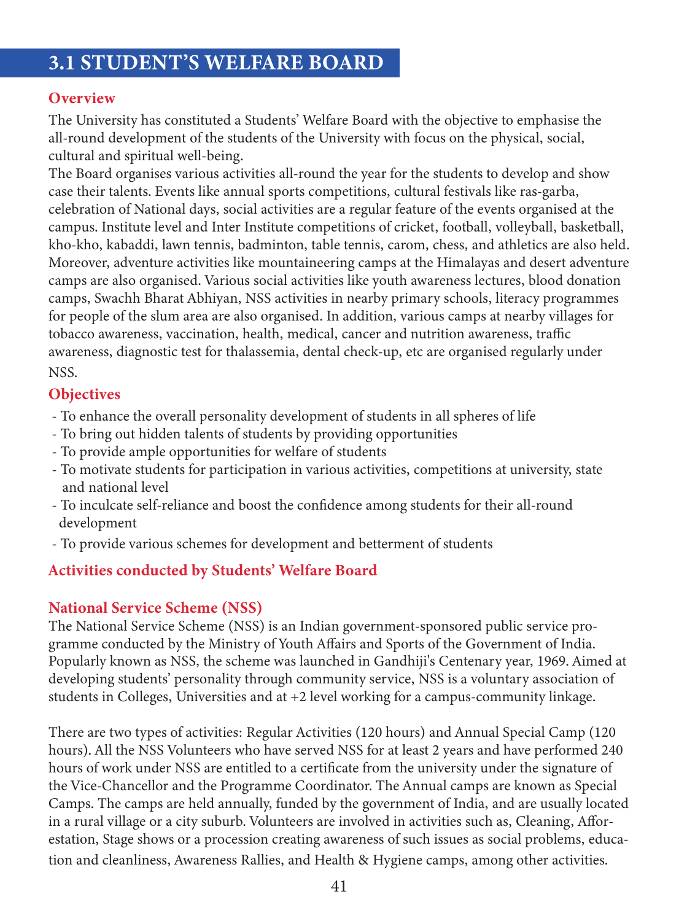# 3.1 STUDENT'S WELFARE BOARD

## Overview

The University has constituted a Students' Welfare Board with the objective to emphasise the all-round development of the students of the University with focus on the physical, social, cultural and spiritual well-being.

The Board organises various activities all-round the year for the students to develop and show case their talents. Events like annual sports competitions, cultural festivals like ras-garba, celebration of National days, social activities are a regular feature of the events organised at the campus. Institute level and Inter Institute competitions of cricket, football, volleyball, basketball, kho-kho, kabaddi, lawn tennis, badminton, table tennis, carom, chess, and athletics are also held. Moreover, adventure activities like mountaineering camps at the Himalayas and desert adventure camps are also organised. Various social activities like youth awareness lectures, blood donation camps, Swachh Bharat Abhiyan, NSS activities in nearby primary schools, literacy programmes for people of the slum area are also organised. In addition, various camps at nearby villages for tobacco awareness, vaccination, health, medical, cancer and nutrition awareness, traffic awareness, diagnostic test for thalassemia, dental check-up, etc are organised regularly under NSS.

## Objectives

- To enhance the overall personality development of students in all spheres of life
- To bring out hidden talents of students by providing opportunities
- To provide ample opportunities for welfare of students
- To motivate students for participation in various activities, competitions at university, state and national level
- To inculcate self-reliance and boost the confidence among students for their all-round development
- To provide various schemes for development and betterment of students

## Activities conducted by Students' Welfare Board

### National Service Scheme (NSS)

The National Service Scheme (NSS) is an Indian government-sponsored public service programme conducted by the Ministry of Youth Affairs and Sports of the Government of India. Popularly known as NSS, the scheme was launched in Gandhiji's Centenary year, 1969. Aimed at developing students' personality through community service, NSS is a voluntary association of students in Colleges, Universities and at +2 level working for a campus-community linkage.

There are two types of activities: Regular Activities (120 hours) and Annual Special Camp (120 hours). All the NSS Volunteers who have served NSS for at least 2 years and have performed 240 hours of work under NSS are entitled to a certificate from the university under the signature of the Vice-Chancellor and the Programme Coordinator. The Annual camps are known as Special Camps. The camps are held annually, funded by the government of India, and are usually located in a rural village or a city suburb. Volunteers are involved in activities such as, Cleaning, Afforestation, Stage shows or a procession creating awareness of such issues as social problems, education and cleanliness, Awareness Rallies, and Health & Hygiene camps, among other activities.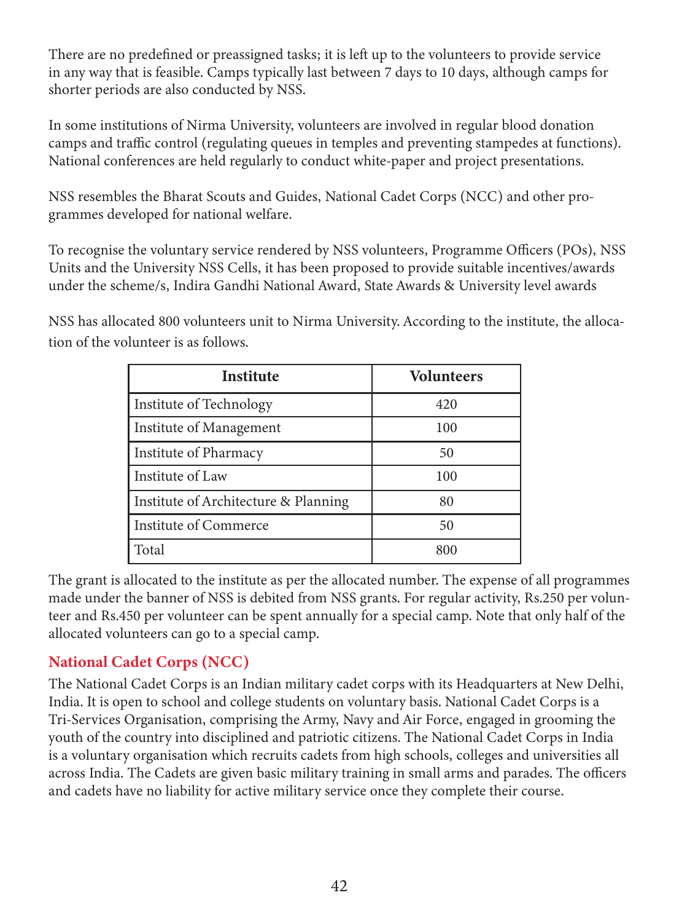There are no predefined or preassigned tasks; it is left up to the volunteers to provide service in any way that is feasible. Camps typically last between 7 days to 10 days, although camps for shorter periods are also conducted by NSS.

In some institutions of Nirma University, volunteers are involved in regular blood donation camps and traffic control (regulating queues in temples and preventing stampedes at functions). National conferences are held regularly to conduct white-paper and project presentations.

NSS resembles the Bharat Scouts and Guides, National Cadet Corps (NCC) and other programmes developed for national welfare.

To recognise the voluntary service rendered by NSS volunteers, Programme Officers (POs), NSS Units and the University NSS Cells, it has been proposed to provide suitable incentives/awards under the scheme/s, Indira Gandhi National Award, State Awards & University level awards

NSS has allocated 800 volunteers unit to Nirma University. According to the institute, the allocation of the volunteer is as follows.

| Institute | Volunteers |
|---|---|
| Institute of Technology | 420 |
| Institute of Management | 100 |
| Institute of Pharmacy | 50 |
| Institute of Law | 100 |
| Institute of Architecture & Planning | 80 |
| Institute of Commerce | 50 |
| Total | 800 |

The grant is allocated to the institute as per the allocated number. The expense of all programmes made under the banner of NSS is debited from NSS grants. For regular activity, Rs.250 per volunteer and Rs.450 per volunteer can be spent annually for a special camp. Note that only half of the allocated volunteers can go to a special camp.

## National Cadet Corps (NCC)

The National Cadet Corps is an Indian military cadet corps with its Headquarters at New Delhi, India. It is open to school and college students on voluntary basis. National Cadet Corps is a Tri-Services Organisation, comprising the Army, Navy and Air Force, engaged in grooming the youth of the country into disciplined and patriotic citizens. The National Cadet Corps in India is a voluntary organisation which recruits cadets from high schools, colleges and universities all across India. The Cadets are given basic military training in small arms and parades. The officers and cadets have no liability for active military service once they complete their course.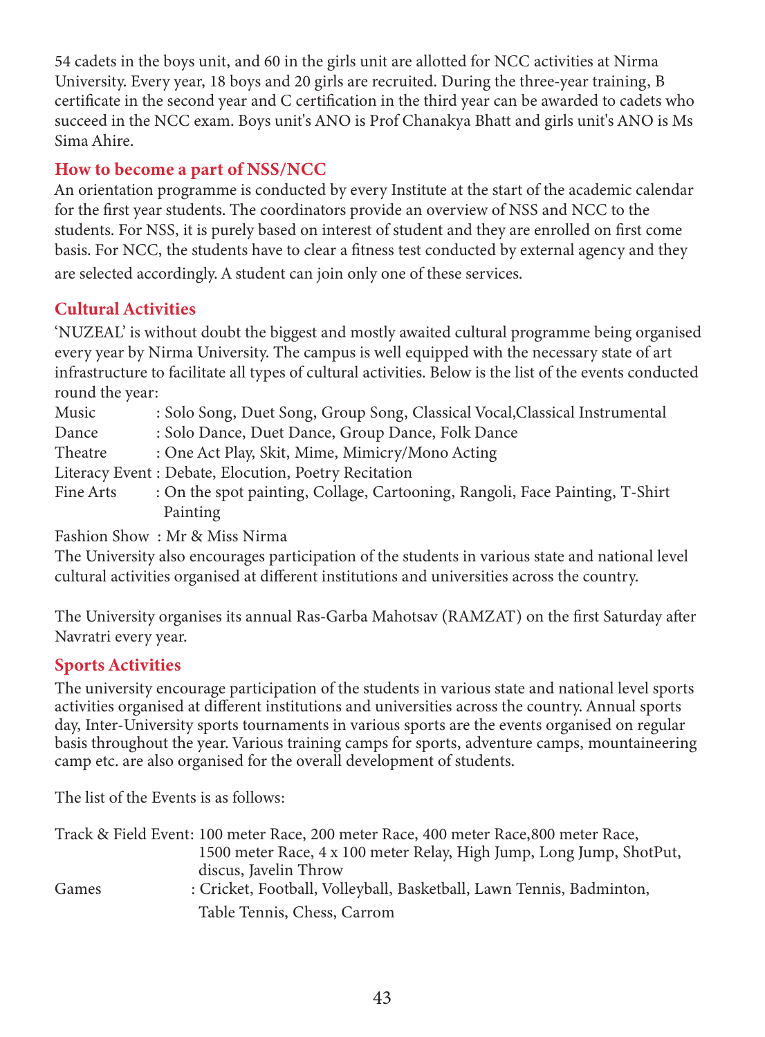54 cadets in the boys unit, and 60 in the girls unit are allotted for NCC activities at Nirma University. Every year, 18 boys and 20 girls are recruited. During the three-year training, B certificate in the second year and C certification in the third year can be awarded to cadets who succeed in the NCC exam. Boys unit's ANO is Prof Chanakya Bhatt and girls unit's ANO is Ms Sima Ahire.

## How to become a part of NSS/NCC

An orientation programme is conducted by every Institute at the start of the academic calendar for the first year students. The coordinators provide an overview of NSS and NCC to the students. For NSS, it is purely based on interest of student and they are enrolled on first come basis. For NCC, the students have to clear a fitness test conducted by external agency and they are selected accordingly. A student can join only one of these services.

## Cultural Activities

'NUZEAL' is without doubt the biggest and mostly awaited cultural programme being organised every year by Nirma University. The campus is well equipped with the necessary state of art infrastructure to facilitate all types of cultural activities. Below is the list of the events conducted round the year:

Music : Solo Song, Duet Song, Group Song, Classical Vocal,Classical Instrumental
Dance : Solo Dance, Duet Dance, Group Dance, Folk Dance
Theatre : One Act Play, Skit, Mime, Mimicry/Mono Acting
Literacy Event : Debate, Elocution, Poetry Recitation
Fine Arts : On the spot painting, Collage, Cartooning, Rangoli, Face Painting, T-Shirt Painting
Fashion Show : Mr & Miss Nirma

The University also encourages participation of the students in various state and national level cultural activities organised at different institutions and universities across the country.

The University organises its annual Ras-Garba Mahotsav (RAMZAT) on the first Saturday after Navratri every year.

## Sports Activities

The university encourage participation of the students in various state and national level sports activities organised at different institutions and universities across the country. Annual sports day, Inter-University sports tournaments in various sports are the events organised on regular basis throughout the year. Various training camps for sports, adventure camps, mountaineering camp etc. are also organised for the overall development of students.

The list of the Events is as follows:

Track & Field Event: 100 meter Race, 200 meter Race, 400 meter Race,800 meter Race, 1500 meter Race, 4 x 100 meter Relay, High Jump, Long Jump, ShotPut, discus, Javelin Throw
Games : Cricket, Football, Volleyball, Basketball, Lawn Tennis, Badminton, Table Tennis, Chess, Carrom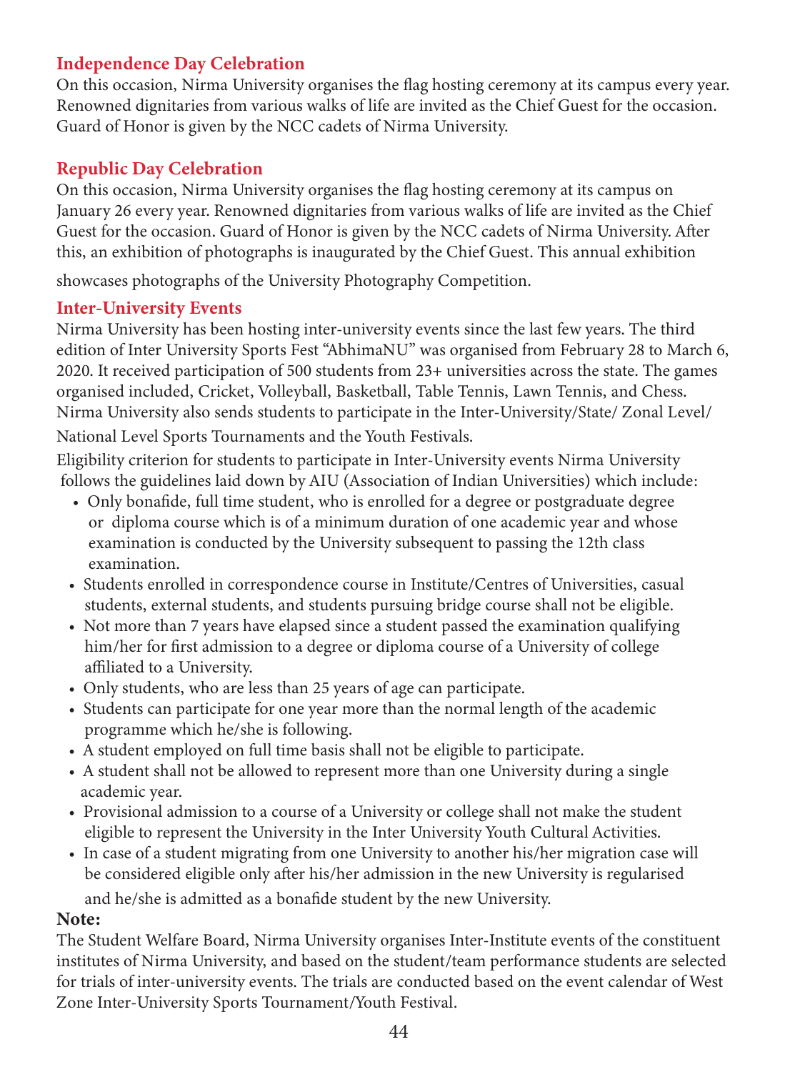## Independence Day Celebration

On this occasion, Nirma University organises the flag hosting ceremony at its campus every year. Renowned dignitaries from various walks of life are invited as the Chief Guest for the occasion. Guard of Honor is given by the NCC cadets of Nirma University.

## Republic Day Celebration

On this occasion, Nirma University organises the flag hosting ceremony at its campus on January 26 every year. Renowned dignitaries from various walks of life are invited as the Chief Guest for the occasion. Guard of Honor is given by the NCC cadets of Nirma University. After this, an exhibition of photographs is inaugurated by the Chief Guest. This annual exhibition showcases photographs of the University Photography Competition.

## Inter-University Events

Nirma University has been hosting inter-university events since the last few years. The third edition of Inter University Sports Fest "AbhimaNU" was organised from February 28 to March 6, 2020. It received participation of 500 students from 23+ universities across the state. The games organised included, Cricket, Volleyball, Basketball, Table Tennis, Lawn Tennis, and Chess. Nirma University also sends students to participate in the Inter-University/State/ Zonal Level/ National Level Sports Tournaments and the Youth Festivals.

Eligibility criterion for students to participate in Inter-University events Nirma University follows the guidelines laid down by AIU (Association of Indian Universities) which include:

- Only bonafide, full time student, who is enrolled for a degree or postgraduate degree or diploma course which is of a minimum duration of one academic year and whose examination is conducted by the University subsequent to passing the 12th class examination.
- Students enrolled in correspondence course in Institute/Centres of Universities, casual students, external students, and students pursuing bridge course shall not be eligible.
- Not more than 7 years have elapsed since a student passed the examination qualifying him/her for first admission to a degree or diploma course of a University of college affiliated to a University.
- Only students, who are less than 25 years of age can participate.
- Students can participate for one year more than the normal length of the academic programme which he/she is following.
- A student employed on full time basis shall not be eligible to participate.
- A student shall not be allowed to represent more than one University during a single academic year.
- Provisional admission to a course of a University or college shall not make the student eligible to represent the University in the Inter University Youth Cultural Activities.
- In case of a student migrating from one University to another his/her migration case will be considered eligible only after his/her admission in the new University is regularised and he/she is admitted as a bonafide student by the new University.

**Note:**

The Student Welfare Board, Nirma University organises Inter-Institute events of the constituent institutes of Nirma University, and based on the student/team performance students are selected for trials of inter-university events. The trials are conducted based on the event calendar of West Zone Inter-University Sports Tournament/Youth Festival.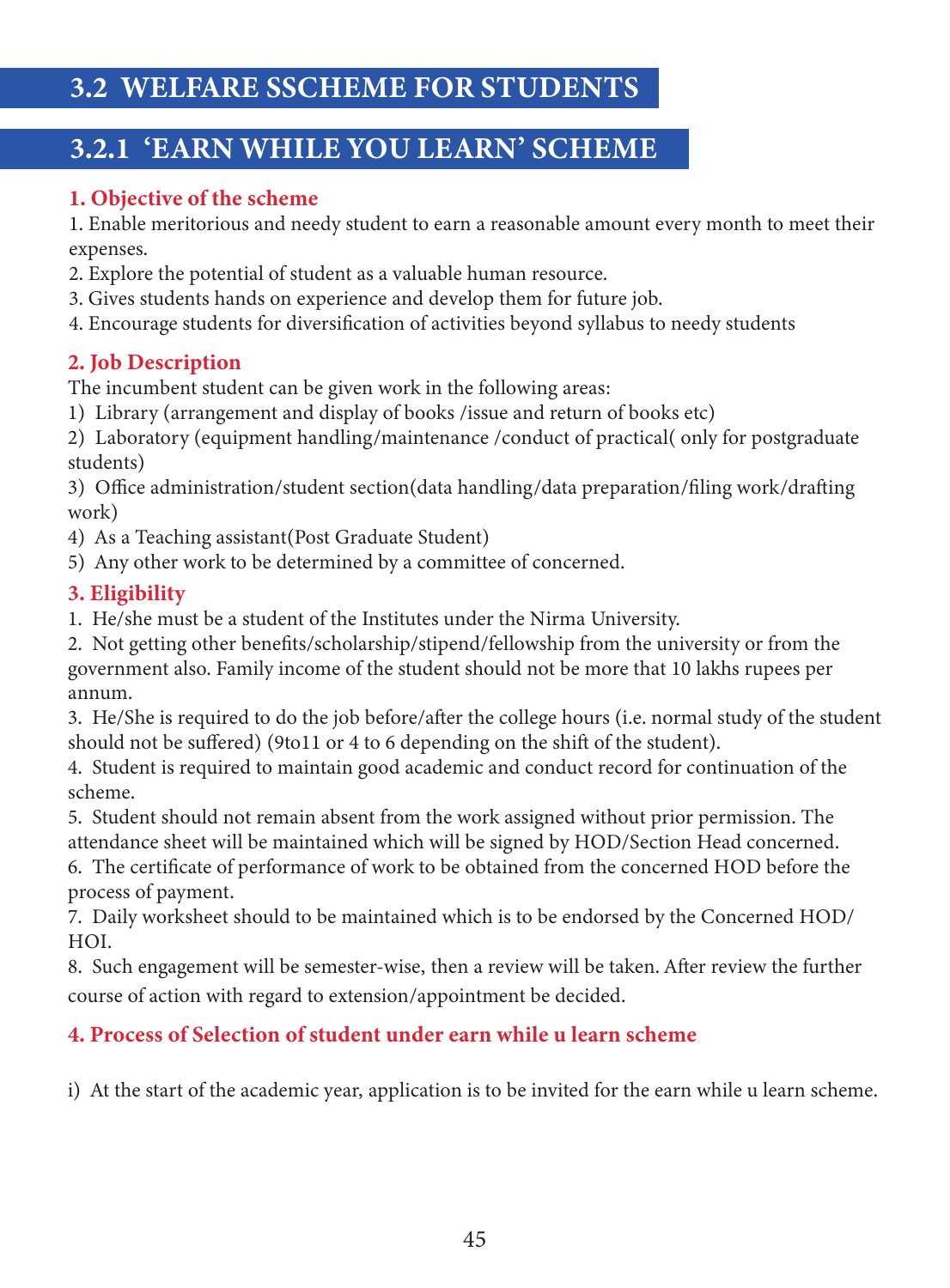## 3.2 WELFARE SSCHEME FOR STUDENTS

### 3.2.1 'EARN WHILE YOU LEARN' SCHEME

**1. Objective of the scheme**

1. Enable meritorious and needy student to earn a reasonable amount every month to meet their expenses.
2. Explore the potential of student as a valuable human resource.
3. Gives students hands on experience and develop them for future job.
4. Encourage students for diversification of activities beyond syllabus to needy students

**2. Job Description**

The incumbent student can be given work in the following areas:

1) Library (arrangement and display of books /issue and return of books etc)
2) Laboratory (equipment handling/maintenance /conduct of practical( only for postgraduate students)
3) Office administration/student section(data handling/data preparation/filing work/drafting work)
4) As a Teaching assistant(Post Graduate Student)
5) Any other work to be determined by a committee of concerned.

**3. Eligibility**

1. He/she must be a student of the Institutes under the Nirma University.
2. Not getting other benefits/scholarship/stipend/fellowship from the university or from the government also. Family income of the student should not be more that 10 lakhs rupees per annum.
3. He/She is required to do the job before/after the college hours (i.e. normal study of the student should not be suffered) (9to11 or 4 to 6 depending on the shift of the student).
4. Student is required to maintain good academic and conduct record for continuation of the scheme.
5. Student should not remain absent from the work assigned without prior permission. The attendance sheet will be maintained which will be signed by HOD/Section Head concerned.
6. The certificate of performance of work to be obtained from the concerned HOD before the process of payment.
7. Daily worksheet should to be maintained which is to be endorsed by the Concerned HOD/HOI.
8. Such engagement will be semester-wise, then a review will be taken. After review the further course of action with regard to extension/appointment be decided.

**4. Process of Selection of student under earn while u learn scheme**

i) At the start of the academic year, application is to be invited for the earn while u learn scheme.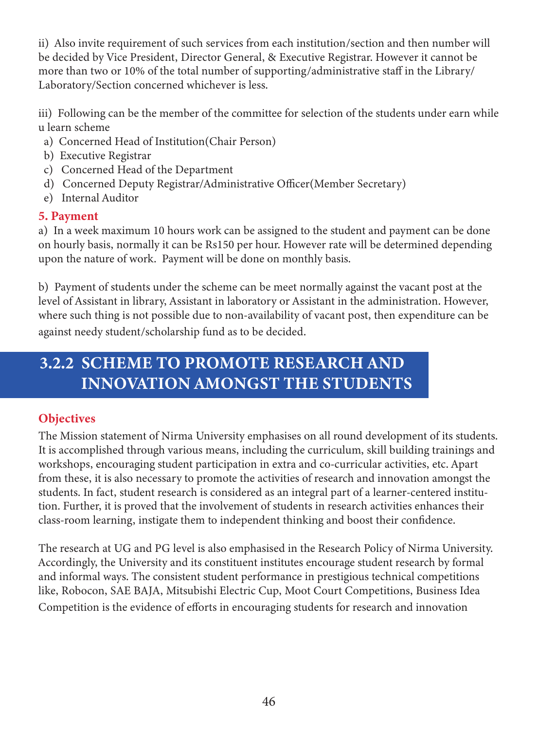ii) Also invite requirement of such services from each institution/section and then number will be decided by Vice President, Director General, & Executive Registrar. However it cannot be more than two or 10% of the total number of supporting/administrative staff in the Library/ Laboratory/Section concerned whichever is less.

iii) Following can be the member of the committee for selection of the students under earn while u learn scheme

a) Concerned Head of Institution(Chair Person)
b) Executive Registrar
c) Concerned Head of the Department
d) Concerned Deputy Registrar/Administrative Officer(Member Secretary)
e) Internal Auditor

**5. Payment**

a) In a week maximum 10 hours work can be assigned to the student and payment can be done on hourly basis, normally it can be Rs150 per hour. However rate will be determined depending upon the nature of work. Payment will be done on monthly basis.

b) Payment of students under the scheme can be meet normally against the vacant post at the level of Assistant in library, Assistant in laboratory or Assistant in the administration. However, where such thing is not possible due to non-availability of vacant post, then expenditure can be against needy student/scholarship fund as to be decided.

## 3.2.2 SCHEME TO PROMOTE RESEARCH AND INNOVATION AMONGST THE STUDENTS

**Objectives**

The Mission statement of Nirma University emphasises on all round development of its students. It is accomplished through various means, including the curriculum, skill building trainings and workshops, encouraging student participation in extra and co-curricular activities, etc. Apart from these, it is also necessary to promote the activities of research and innovation amongst the students. In fact, student research is considered as an integral part of a learner-centered institution. Further, it is proved that the involvement of students in research activities enhances their class-room learning, instigate them to independent thinking and boost their confidence.

The research at UG and PG level is also emphasised in the Research Policy of Nirma University. Accordingly, the University and its constituent institutes encourage student research by formal and informal ways. The consistent student performance in prestigious technical competitions like, Robocon, SAE BAJA, Mitsubishi Electric Cup, Moot Court Competitions, Business Idea Competition is the evidence of efforts in encouraging students for research and innovation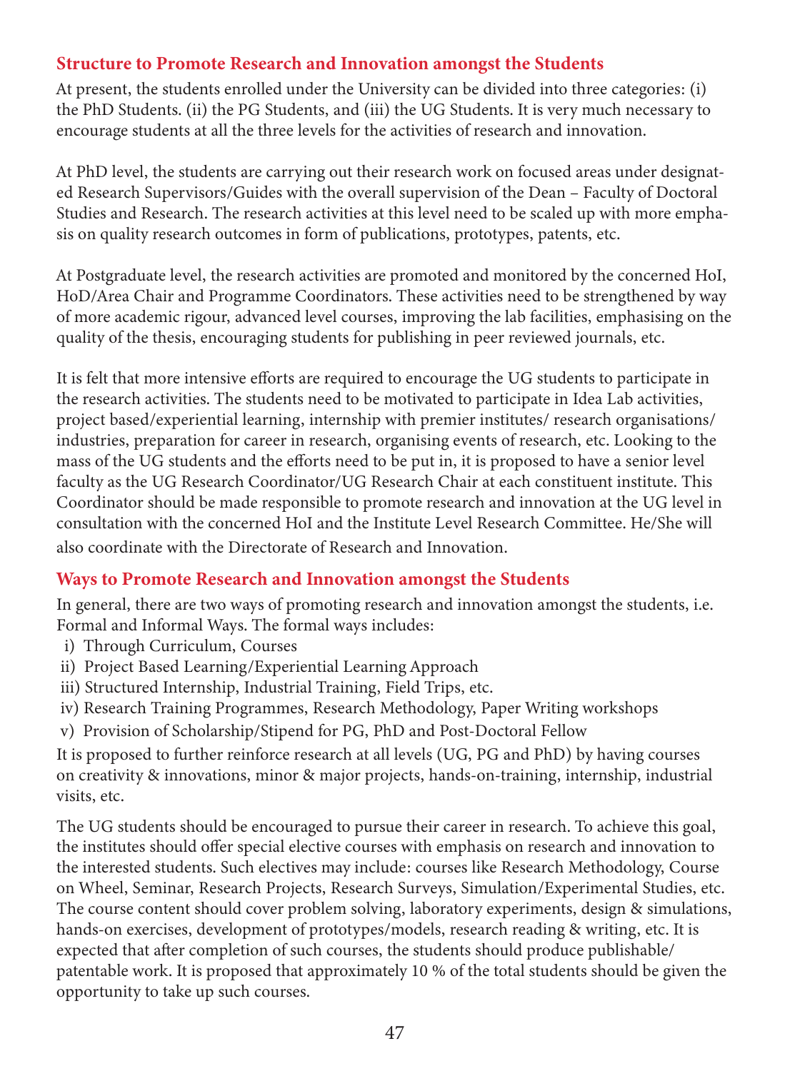## Structure to Promote Research and Innovation amongst the Students

At present, the students enrolled under the University can be divided into three categories: (i) the PhD Students. (ii) the PG Students, and (iii) the UG Students. It is very much necessary to encourage students at all the three levels for the activities of research and innovation.

At PhD level, the students are carrying out their research work on focused areas under designated Research Supervisors/Guides with the overall supervision of the Dean – Faculty of Doctoral Studies and Research. The research activities at this level need to be scaled up with more emphasis on quality research outcomes in form of publications, prototypes, patents, etc.

At Postgraduate level, the research activities are promoted and monitored by the concerned HoI, HoD/Area Chair and Programme Coordinators. These activities need to be strengthened by way of more academic rigour, advanced level courses, improving the lab facilities, emphasising on the quality of the thesis, encouraging students for publishing in peer reviewed journals, etc.

It is felt that more intensive efforts are required to encourage the UG students to participate in the research activities. The students need to be motivated to participate in Idea Lab activities, project based/experiential learning, internship with premier institutes/ research organisations/ industries, preparation for career in research, organising events of research, etc. Looking to the mass of the UG students and the efforts need to be put in, it is proposed to have a senior level faculty as the UG Research Coordinator/UG Research Chair at each constituent institute. This Coordinator should be made responsible to promote research and innovation at the UG level in consultation with the concerned HoI and the Institute Level Research Committee. He/She will also coordinate with the Directorate of Research and Innovation.

## Ways to Promote Research and Innovation amongst the Students

In general, there are two ways of promoting research and innovation amongst the students, i.e. Formal and Informal Ways. The formal ways includes:

i) Through Curriculum, Courses
ii) Project Based Learning/Experiential Learning Approach
iii) Structured Internship, Industrial Training, Field Trips, etc.
iv) Research Training Programmes, Research Methodology, Paper Writing workshops
v) Provision of Scholarship/Stipend for PG, PhD and Post-Doctoral Fellow

It is proposed to further reinforce research at all levels (UG, PG and PhD) by having courses on creativity & innovations, minor & major projects, hands-on-training, internship, industrial visits, etc.

The UG students should be encouraged to pursue their career in research. To achieve this goal, the institutes should offer special elective courses with emphasis on research and innovation to the interested students. Such electives may include: courses like Research Methodology, Course on Wheel, Seminar, Research Projects, Research Surveys, Simulation/Experimental Studies, etc. The course content should cover problem solving, laboratory experiments, design & simulations, hands-on exercises, development of prototypes/models, research reading & writing, etc. It is expected that after completion of such courses, the students should produce publishable/ patentable work. It is proposed that approximately 10 % of the total students should be given the opportunity to take up such courses.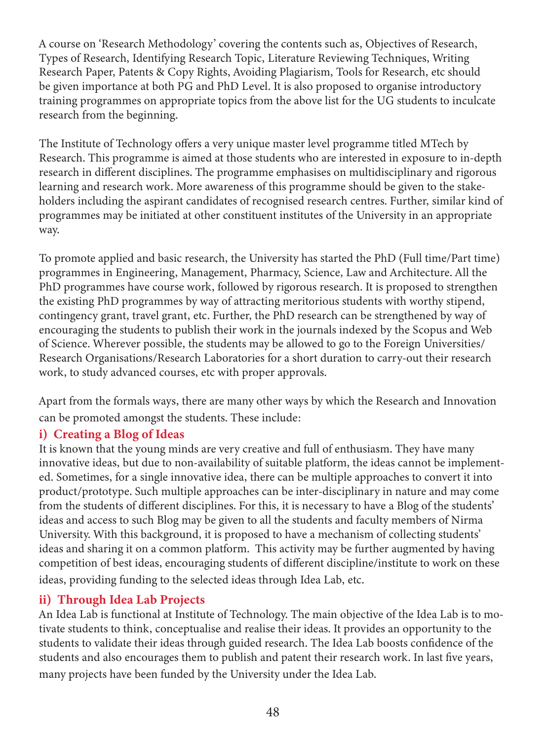A course on 'Research Methodology' covering the contents such as, Objectives of Research, Types of Research, Identifying Research Topic, Literature Reviewing Techniques, Writing Research Paper, Patents & Copy Rights, Avoiding Plagiarism, Tools for Research, etc should be given importance at both PG and PhD Level. It is also proposed to organise introductory training programmes on appropriate topics from the above list for the UG students to inculcate research from the beginning.

The Institute of Technology offers a very unique master level programme titled MTech by Research. This programme is aimed at those students who are interested in exposure to in-depth research in different disciplines. The programme emphasises on multidisciplinary and rigorous learning and research work. More awareness of this programme should be given to the stake-holders including the aspirant candidates of recognised research centres. Further, similar kind of programmes may be initiated at other constituent institutes of the University in an appropriate way.

To promote applied and basic research, the University has started the PhD (Full time/Part time) programmes in Engineering, Management, Pharmacy, Science, Law and Architecture. All the PhD programmes have course work, followed by rigorous research. It is proposed to strengthen the existing PhD programmes by way of attracting meritorious students with worthy stipend, contingency grant, travel grant, etc. Further, the PhD research can be strengthened by way of encouraging the students to publish their work in the journals indexed by the Scopus and Web of Science. Wherever possible, the students may be allowed to go to the Foreign Universities/ Research Organisations/Research Laboratories for a short duration to carry-out their research work, to study advanced courses, etc with proper approvals.

Apart from the formals ways, there are many other ways by which the Research and Innovation can be promoted amongst the students. These include:

**i) Creating a Blog of Ideas**

It is known that the young minds are very creative and full of enthusiasm. They have many innovative ideas, but due to non-availability of suitable platform, the ideas cannot be implemented. Sometimes, for a single innovative idea, there can be multiple approaches to convert it into product/prototype. Such multiple approaches can be inter-disciplinary in nature and may come from the students of different disciplines. For this, it is necessary to have a Blog of the students' ideas and access to such Blog may be given to all the students and faculty members of Nirma University. With this background, it is proposed to have a mechanism of collecting students' ideas and sharing it on a common platform. This activity may be further augmented by having competition of best ideas, encouraging students of different discipline/institute to work on these ideas, providing funding to the selected ideas through Idea Lab, etc.

**ii) Through Idea Lab Projects**

An Idea Lab is functional at Institute of Technology. The main objective of the Idea Lab is to motivate students to think, conceptualise and realise their ideas. It provides an opportunity to the students to validate their ideas through guided research. The Idea Lab boosts confidence of the students and also encourages them to publish and patent their research work. In last five years, many projects have been funded by the University under the Idea Lab.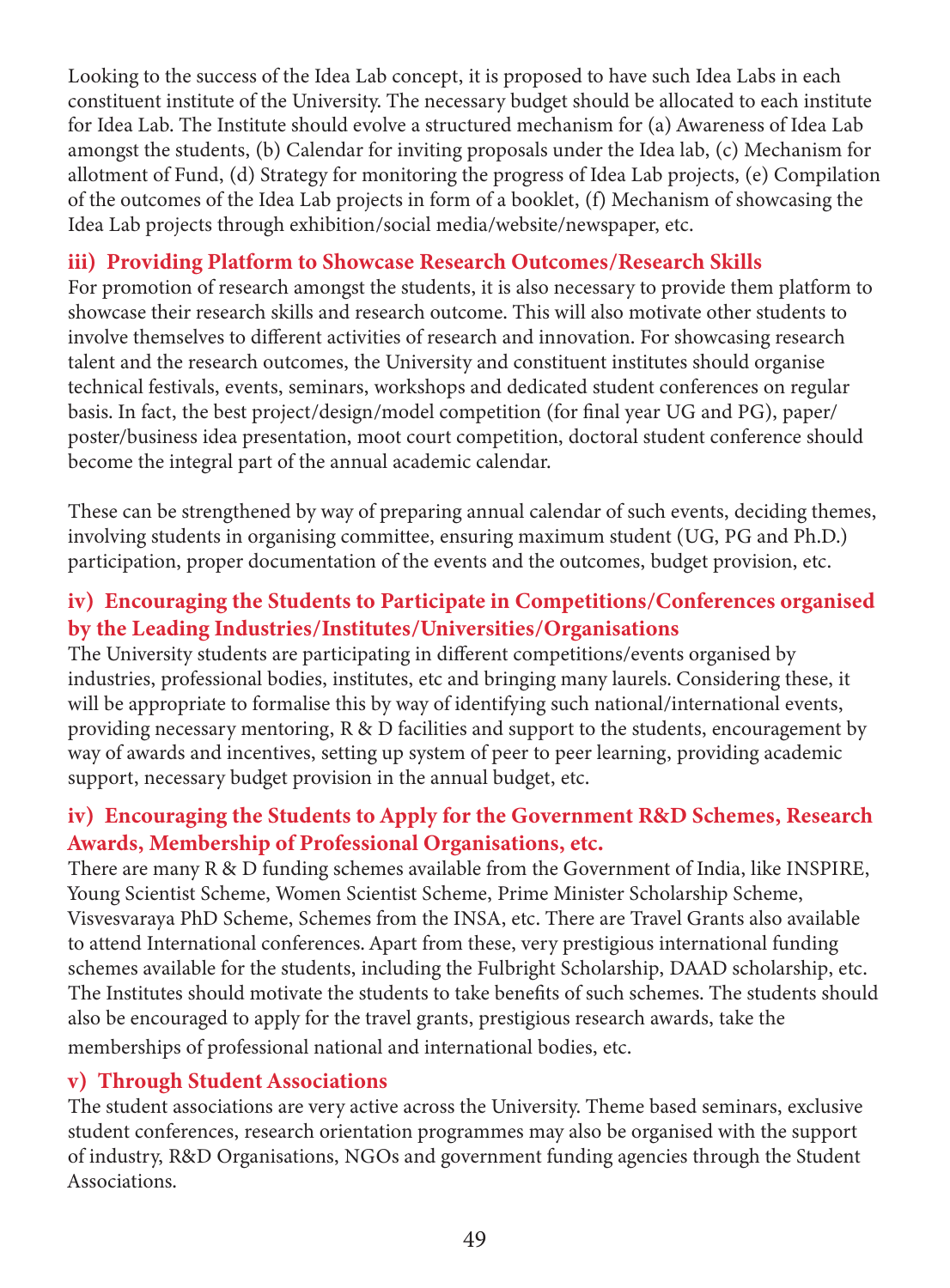Looking to the success of the Idea Lab concept, it is proposed to have such Idea Labs in each constituent institute of the University. The necessary budget should be allocated to each institute for Idea Lab. The Institute should evolve a structured mechanism for (a) Awareness of Idea Lab amongst the students, (b) Calendar for inviting proposals under the Idea lab, (c) Mechanism for allotment of Fund, (d) Strategy for monitoring the progress of Idea Lab projects, (e) Compilation of the outcomes of the Idea Lab projects in form of a booklet, (f) Mechanism of showcasing the Idea Lab projects through exhibition/social media/website/newspaper, etc.

### iii) Providing Platform to Showcase Research Outcomes/Research Skills

For promotion of research amongst the students, it is also necessary to provide them platform to showcase their research skills and research outcome. This will also motivate other students to involve themselves to different activities of research and innovation. For showcasing research talent and the research outcomes, the University and constituent institutes should organise technical festivals, events, seminars, workshops and dedicated student conferences on regular basis. In fact, the best project/design/model competition (for final year UG and PG), paper/poster/business idea presentation, moot court competition, doctoral student conference should become the integral part of the annual academic calendar.

These can be strengthened by way of preparing annual calendar of such events, deciding themes, involving students in organising committee, ensuring maximum student (UG, PG and Ph.D.) participation, proper documentation of the events and the outcomes, budget provision, etc.

### iv) Encouraging the Students to Participate in Competitions/Conferences organised by the Leading Industries/Institutes/Universities/Organisations

The University students are participating in different competitions/events organised by industries, professional bodies, institutes, etc and bringing many laurels. Considering these, it will be appropriate to formalise this by way of identifying such national/international events, providing necessary mentoring, R & D facilities and support to the students, encouragement by way of awards and incentives, setting up system of peer to peer learning, providing academic support, necessary budget provision in the annual budget, etc.

### iv) Encouraging the Students to Apply for the Government R&D Schemes, Research Awards, Membership of Professional Organisations, etc.

There are many R & D funding schemes available from the Government of India, like INSPIRE, Young Scientist Scheme, Women Scientist Scheme, Prime Minister Scholarship Scheme, Visvesvaraya PhD Scheme, Schemes from the INSA, etc. There are Travel Grants also available to attend International conferences. Apart from these, very prestigious international funding schemes available for the students, including the Fulbright Scholarship, DAAD scholarship, etc. The Institutes should motivate the students to take benefits of such schemes. The students should also be encouraged to apply for the travel grants, prestigious research awards, take the memberships of professional national and international bodies, etc.

### v) Through Student Associations

The student associations are very active across the University. Theme based seminars, exclusive student conferences, research orientation programmes may also be organised with the support of industry, R&D Organisations, NGOs and government funding agencies through the Student Associations.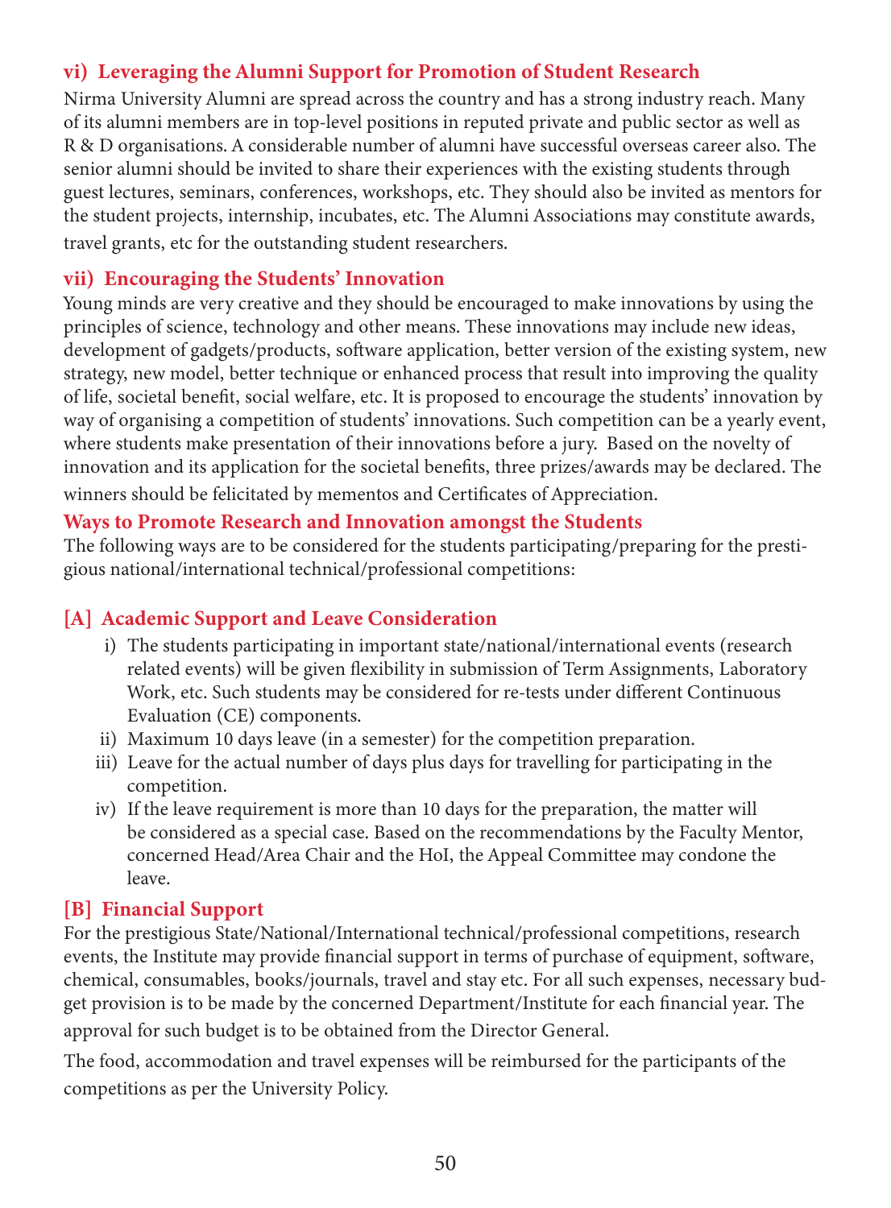### vi) Leveraging the Alumni Support for Promotion of Student Research

Nirma University Alumni are spread across the country and has a strong industry reach. Many of its alumni members are in top-level positions in reputed private and public sector as well as R & D organisations. A considerable number of alumni have successful overseas career also. The senior alumni should be invited to share their experiences with the existing students through guest lectures, seminars, conferences, workshops, etc. They should also be invited as mentors for the student projects, internship, incubates, etc. The Alumni Associations may constitute awards, travel grants, etc for the outstanding student researchers.

### vii) Encouraging the Students' Innovation

Young minds are very creative and they should be encouraged to make innovations by using the principles of science, technology and other means. These innovations may include new ideas, development of gadgets/products, software application, better version of the existing system, new strategy, new model, better technique or enhanced process that result into improving the quality of life, societal benefit, social welfare, etc. It is proposed to encourage the students' innovation by way of organising a competition of students' innovations. Such competition can be a yearly event, where students make presentation of their innovations before a jury. Based on the novelty of innovation and its application for the societal benefits, three prizes/awards may be declared. The winners should be felicitated by mementos and Certificates of Appreciation.

### Ways to Promote Research and Innovation amongst the Students

The following ways are to be considered for the students participating/preparing for the prestigious national/international technical/professional competitions:

### [A] Academic Support and Leave Consideration

i) The students participating in important state/national/international events (research related events) will be given flexibility in submission of Term Assignments, Laboratory Work, etc. Such students may be considered for re-tests under different Continuous Evaluation (CE) components.

ii) Maximum 10 days leave (in a semester) for the competition preparation.

iii) Leave for the actual number of days plus days for travelling for participating in the competition.

iv) If the leave requirement is more than 10 days for the preparation, the matter will be considered as a special case. Based on the recommendations by the Faculty Mentor, concerned Head/Area Chair and the HoI, the Appeal Committee may condone the leave.

### [B] Financial Support

For the prestigious State/National/International technical/professional competitions, research events, the Institute may provide financial support in terms of purchase of equipment, software, chemical, consumables, books/journals, travel and stay etc. For all such expenses, necessary budget provision is to be made by the concerned Department/Institute for each financial year. The approval for such budget is to be obtained from the Director General.

The food, accommodation and travel expenses will be reimbursed for the participants of the competitions as per the University Policy.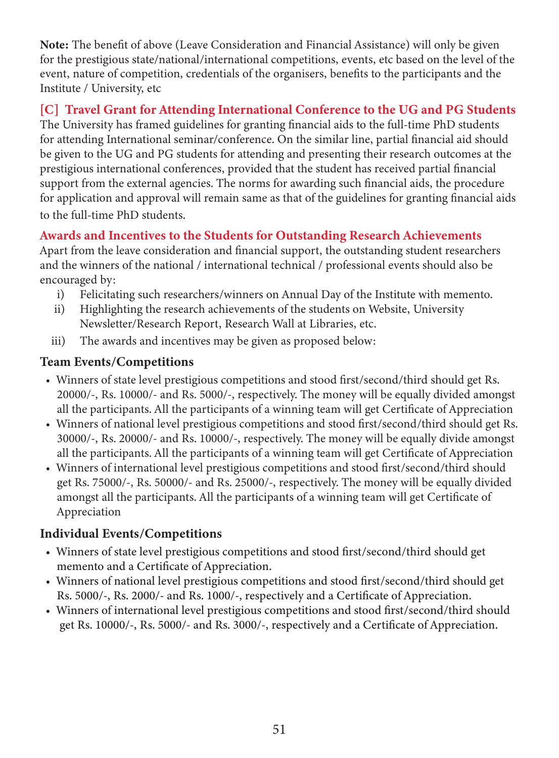**Note:** The benefit of above (Leave Consideration and Financial Assistance) will only be given for the prestigious state/national/international competitions, events, etc based on the level of the event, nature of competition, credentials of the organisers, benefits to the participants and the Institute / University, etc

### [C] Travel Grant for Attending International Conference to the UG and PG Students

The University has framed guidelines for granting financial aids to the full-time PhD students for attending International seminar/conference. On the similar line, partial financial aid should be given to the UG and PG students for attending and presenting their research outcomes at the prestigious international conferences, provided that the student has received partial financial support from the external agencies. The norms for awarding such financial aids, the procedure for application and approval will remain same as that of the guidelines for granting financial aids to the full-time PhD students.

### Awards and Incentives to the Students for Outstanding Research Achievements

Apart from the leave consideration and financial support, the outstanding student researchers and the winners of the national / international technical / professional events should also be encouraged by:

i) Felicitating such researchers/winners on Annual Day of the Institute with memento.

ii) Highlighting the research achievements of the students on Website, University Newsletter/Research Report, Research Wall at Libraries, etc.

iii) The awards and incentives may be given as proposed below:

#### Team Events/Competitions

- Winners of state level prestigious competitions and stood first/second/third should get Rs. 20000/-, Rs. 10000/- and Rs. 5000/-, respectively. The money will be equally divided amongst all the participants. All the participants of a winning team will get Certificate of Appreciation
- Winners of national level prestigious competitions and stood first/second/third should get Rs. 30000/-, Rs. 20000/- and Rs. 10000/-, respectively. The money will be equally divide amongst all the participants. All the participants of a winning team will get Certificate of Appreciation
- Winners of international level prestigious competitions and stood first/second/third should get Rs. 75000/-, Rs. 50000/- and Rs. 25000/-, respectively. The money will be equally divided amongst all the participants. All the participants of a winning team will get Certificate of Appreciation

#### Individual Events/Competitions

- Winners of state level prestigious competitions and stood first/second/third should get memento and a Certificate of Appreciation.
- Winners of national level prestigious competitions and stood first/second/third should get Rs. 5000/-, Rs. 2000/- and Rs. 1000/-, respectively and a Certificate of Appreciation.
- Winners of international level prestigious competitions and stood first/second/third should get Rs. 10000/-, Rs. 5000/- and Rs. 3000/-, respectively and a Certificate of Appreciation.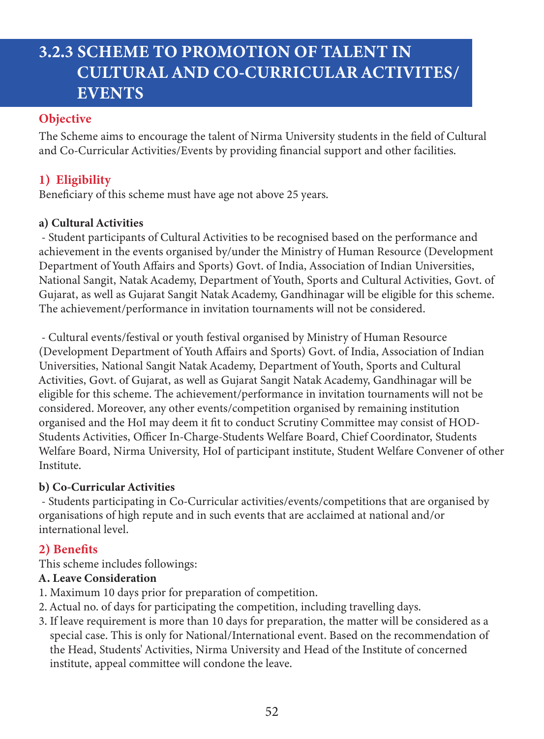# 3.2.3 SCHEME TO PROMOTION OF TALENT IN CULTURAL AND CO-CURRICULAR ACTIVITES/ EVENTS

## Objective

The Scheme aims to encourage the talent of Nirma University students in the field of Cultural and Co-Curricular Activities/Events by providing financial support and other facilities.

## 1) Eligibility

Beneficiary of this scheme must have age not above 25 years.

**a) Cultural Activities**

- Student participants of Cultural Activities to be recognised based on the performance and achievement in the events organised by/under the Ministry of Human Resource (Development Department of Youth Affairs and Sports) Govt. of India, Association of Indian Universities, National Sangit, Natak Academy, Department of Youth, Sports and Cultural Activities, Govt. of Gujarat, as well as Gujarat Sangit Natak Academy, Gandhinagar will be eligible for this scheme. The achievement/performance in invitation tournaments will not be considered.

- Cultural events/festival or youth festival organised by Ministry of Human Resource (Development Department of Youth Affairs and Sports) Govt. of India, Association of Indian Universities, National Sangit Natak Academy, Department of Youth, Sports and Cultural Activities, Govt. of Gujarat, as well as Gujarat Sangit Natak Academy, Gandhinagar will be eligible for this scheme. The achievement/performance in invitation tournaments will not be considered. Moreover, any other events/competition organised by remaining institution organised and the HoI may deem it fit to conduct Scrutiny Committee may consist of HOD-Students Activities, Officer In-Charge-Students Welfare Board, Chief Coordinator, Students Welfare Board, Nirma University, HoI of participant institute, Student Welfare Convener of other Institute.

**b) Co-Curricular Activities**

- Students participating in Co-Curricular activities/events/competitions that are organised by organisations of high repute and in such events that are acclaimed at national and/or international level.

## 2) Benefits

This scheme includes followings:

**A. Leave Consideration**

1. Maximum 10 days prior for preparation of competition.
2. Actual no. of days for participating the competition, including travelling days.
3. If leave requirement is more than 10 days for preparation, the matter will be considered as a special case. This is only for National/International event. Based on the recommendation of the Head, Students' Activities, Nirma University and Head of the Institute of concerned institute, appeal committee will condone the leave.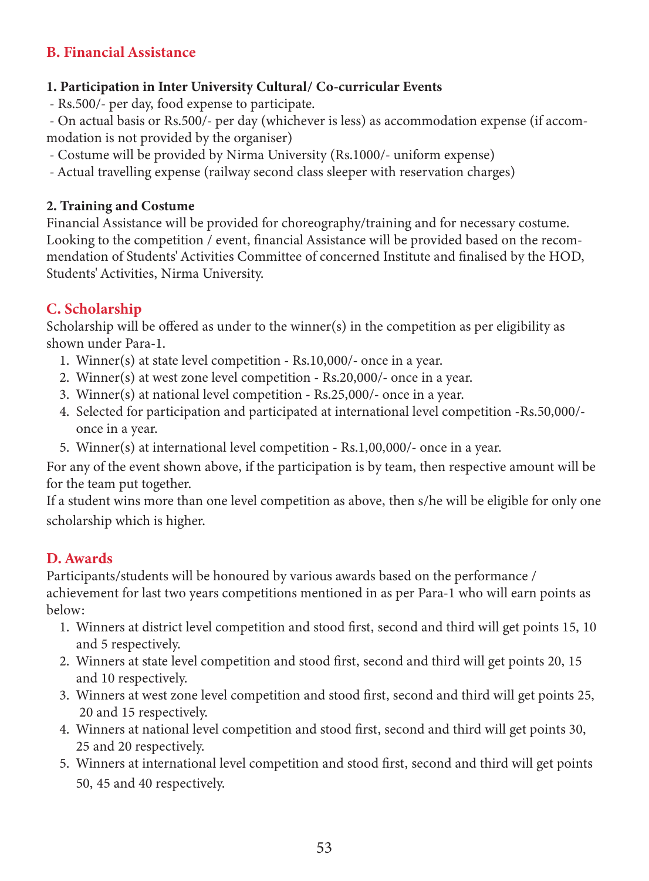## B. Financial Assistance

**1. Participation in Inter University Cultural/ Co-curricular Events**

- Rs.500/- per day, food expense to participate.
- On actual basis or Rs.500/- per day (whichever is less) as accommodation expense (if accommodation is not provided by the organiser)
- Costume will be provided by Nirma University (Rs.1000/- uniform expense)
- Actual travelling expense (railway second class sleeper with reservation charges)

**2. Training and Costume**

Financial Assistance will be provided for choreography/training and for necessary costume. Looking to the competition / event, financial Assistance will be provided based on the recommendation of Students' Activities Committee of concerned Institute and finalised by the HOD, Students' Activities, Nirma University.

## C. Scholarship

Scholarship will be offered as under to the winner(s) in the competition as per eligibility as shown under Para-1.

1. Winner(s) at state level competition - Rs.10,000/- once in a year.
2. Winner(s) at west zone level competition - Rs.20,000/- once in a year.
3. Winner(s) at national level competition - Rs.25,000/- once in a year.
4. Selected for participation and participated at international level competition -Rs.50,000/- once in a year.
5. Winner(s) at international level competition - Rs.1,00,000/- once in a year.

For any of the event shown above, if the participation is by team, then respective amount will be for the team put together.

If a student wins more than one level competition as above, then s/he will be eligible for only one scholarship which is higher.

## D. Awards

Participants/students will be honoured by various awards based on the performance / achievement for last two years competitions mentioned in as per Para-1 who will earn points as below:

1. Winners at district level competition and stood first, second and third will get points 15, 10 and 5 respectively.
2. Winners at state level competition and stood first, second and third will get points 20, 15 and 10 respectively.
3. Winners at west zone level competition and stood first, second and third will get points 25, 20 and 15 respectively.
4. Winners at national level competition and stood first, second and third will get points 30, 25 and 20 respectively.
5. Winners at international level competition and stood first, second and third will get points 50, 45 and 40 respectively.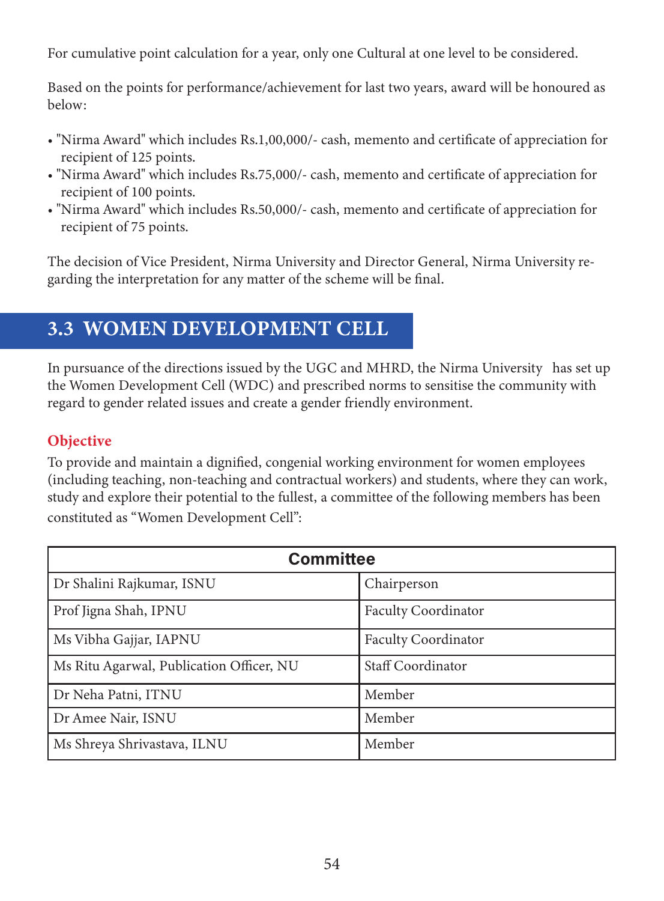For cumulative point calculation for a year, only one Cultural at one level to be considered.

Based on the points for performance/achievement for last two years, award will be honoured as below:

- "Nirma Award" which includes Rs.1,00,000/- cash, memento and certificate of appreciation for recipient of 125 points.
- "Nirma Award" which includes Rs.75,000/- cash, memento and certificate of appreciation for recipient of 100 points.
- "Nirma Award" which includes Rs.50,000/- cash, memento and certificate of appreciation for recipient of 75 points.

The decision of Vice President, Nirma University and Director General, Nirma University regarding the interpretation for any matter of the scheme will be final.

## 3.3 WOMEN DEVELOPMENT CELL

In pursuance of the directions issued by the UGC and MHRD, the Nirma University has set up the Women Development Cell (WDC) and prescribed norms to sensitise the community with regard to gender related issues and create a gender friendly environment.

### Objective

To provide and maintain a dignified, congenial working environment for women employees (including teaching, non-teaching and contractual workers) and students, where they can work, study and explore their potential to the fullest, a committee of the following members has been constituted as "Women Development Cell":

| Committee | |
|---|---|
| Dr Shalini Rajkumar, ISNU | Chairperson |
| Prof Jigna Shah, IPNU | Faculty Coordinator |
| Ms Vibha Gajjar, IAPNU | Faculty Coordinator |
| Ms Ritu Agarwal, Publication Officer, NU | Staff Coordinator |
| Dr Neha Patni, ITNU | Member |
| Dr Amee Nair, ISNU | Member |
| Ms Shreya Shrivastava, ILNU | Member |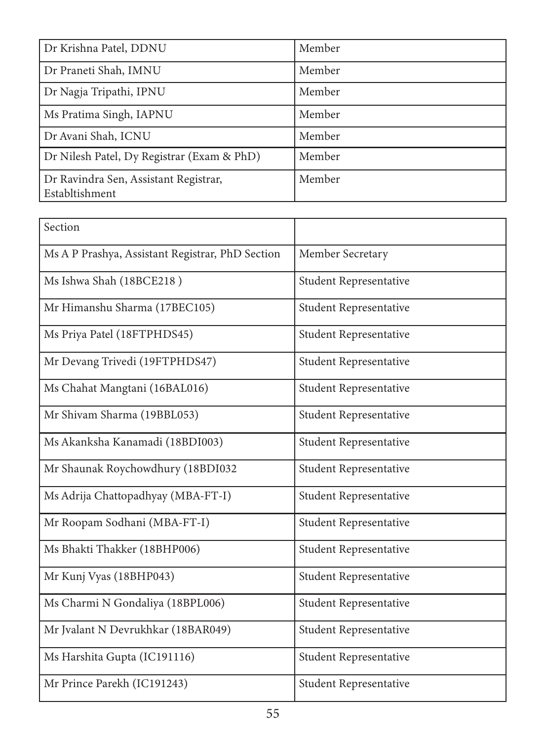| | |
|---|---|
| Dr Krishna Patel, DDNU | Member |
| Dr Praneti Shah, IMNU | Member |
| Dr Nagja Tripathi, IPNU | Member |
| Ms Pratima Singh, IAPNU | Member |
| Dr Avani Shah, ICNU | Member |
| Dr Nilesh Patel, Dy Registrar (Exam & PhD) | Member |
| Dr Ravindra Sen, Assistant Registrar, Establtishment | Member |

| Section | |
|---|---|
| Ms A P Prashya, Assistant Registrar, PhD Section | Member Secretary |
| Ms Ishwa Shah (18BCE218 ) | Student Representative |
| Mr Himanshu Sharma (17BEC105) | Student Representative |
| Ms Priya Patel (18FTPHDS45) | Student Representative |
| Mr Devang Trivedi (19FTPHDS47) | Student Representative |
| Ms Chahat Mangtani (16BAL016) | Student Representative |
| Mr Shivam Sharma (19BBL053) | Student Representative |
| Ms Akanksha Kanamadi (18BDI003) | Student Representative |
| Mr Shaunak Roychowdhury (18BDI032 | Student Representative |
| Ms Adrija Chattopadhyay (MBA-FT-I) | Student Representative |
| Mr Roopam Sodhani (MBA-FT-I) | Student Representative |
| Ms Bhakti Thakker (18BHP006) | Student Representative |
| Mr Kunj Vyas (18BHP043) | Student Representative |
| Ms Charmi N Gondaliya (18BPL006) | Student Representative |
| Mr Jvalant N Devrukhkar (18BAR049) | Student Representative |
| Ms Harshita Gupta (IC191116) | Student Representative |
| Mr Prince Parekh (IC191243) | Student Representative |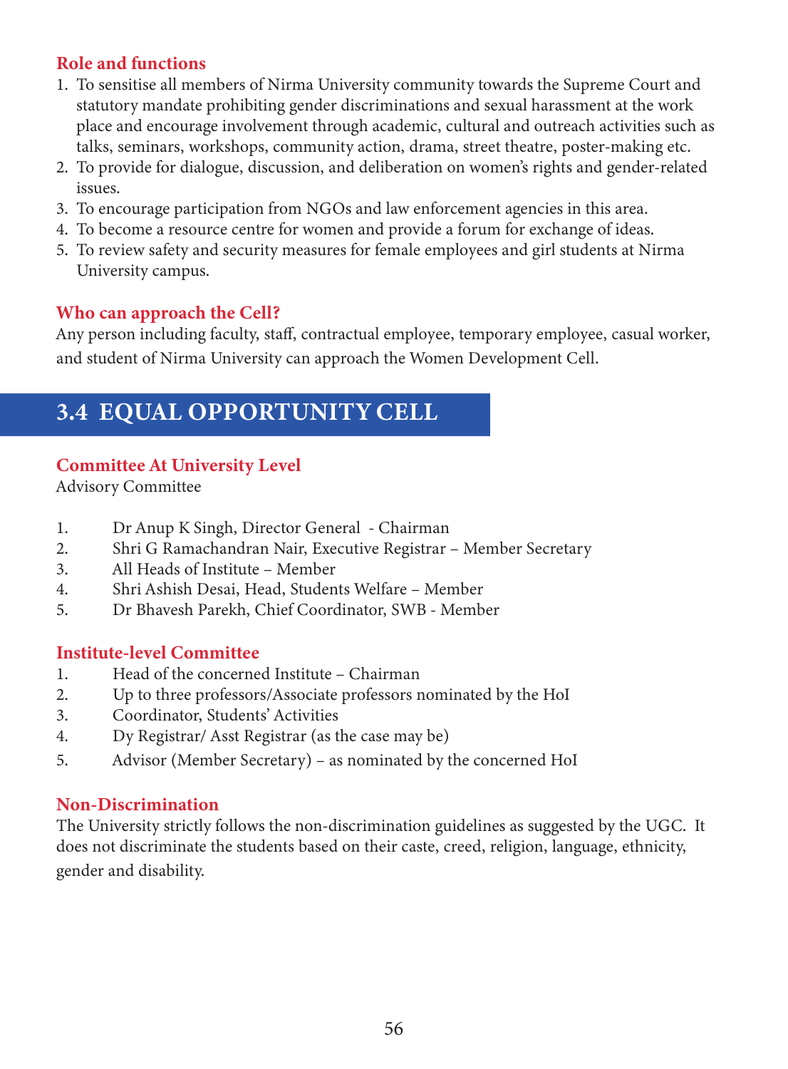### Role and functions

1. To sensitise all members of Nirma University community towards the Supreme Court and statutory mandate prohibiting gender discriminations and sexual harassment at the work place and encourage involvement through academic, cultural and outreach activities such as talks, seminars, workshops, community action, drama, street theatre, poster-making etc.
2. To provide for dialogue, discussion, and deliberation on women's rights and gender-related issues.
3. To encourage participation from NGOs and law enforcement agencies in this area.
4. To become a resource centre for women and provide a forum for exchange of ideas.
5. To review safety and security measures for female employees and girl students at Nirma University campus.

### Who can approach the Cell?

Any person including faculty, staff, contractual employee, temporary employee, casual worker, and student of Nirma University can approach the Women Development Cell.

## 3.4 EQUAL OPPORTUNITY CELL

### Committee At University Level

Advisory Committee

1. Dr Anup K Singh, Director General - Chairman
2. Shri G Ramachandran Nair, Executive Registrar – Member Secretary
3. All Heads of Institute – Member
4. Shri Ashish Desai, Head, Students Welfare – Member
5. Dr Bhavesh Parekh, Chief Coordinator, SWB - Member

### Institute-level Committee

1. Head of the concerned Institute – Chairman
2. Up to three professors/Associate professors nominated by the HoI
3. Coordinator, Students' Activities
4. Dy Registrar/ Asst Registrar (as the case may be)
5. Advisor (Member Secretary) – as nominated by the concerned HoI

### Non-Discrimination

The University strictly follows the non-discrimination guidelines as suggested by the UGC. It does not discriminate the students based on their caste, creed, religion, language, ethnicity, gender and disability.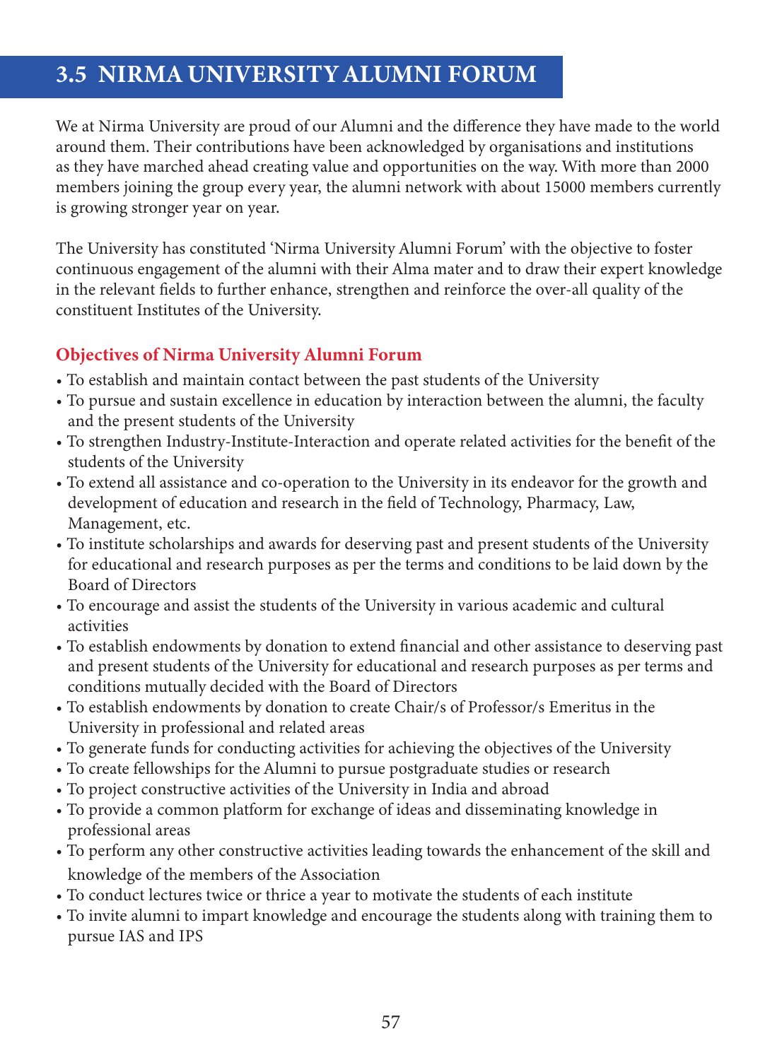## 3.5 NIRMA UNIVERSITY ALUMNI FORUM

We at Nirma University are proud of our Alumni and the difference they have made to the world around them. Their contributions have been acknowledged by organisations and institutions as they have marched ahead creating value and opportunities on the way. With more than 2000 members joining the group every year, the alumni network with about 15000 members currently is growing stronger year on year.

The University has constituted 'Nirma University Alumni Forum' with the objective to foster continuous engagement of the alumni with their Alma mater and to draw their expert knowledge in the relevant fields to further enhance, strengthen and reinforce the over-all quality of the constituent Institutes of the University.

### Objectives of Nirma University Alumni Forum

- To establish and maintain contact between the past students of the University
- To pursue and sustain excellence in education by interaction between the alumni, the faculty and the present students of the University
- To strengthen Industry-Institute-Interaction and operate related activities for the benefit of the students of the University
- To extend all assistance and co-operation to the University in its endeavor for the growth and development of education and research in the field of Technology, Pharmacy, Law, Management, etc.
- To institute scholarships and awards for deserving past and present students of the University for educational and research purposes as per the terms and conditions to be laid down by the Board of Directors
- To encourage and assist the students of the University in various academic and cultural activities
- To establish endowments by donation to extend financial and other assistance to deserving past and present students of the University for educational and research purposes as per terms and conditions mutually decided with the Board of Directors
- To establish endowments by donation to create Chair/s of Professor/s Emeritus in the University in professional and related areas
- To generate funds for conducting activities for achieving the objectives of the University
- To create fellowships for the Alumni to pursue postgraduate studies or research
- To project constructive activities of the University in India and abroad
- To provide a common platform for exchange of ideas and disseminating knowledge in professional areas
- To perform any other constructive activities leading towards the enhancement of the skill and knowledge of the members of the Association
- To conduct lectures twice or thrice a year to motivate the students of each institute
- To invite alumni to impart knowledge and encourage the students along with training them to pursue IAS and IPS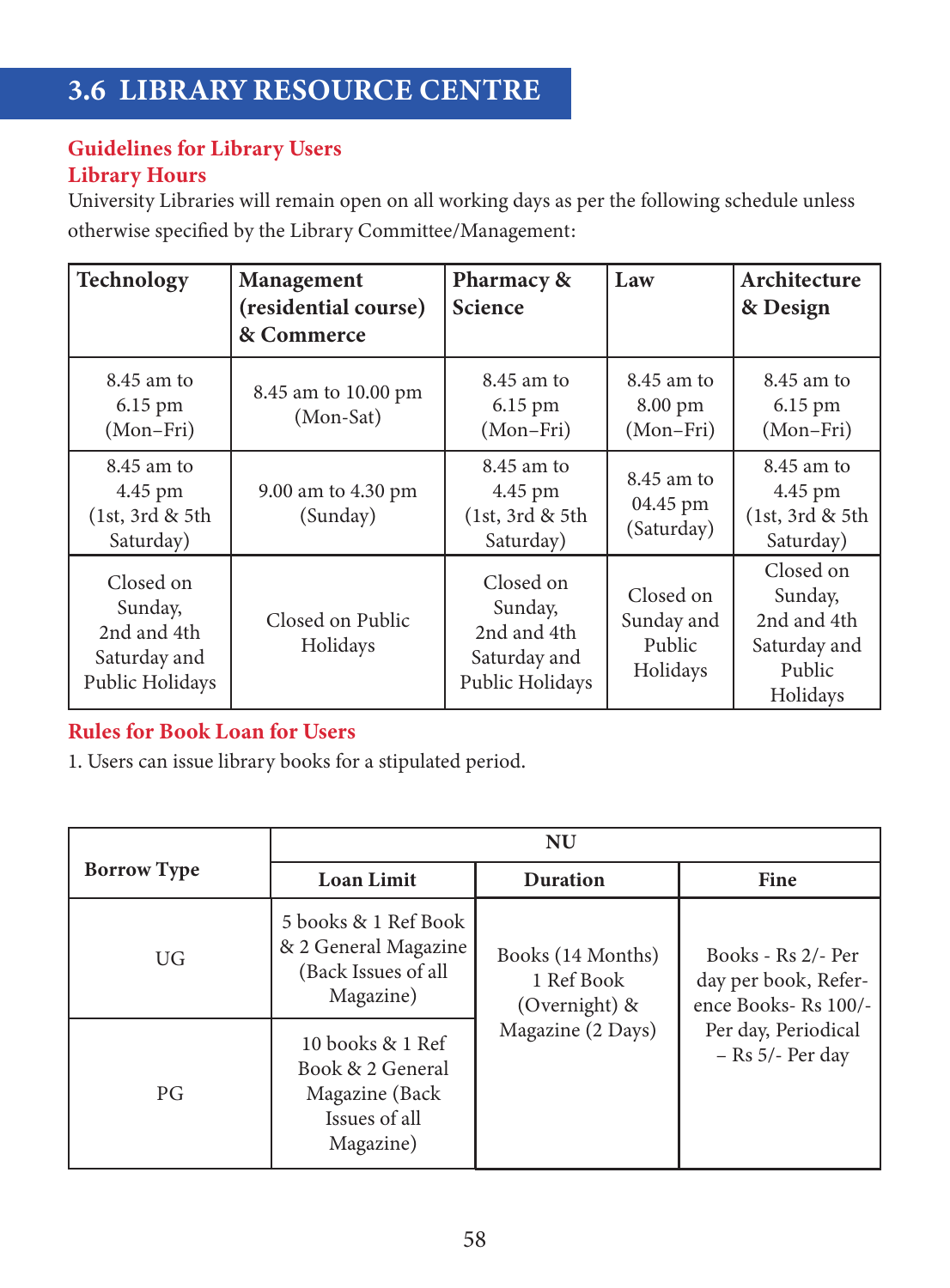## 3.6 LIBRARY RESOURCE CENTRE

### Guidelines for Library Users

### Library Hours

University Libraries will remain open on all working days as per the following schedule unless otherwise specified by the Library Committee/Management:

| Technology | Management (residential course) & Commerce | Pharmacy & Science | Law | Architecture & Design |
|---|---|---|---|---|
| 8.45 am to 6.15 pm (Mon–Fri) | 8.45 am to 10.00 pm (Mon-Sat) | 8.45 am to 6.15 pm (Mon–Fri) | 8.45 am to 8.00 pm (Mon–Fri) | 8.45 am to 6.15 pm (Mon–Fri) |
| 8.45 am to 4.45 pm (1st, 3rd & 5th Saturday) | 9.00 am to 4.30 pm (Sunday) | 8.45 am to 4.45 pm (1st, 3rd & 5th Saturday) | 8.45 am to 04.45 pm (Saturday) | 8.45 am to 4.45 pm (1st, 3rd & 5th Saturday) |
| Closed on Sunday, 2nd and 4th Saturday and Public Holidays | Closed on Public Holidays | Closed on Sunday, 2nd and 4th Saturday and Public Holidays | Closed on Sunday and Public Holidays | Closed on Sunday, 2nd and 4th Saturday and Public Holidays |

### Rules for Book Loan for Users

1. Users can issue library books for a stipulated period.

| Borrow Type | NU | | |
|---|---|---|---|
| | **Loan Limit** | **Duration** | **Fine** |
| UG | 5 books & 1 Ref Book & 2 General Magazine (Back Issues of all Magazine) | Books (14 Months) 1 Ref Book (Overnight) & Magazine (2 Days) | Books - Rs 2/- Per day per book, Reference Books- Rs 100/- Per day, Periodical – Rs 5/- Per day |
| PG | 10 books & 1 Ref Book & 2 General Magazine (Back Issues of all Magazine) | | |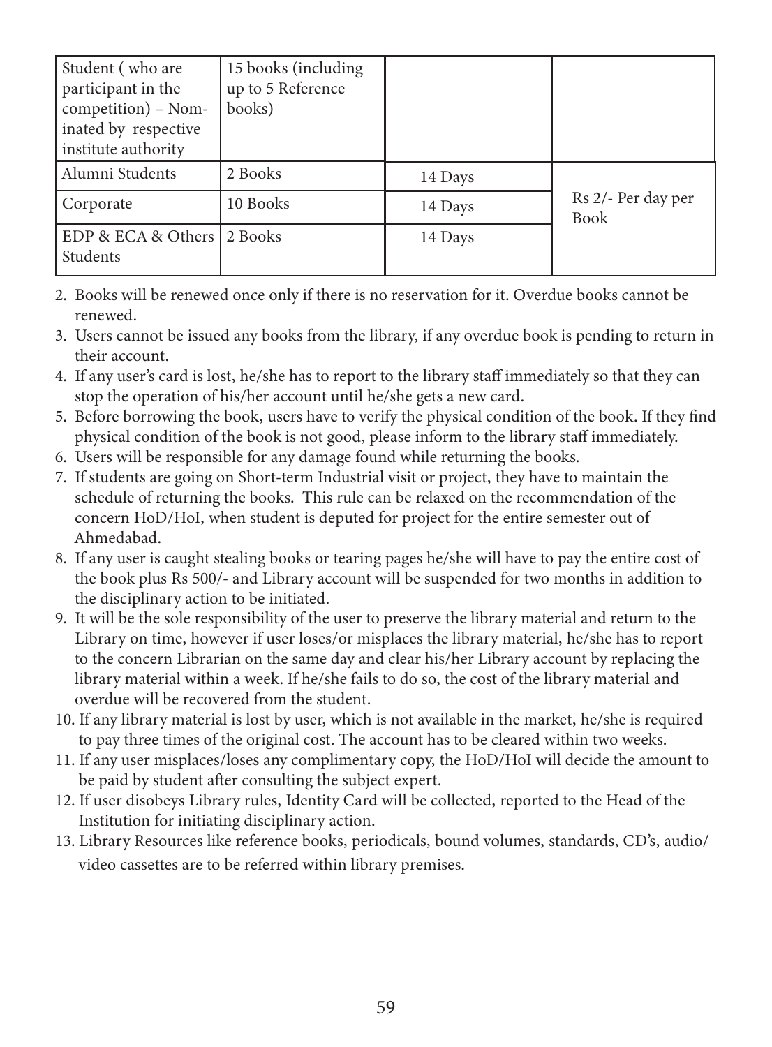| | | | |
|---|---|---|---|
| Student ( who are participant in the competition) – Nominated by respective institute authority | 15 books (including up to 5 Reference books) | | |
| Alumni Students | 2 Books | 14 Days | Rs 2/- Per day per Book |
| Corporate | 10 Books | 14 Days | |
| EDP & ECA & Others Students | 2 Books | 14 Days | |

2. Books will be renewed once only if there is no reservation for it. Overdue books cannot be renewed.
3. Users cannot be issued any books from the library, if any overdue book is pending to return in their account.
4. If any user's card is lost, he/she has to report to the library staff immediately so that they can stop the operation of his/her account until he/she gets a new card.
5. Before borrowing the book, users have to verify the physical condition of the book. If they find physical condition of the book is not good, please inform to the library staff immediately.
6. Users will be responsible for any damage found while returning the books.
7. If students are going on Short-term Industrial visit or project, they have to maintain the schedule of returning the books. This rule can be relaxed on the recommendation of the concern HoD/HoI, when student is deputed for project for the entire semester out of Ahmedabad.
8. If any user is caught stealing books or tearing pages he/she will have to pay the entire cost of the book plus Rs 500/- and Library account will be suspended for two months in addition to the disciplinary action to be initiated.
9. It will be the sole responsibility of the user to preserve the library material and return to the Library on time, however if user loses/or misplaces the library material, he/she has to report to the concern Librarian on the same day and clear his/her Library account by replacing the library material within a week. If he/she fails to do so, the cost of the library material and overdue will be recovered from the student.
10. If any library material is lost by user, which is not available in the market, he/she is required to pay three times of the original cost. The account has to be cleared within two weeks.
11. If any user misplaces/loses any complimentary copy, the HoD/HoI will decide the amount to be paid by student after consulting the subject expert.
12. If user disobeys Library rules, Identity Card will be collected, reported to the Head of the Institution for initiating disciplinary action.
13. Library Resources like reference books, periodicals, bound volumes, standards, CD's, audio/video cassettes are to be referred within library premises.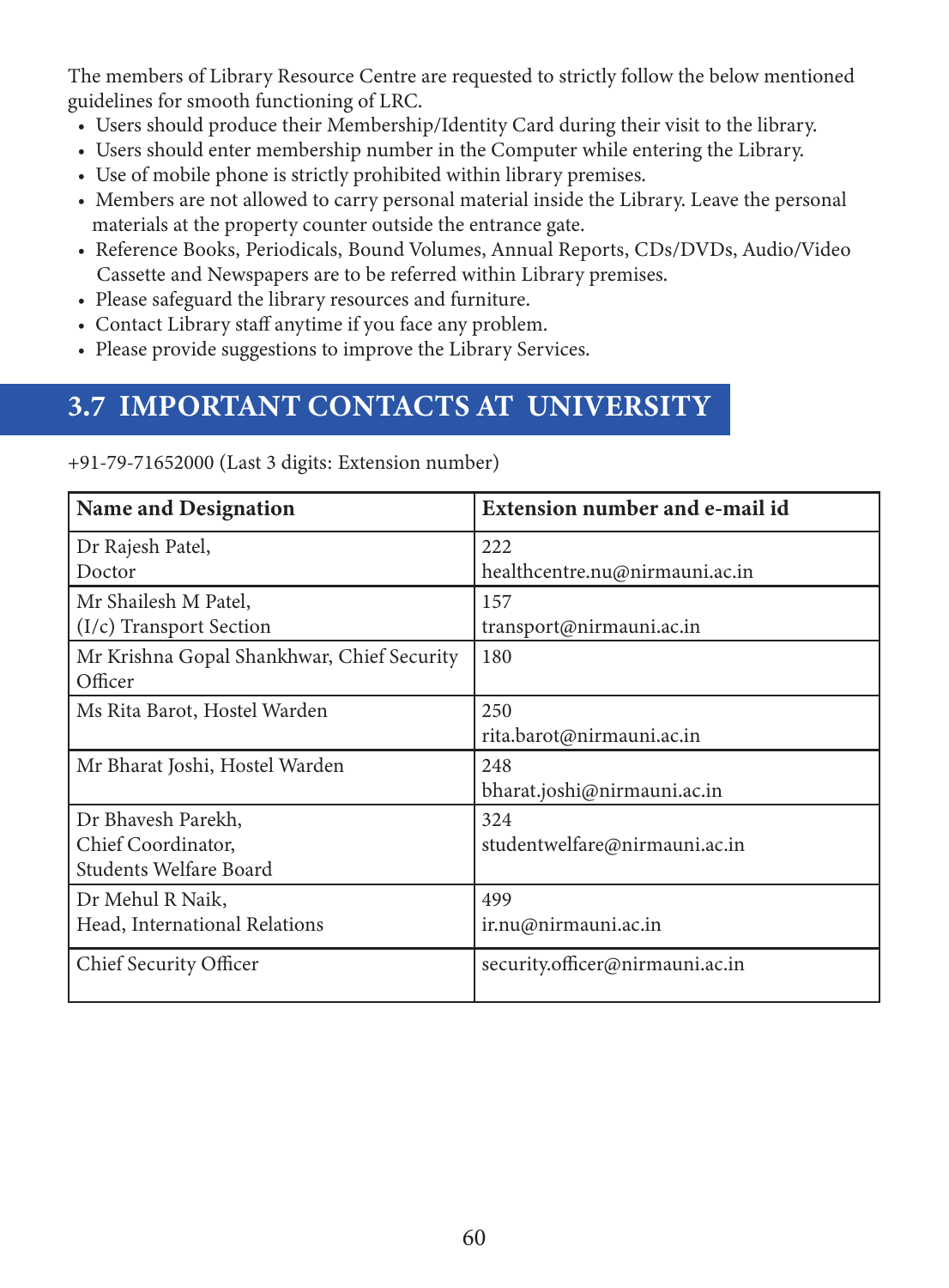The members of Library Resource Centre are requested to strictly follow the below mentioned guidelines for smooth functioning of LRC.

- Users should produce their Membership/Identity Card during their visit to the library.
- Users should enter membership number in the Computer while entering the Library.
- Use of mobile phone is strictly prohibited within library premises.
- Members are not allowed to carry personal material inside the Library. Leave the personal materials at the property counter outside the entrance gate.
- Reference Books, Periodicals, Bound Volumes, Annual Reports, CDs/DVDs, Audio/Video Cassette and Newspapers are to be referred within Library premises.
- Please safeguard the library resources and furniture.
- Contact Library staff anytime if you face any problem.
- Please provide suggestions to improve the Library Services.

## 3.7 IMPORTANT CONTACTS AT UNIVERSITY

+91-79-71652000 (Last 3 digits: Extension number)

| Name and Designation | Extension number and e-mail id |
|---|---|
| Dr Rajesh Patel,<br>Doctor | 222<br>healthcentre.nu@nirmauni.ac.in |
| Mr Shailesh M Patel,<br>(I/c) Transport Section | 157<br>transport@nirmauni.ac.in |
| Mr Krishna Gopal Shankhwar, Chief Security Officer | 180 |
| Ms Rita Barot, Hostel Warden | 250<br>rita.barot@nirmauni.ac.in |
| Mr Bharat Joshi, Hostel Warden | 248<br>bharat.joshi@nirmauni.ac.in |
| Dr Bhavesh Parekh,<br>Chief Coordinator,<br>Students Welfare Board | 324<br>studentwelfare@nirmauni.ac.in |
| Dr Mehul R Naik,<br>Head, International Relations | 499<br>ir.nu@nirmauni.ac.in |
| Chief Security Officer | security.officer@nirmauni.ac.in |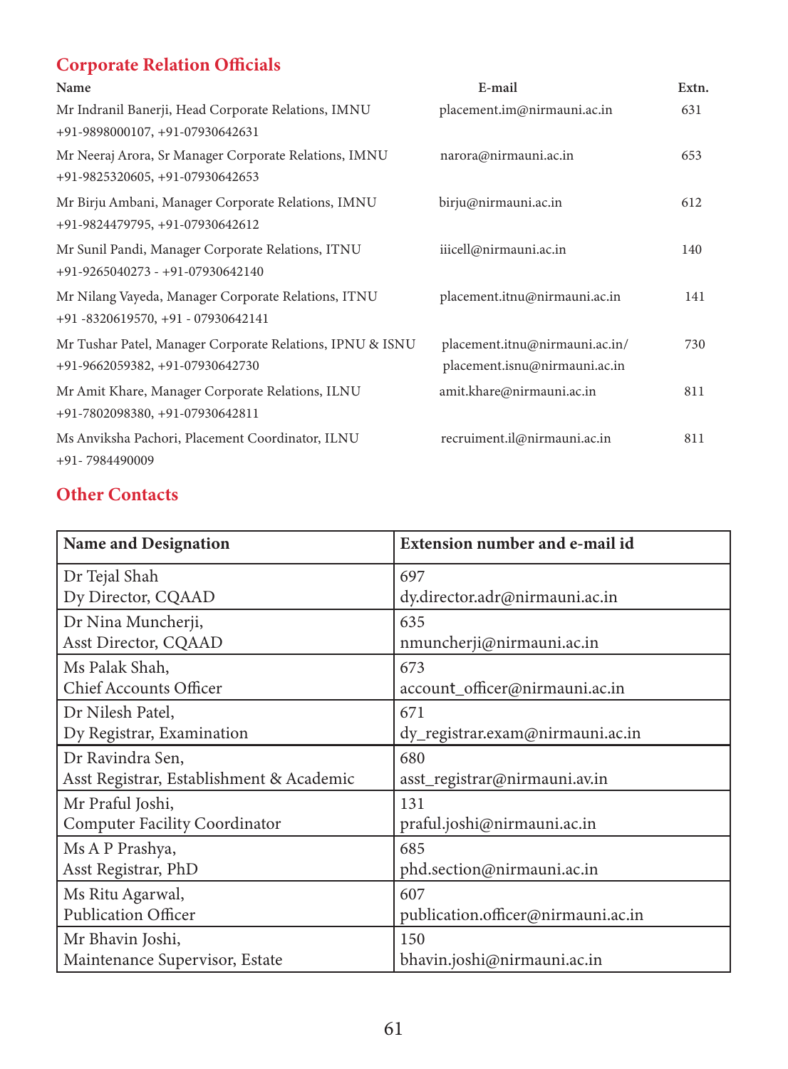## Corporate Relation Officials

| Name | E-mail | Extn. |
|---|---|---|
| Mr Indranil Banerji, Head Corporate Relations, IMNU<br>+91-9898000107, +91-07930642631 | placement.im@nirmauni.ac.in | 631 |
| Mr Neeraj Arora, Sr Manager Corporate Relations, IMNU<br>+91-9825320605, +91-07930642653 | narora@nirmauni.ac.in | 653 |
| Mr Birju Ambani, Manager Corporate Relations, IMNU<br>+91-9824479795, +91-07930642612 | birju@nirmauni.ac.in | 612 |
| Mr Sunil Pandi, Manager Corporate Relations, ITNU<br>+91-9265040273 - +91-07930642140 | iiicell@nirmauni.ac.in | 140 |
| Mr Nilang Vayeda, Manager Corporate Relations, ITNU<br>+91 -8320619570, +91 - 07930642141 | placement.itnu@nirmauni.ac.in | 141 |
| Mr Tushar Patel, Manager Corporate Relations, IPNU & ISNU<br>+91-9662059382, +91-07930642730 | placement.itnu@nirmauni.ac.in/<br>placement.isnu@nirmauni.ac.in | 730 |
| Mr Amit Khare, Manager Corporate Relations, ILNU<br>+91-7802098380, +91-07930642811 | amit.khare@nirmauni.ac.in | 811 |
| Ms Anviksha Pachori, Placement Coordinator, ILNU<br>+91- 7984490009 | recruiment.il@nirmauni.ac.in | 811 |

## Other Contacts

| Name and Designation | Extension number and e-mail id |
|---|---|
| Dr Tejal Shah<br>Dy Director, CQAAD | 697<br>dy.director.adr@nirmauni.ac.in |
| Dr Nina Muncherji,<br>Asst Director, CQAAD | 635<br>nmuncherji@nirmauni.ac.in |
| Ms Palak Shah,<br>Chief Accounts Officer | 673<br>account_officer@nirmauni.ac.in |
| Dr Nilesh Patel,<br>Dy Registrar, Examination | 671<br>dy_registrar.exam@nirmauni.ac.in |
| Dr Ravindra Sen,<br>Asst Registrar, Establishment & Academic | 680<br>asst_registrar@nirmauni.av.in |
| Mr Praful Joshi,<br>Computer Facility Coordinator | 131<br>praful.joshi@nirmauni.ac.in |
| Ms A P Prashya,<br>Asst Registrar, PhD | 685<br>phd.section@nirmauni.ac.in |
| Ms Ritu Agarwal,<br>Publication Officer | 607<br>publication.officer@nirmauni.ac.in |
| Mr Bhavin Joshi,<br>Maintenance Supervisor, Estate | 150<br>bhavin.joshi@nirmauni.ac.in |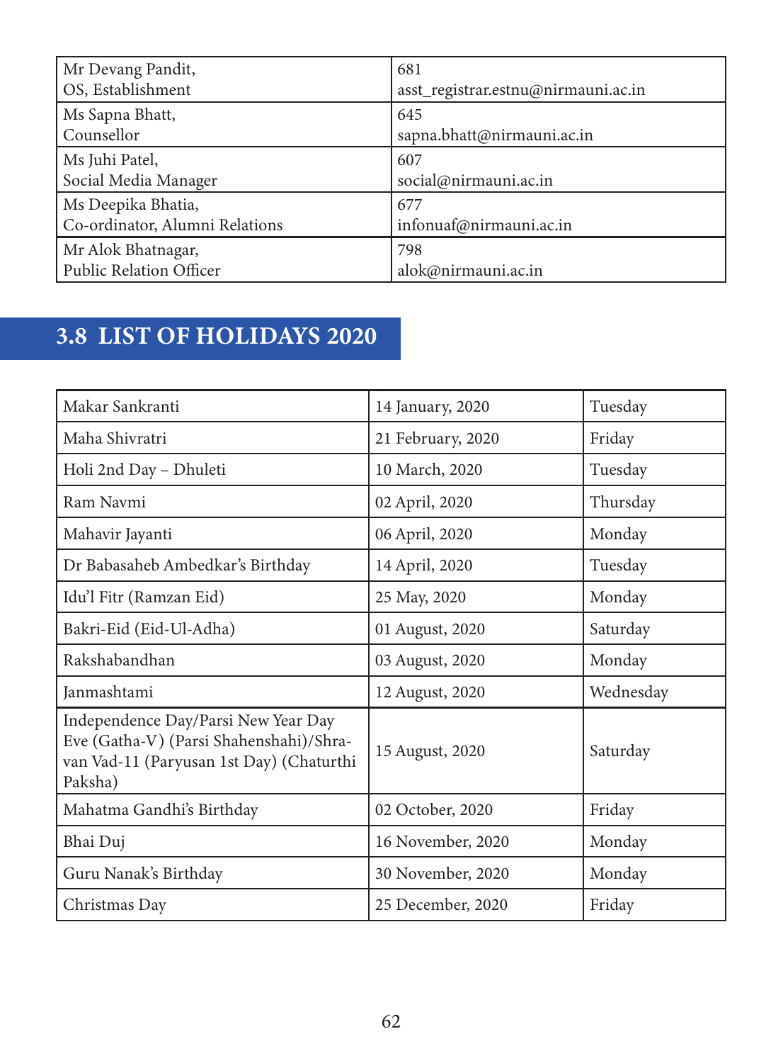| | |
|---|---|
| Mr Devang Pandit, OS, Establishment | 681 asst_registrar.estnu@nirmauni.ac.in |
| Ms Sapna Bhatt, Counsellor | 645 sapna.bhatt@nirmauni.ac.in |
| Ms Juhi Patel, Social Media Manager | 607 social@nirmauni.ac.in |
| Ms Deepika Bhatia, Co-ordinator, Alumni Relations | 677 infonuaf@nirmauni.ac.in |
| Mr Alok Bhatnagar, Public Relation Officer | 798 alok@nirmauni.ac.in |

## 3.8 LIST OF HOLIDAYS 2020

| | | |
|---|---|---|
| Makar Sankranti | 14 January, 2020 | Tuesday |
| Maha Shivratri | 21 February, 2020 | Friday |
| Holi 2nd Day – Dhuleti | 10 March, 2020 | Tuesday |
| Ram Navmi | 02 April, 2020 | Thursday |
| Mahavir Jayanti | 06 April, 2020 | Monday |
| Dr Babasaheb Ambedkar's Birthday | 14 April, 2020 | Tuesday |
| Idu'l Fitr (Ramzan Eid) | 25 May, 2020 | Monday |
| Bakri-Eid (Eid-Ul-Adha) | 01 August, 2020 | Saturday |
| Rakshabandhan | 03 August, 2020 | Monday |
| Janmashtami | 12 August, 2020 | Wednesday |
| Independence Day/Parsi New Year Day Eve (Gatha-V) (Parsi Shahenshahi)/Shravan Vad-11 (Paryusan 1st Day) (Chaturthi Paksha) | 15 August, 2020 | Saturday |
| Mahatma Gandhi's Birthday | 02 October, 2020 | Friday |
| Bhai Duj | 16 November, 2020 | Monday |
| Guru Nanak's Birthday | 30 November, 2020 | Monday |
| Christmas Day | 25 December, 2020 | Friday |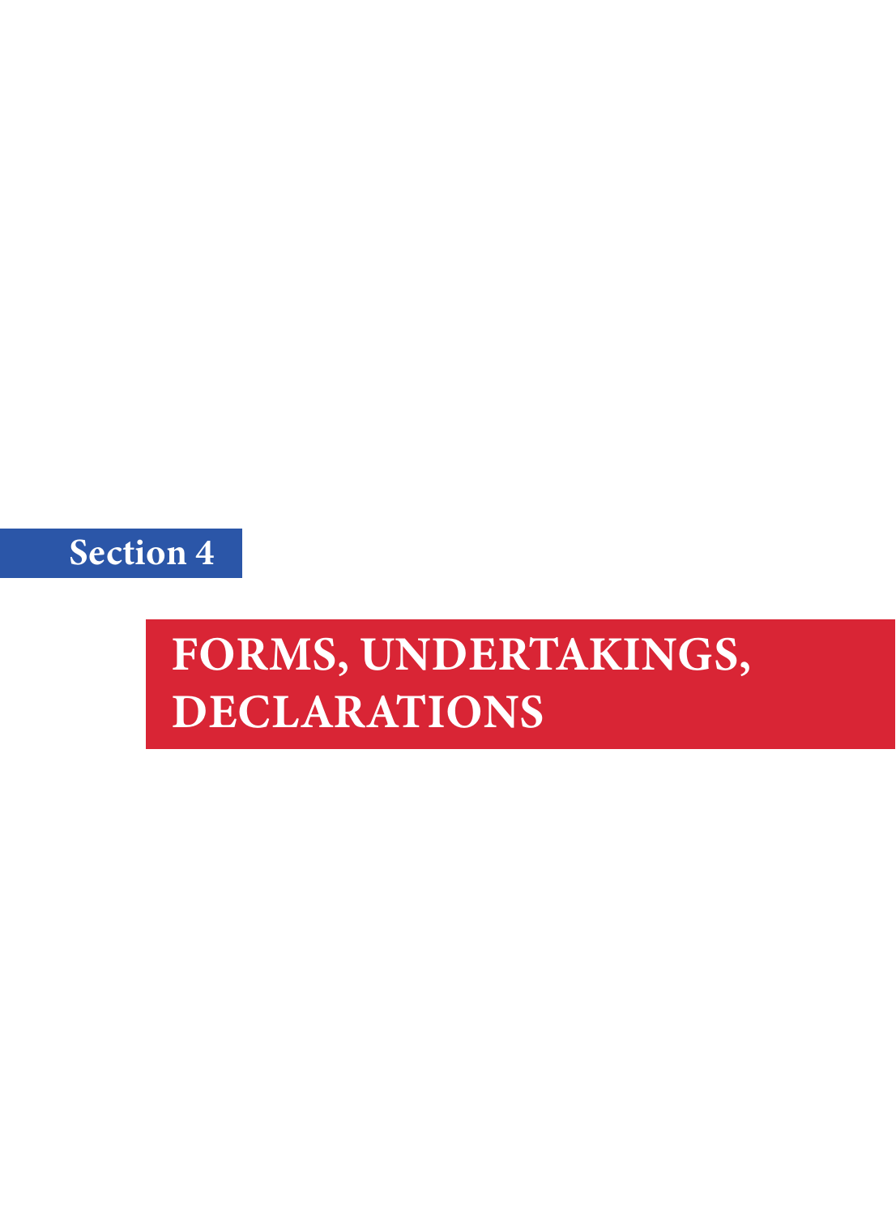## Section 4

# FORMS, UNDERTAKINGS, DECLARATIONS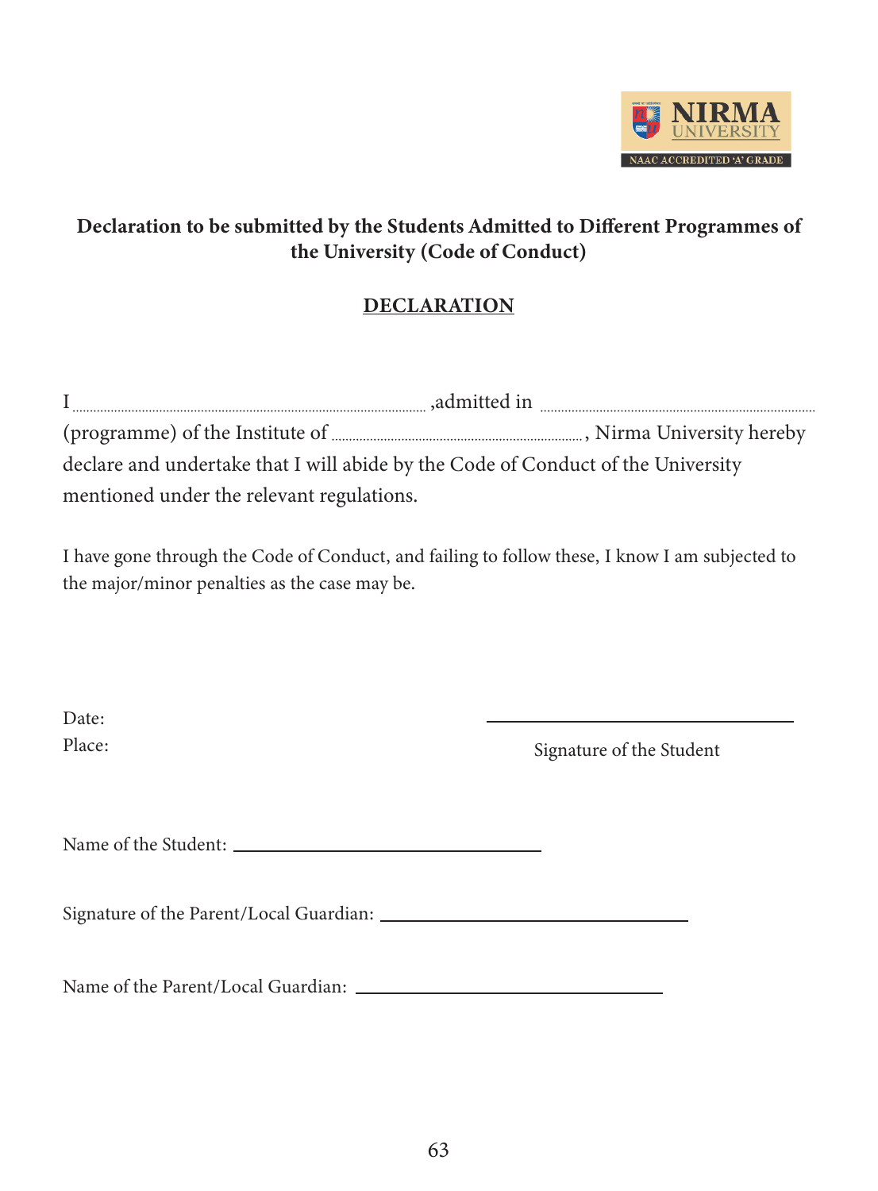**Declaration to be submitted by the Students Admitted to Different Programmes of the University (Code of Conduct)**

## DECLARATION

I .................................................................................................. ,admitted in ............................................................................ (programme) of the Institute of ......................................................................, Nirma University hereby declare and undertake that I will abide by the Code of Conduct of the University mentioned under the relevant regulations.

I have gone through the Code of Conduct, and failing to follow these, I know I am subjected to the major/minor penalties as the case may be.

Date:

Place:

\_\_\_\_\_\_\_\_\_\_\_\_\_\_\_\_\_\_\_\_\_\_\_\_\_\_\_\_\_\_

Signature of the Student

Name of the Student: \_\_\_\_\_\_\_\_\_\_\_\_\_\_\_\_\_\_\_\_\_\_\_\_\_\_\_\_\_\_

Signature of the Parent/Local Guardian: \_\_\_\_\_\_\_\_\_\_\_\_\_\_\_\_\_\_\_\_\_\_\_\_\_\_\_\_\_\_

Name of the Parent/Local Guardian: \_\_\_\_\_\_\_\_\_\_\_\_\_\_\_\_\_\_\_\_\_\_\_\_\_\_\_\_\_\_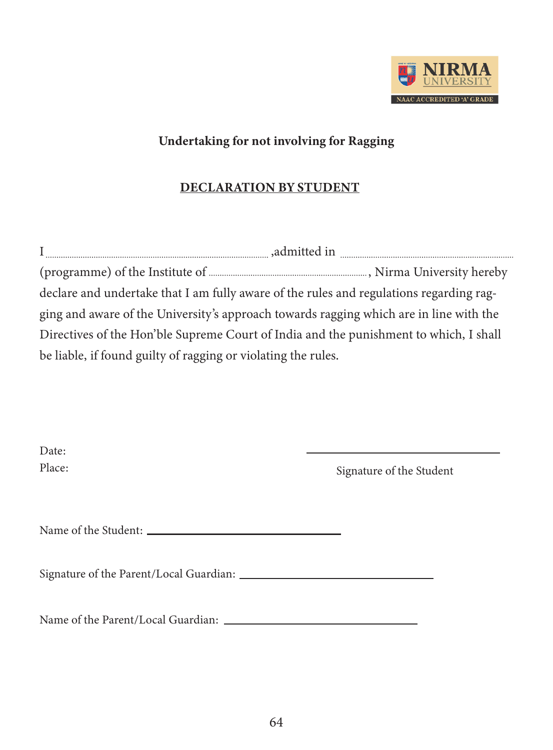NIRMA UNIVERSITY
NAAC ACCREDITED 'A' GRADE

## Undertaking for not involving for Ragging

## DECLARATION BY STUDENT

I ........................................................................................ ,admitted in ...................................................................... (programme) of the Institute of ............................................................, Nirma University hereby declare and undertake that I am fully aware of the rules and regulations regarding ragging and aware of the University's approach towards ragging which are in line with the Directives of the Hon'ble Supreme Court of India and the punishment to which, I shall be liable, if found guilty of ragging or violating the rules.

Date:

Place:

\_\_\_\_\_\_\_\_\_\_\_\_\_\_\_\_\_\_\_\_\_\_\_\_\_\_\_\_\_\_\_\_

Signature of the Student

Name of the Student: \_\_\_\_\_\_\_\_\_\_\_\_\_\_\_\_\_\_\_\_\_\_\_\_\_\_\_\_\_\_\_\_

Signature of the Parent/Local Guardian: \_\_\_\_\_\_\_\_\_\_\_\_\_\_\_\_\_\_\_\_\_\_\_\_\_\_\_\_\_\_\_\_

Name of the Parent/Local Guardian: \_\_\_\_\_\_\_\_\_\_\_\_\_\_\_\_\_\_\_\_\_\_\_\_\_\_\_\_\_\_\_\_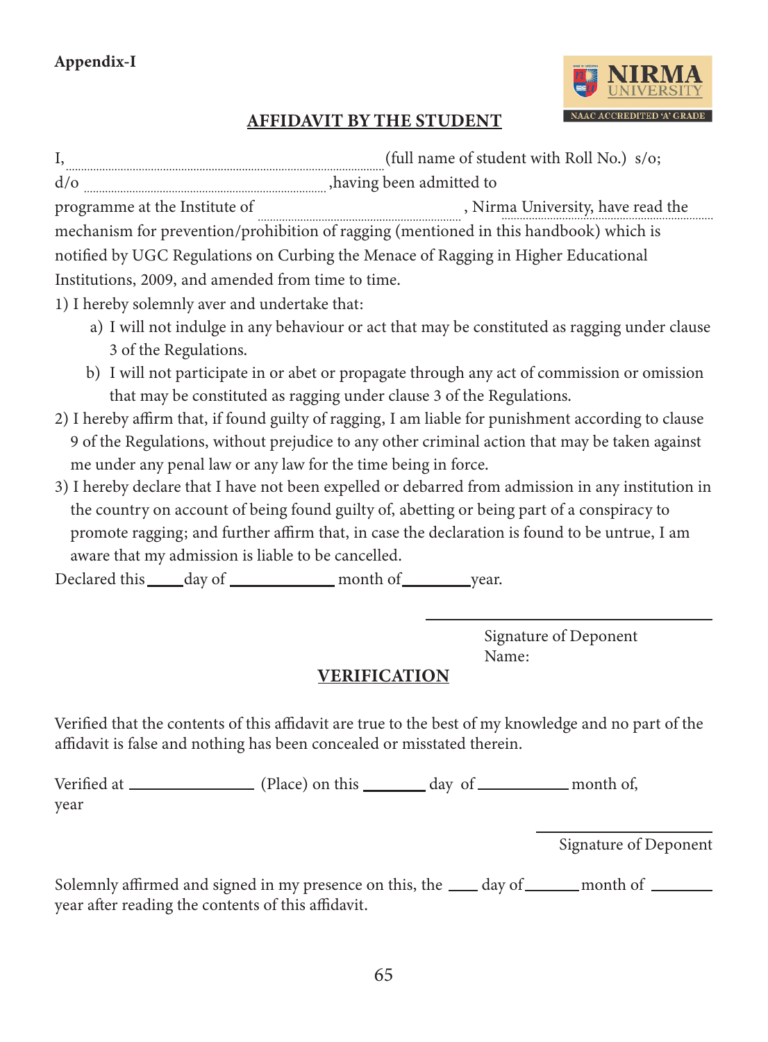**Appendix-I**

## AFFIDAVIT BY THE STUDENT

I, ........................................................................................................ (full name of student with Roll No.) s/o; d/o ............................................................................... ,having been admitted to programme at the Institute of ...................................................................... , Nirma University, have read the mechanism for prevention/prohibition of ragging (mentioned in this handbook) which is notified by UGC Regulations on Curbing the Menace of Ragging in Higher Educational Institutions, 2009, and amended from time to time.

1) I hereby solemnly aver and undertake that:
   a) I will not indulge in any behaviour or act that may be constituted as ragging under clause 3 of the Regulations.
   b) I will not participate in or abet or propagate through any act of commission or omission that may be constituted as ragging under clause 3 of the Regulations.
2) I hereby affirm that, if found guilty of ragging, I am liable for punishment according to clause 9 of the Regulations, without prejudice to any other criminal action that may be taken against me under any penal law or any law for the time being in force.
3) I hereby declare that I have not been expelled or debarred from admission in any institution in the country on account of being found guilty of, abetting or being part of a conspiracy to promote ragging; and further affirm that, in case the declaration is found to be untrue, I am aware that my admission is liable to be cancelled.

Declared this ____day of ____________ month of________year.

Signature of Deponent
Name:

## VERIFICATION

Verified that the contents of this affidavit are true to the best of my knowledge and no part of the affidavit is false and nothing has been concealed or misstated therein.

Verified at _______________ (Place) on this _______ day of __________ month of, year

Signature of Deponent

Solemnly affirmed and signed in my presence on this, the ____ day of______ month of _______ year after reading the contents of this affidavit.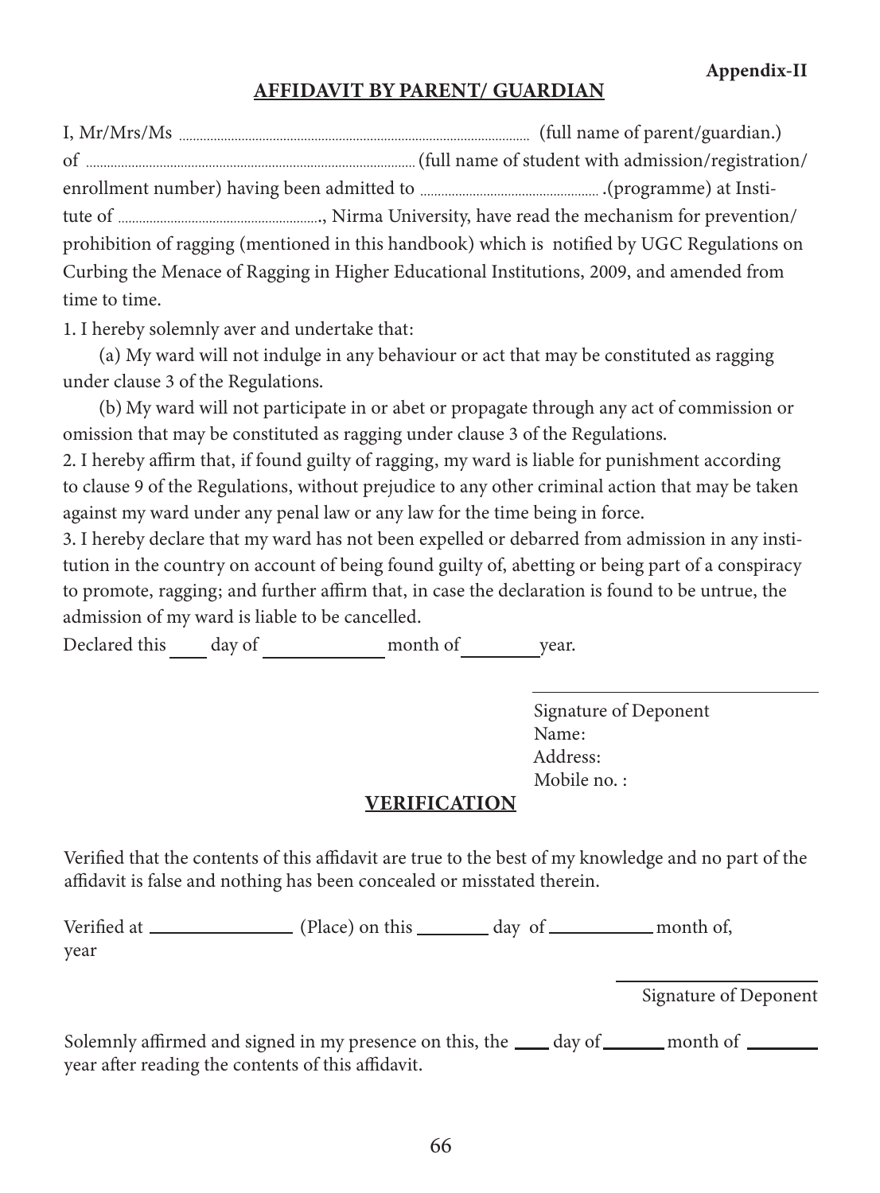Appendix-II

## AFFIDAVIT BY PARENT/ GUARDIAN

I, Mr/Mrs/Ms .................................................................................................... (full name of parent/guardian.) of ............................................................................................ (full name of student with admission/registration/ enrollment number) having been admitted to ................................................... .(programme) at Institute of ..........................................................., Nirma University, have read the mechanism for prevention/ prohibition of ragging (mentioned in this handbook) which is notified by UGC Regulations on Curbing the Menace of Ragging in Higher Educational Institutions, 2009, and amended from time to time.

1. I hereby solemnly aver and undertake that:

   (a) My ward will not indulge in any behaviour or act that may be constituted as ragging under clause 3 of the Regulations.

   (b) My ward will not participate in or abet or propagate through any act of commission or omission that may be constituted as ragging under clause 3 of the Regulations.

2. I hereby affirm that, if found guilty of ragging, my ward is liable for punishment according to clause 9 of the Regulations, without prejudice to any other criminal action that may be taken against my ward under any penal law or any law for the time being in force.

3. I hereby declare that my ward has not been expelled or debarred from admission in any institution in the country on account of being found guilty of, abetting or being part of a conspiracy to promote, ragging; and further affirm that, in case the declaration is found to be untrue, the admission of my ward is liable to be cancelled.

Declared this ____ day of ____________ month of ________ year.

\_\_\_\_\_\_\_\_\_\_\_\_\_\_\_\_\_\_\_\_\_\_\_\_\_\_\_\_

Signature of Deponent
Name:
Address:
Mobile no. :

## VERIFICATION

Verified that the contents of this affidavit are true to the best of my knowledge and no part of the affidavit is false and nothing has been concealed or misstated therein.

Verified at ______________ (Place) on this ________ day of ___________ month of, year

\_\_\_\_\_\_\_\_\_\_\_\_\_\_\_\_\_\_\_\_\_\_\_\_

Signature of Deponent

Solemnly affirmed and signed in my presence on this, the ____ day of _______ month of ________ year after reading the contents of this affidavit.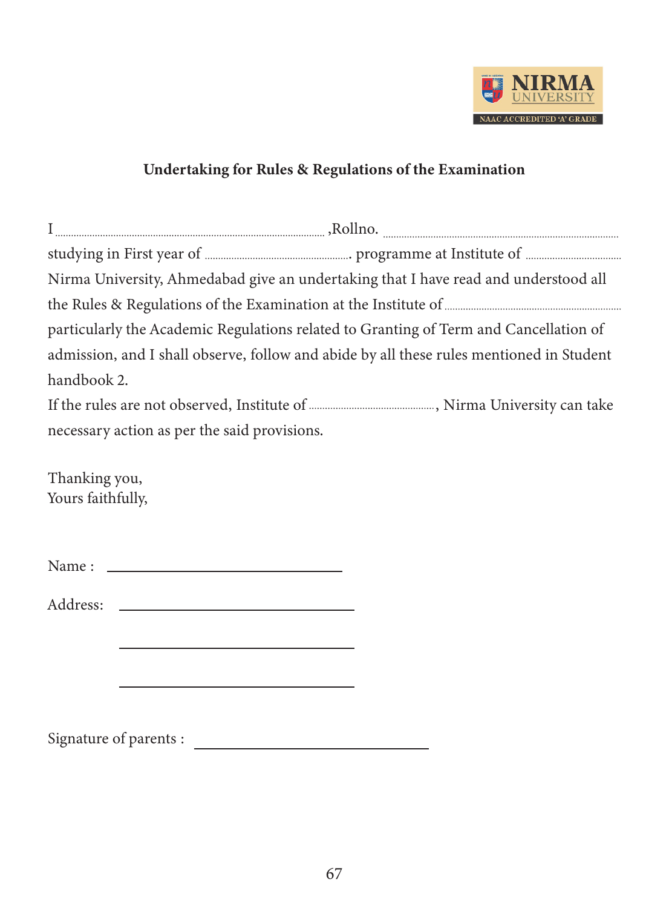NIRMA UNIVERSITY
NAAC ACCREDITED 'A' GRADE

**Undertaking for Rules & Regulations of the Examination**

I ........................................................................................................ ,Rollno. ........................................................................................ studying in First year of ....................................................... programme at Institute of .................................... Nirma University, Ahmedabad give an undertaking that I have read and understood all the Rules & Regulations of the Examination at the Institute of .................................................................... particularly the Academic Regulations related to Granting of Term and Cancellation of admission, and I shall observe, follow and abide by all these rules mentioned in Student handbook 2.

If the rules are not observed, Institute of ................................................, Nirma University can take necessary action as per the said provisions.

Thanking you,
Yours faithfully,

Name : ______________________________

Address: ______________________________

______________________________

______________________________

Signature of parents : ______________________________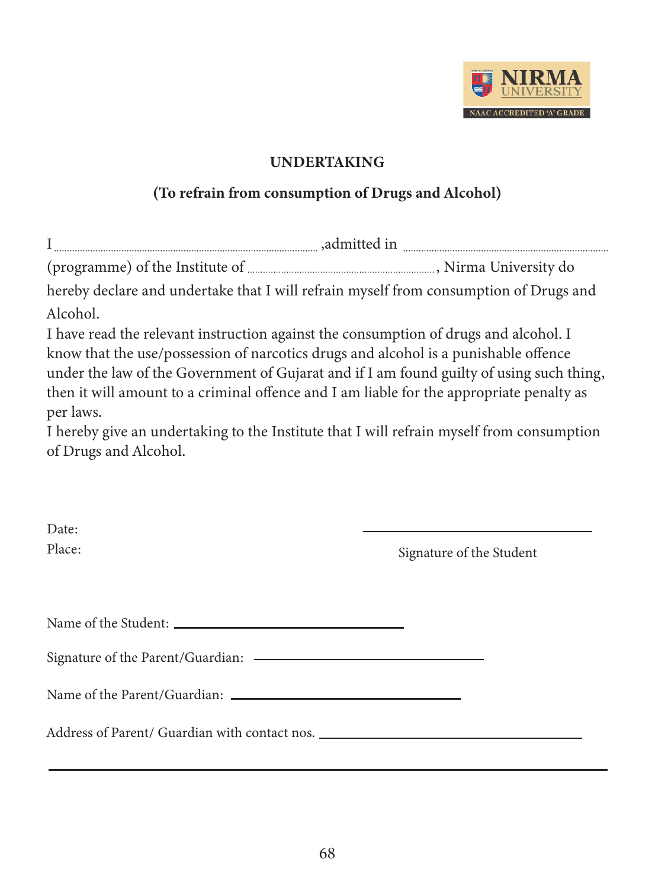NIRMA UNIVERSITY

NAAC ACCREDITED 'A' GRADE

## UNDERTAKING

### (To refrain from consumption of Drugs and Alcohol)

I ........................................................................................ ,admitted in ..........................................................................

(programme) of the Institute of ................................................................, Nirma University do hereby declare and undertake that I will refrain myself from consumption of Drugs and Alcohol.

I have read the relevant instruction against the consumption of drugs and alcohol. I know that the use/possession of narcotics drugs and alcohol is a punishable offence under the law of the Government of Gujarat and if I am found guilty of using such thing, then it will amount to a criminal offence and I am liable for the appropriate penalty as per laws.

I hereby give an undertaking to the Institute that I will refrain myself from consumption of Drugs and Alcohol.

Date: ______________________________

Place: Signature of the Student

Name of the Student: ______________________________

Signature of the Parent/Guardian: ______________________________

Name of the Parent/Guardian: ______________________________

Address of Parent/ Guardian with contact nos. ______________________________

______________________________________________________________________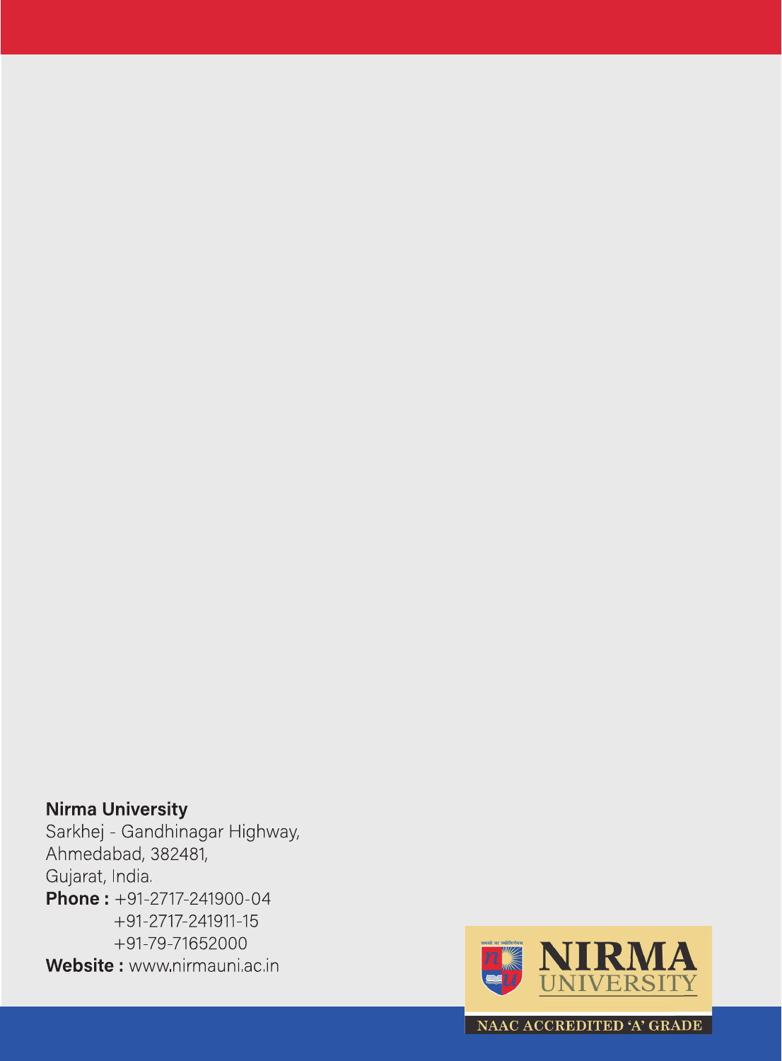**Nirma University**
Sarkhej - Gandhinagar Highway,
Ahmedabad, 382481,
Gujarat, India.
**Phone :** +91-2717-241900-04
+91-2717-241911-15
+91-79-71652000
**Website :** www.nirmauni.ac.in

NIRMA UNIVERSITY

NAAC ACCREDITED 'A' GRADE